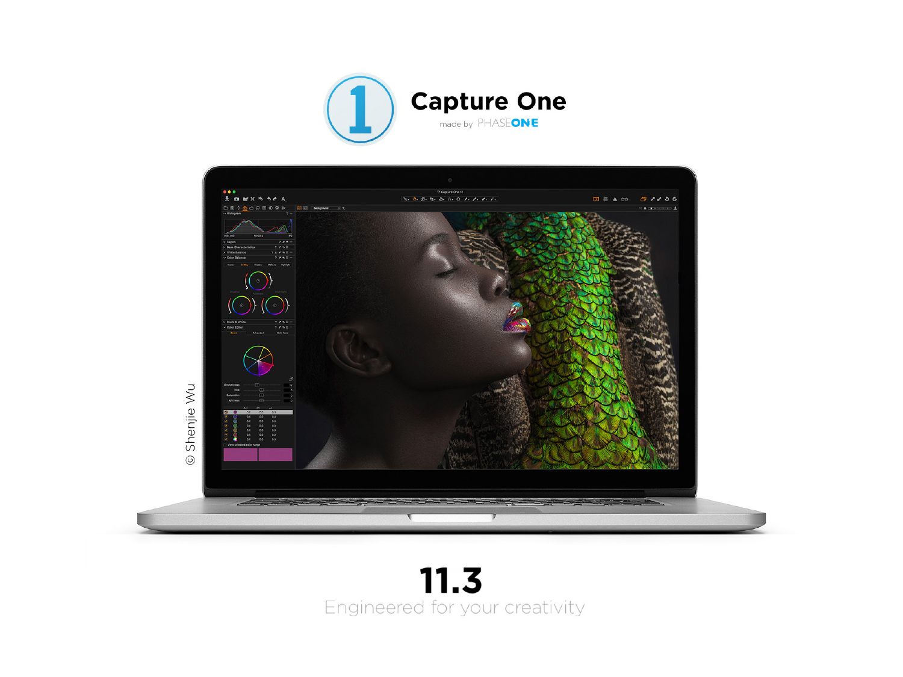# Capture One

made by PHASEONE

© Shenjie Wu

# 11.3

Engineered for your creativity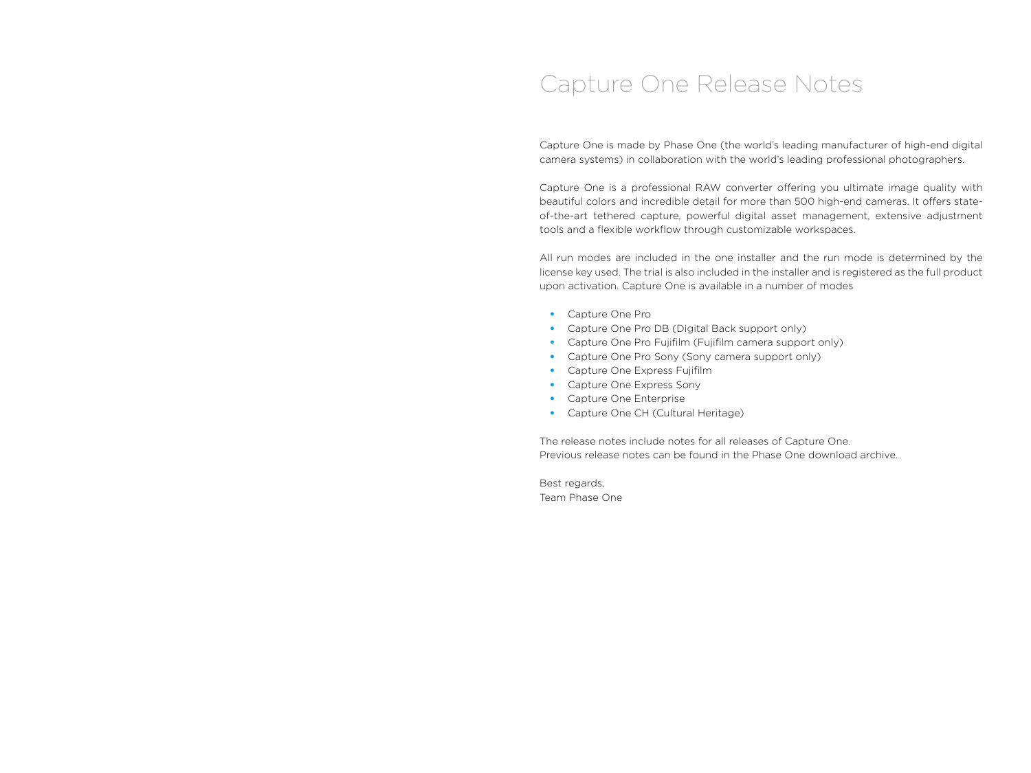# Capture One Release Notes

Capture One is made by Phase One (the world's leading manufacturer of high-end digital camera systems) in collaboration with the world's leading professional photographers.

Capture One is a professional RAW converter offering you ultimate image quality with beautiful colors and incredible detail for more than 500 high-end cameras. It offers state-of-the-art tethered capture, powerful digital asset management, extensive adjustment tools and a flexible workflow through customizable workspaces.

All run modes are included in the one installer and the run mode is determined by the license key used. The trial is also included in the installer and is registered as the full product upon activation. Capture One is available in a number of modes

- Capture One Pro
- Capture One Pro DB (Digital Back support only)
- Capture One Pro Fujifilm (Fujifilm camera support only)
- Capture One Pro Sony (Sony camera support only)
- Capture One Express Fujifilm
- Capture One Express Sony
- Capture One Enterprise
- Capture One CH (Cultural Heritage)

The release notes include notes for all releases of Capture One.
Previous release notes can be found in the Phase One download archive.

Best regards,
Team Phase One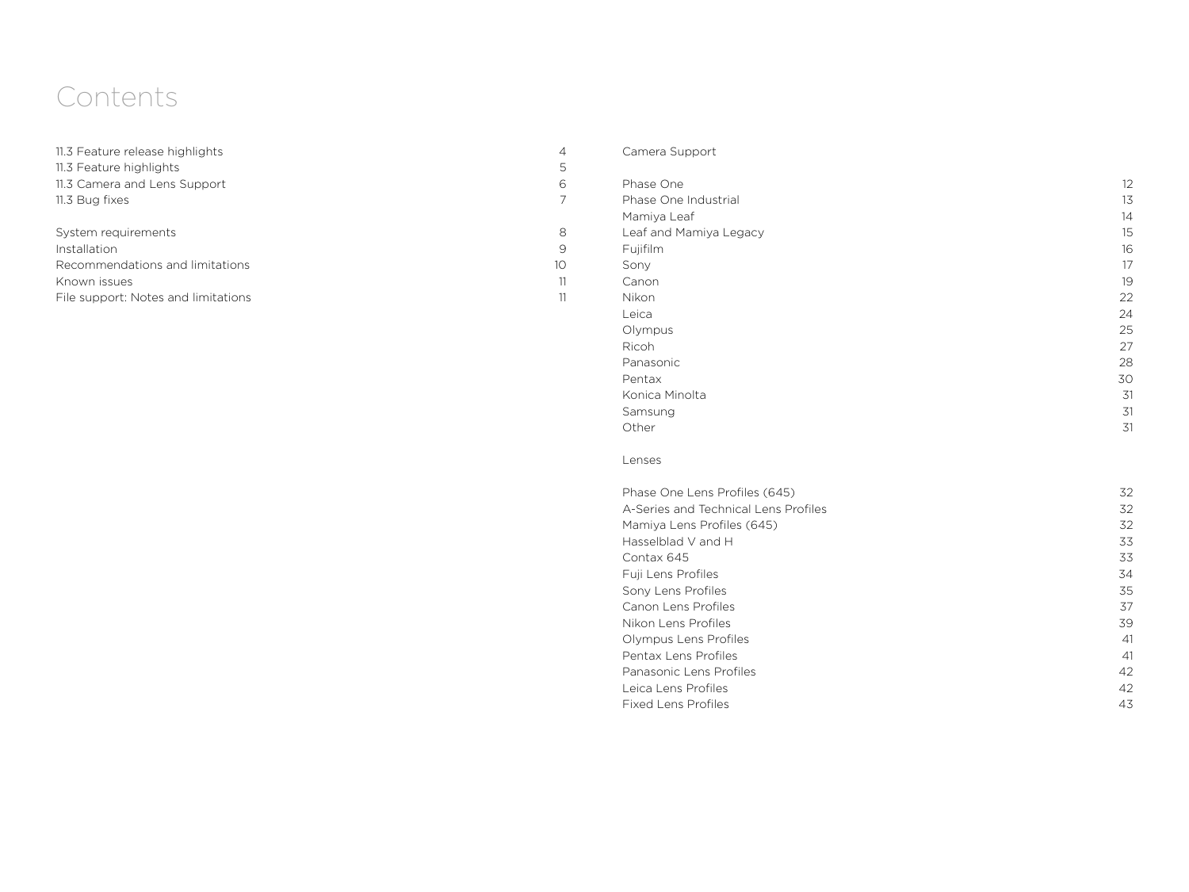# Contents

| | |
|---|---|
| 11.3 Feature release highlights | 4 |
| 11.3 Feature highlights | 5 |
| 11.3 Camera and Lens Support | 6 |
| 11.3 Bug fixes | 7 |
| System requirements | 8 |
| Installation | 9 |
| Recommendations and limitations | 10 |
| Known issues | 11 |
| File support: Notes and limitations | 11 |

Camera Support

| | |
|---|---|
| Phase One | 12 |
| Phase One Industrial | 13 |
| Mamiya Leaf | 14 |
| Leaf and Mamiya Legacy | 15 |
| Fujifilm | 16 |
| Sony | 17 |
| Canon | 19 |
| Nikon | 22 |
| Leica | 24 |
| Olympus | 25 |
| Ricoh | 27 |
| Panasonic | 28 |
| Pentax | 30 |
| Konica Minolta | 31 |
| Samsung | 31 |
| Other | 31 |

Lenses

| | |
|---|---|
| Phase One Lens Profiles (645) | 32 |
| A-Series and Technical Lens Profiles | 32 |
| Mamiya Lens Profiles (645) | 32 |
| Hasselblad V and H | 33 |
| Contax 645 | 33 |
| Fuji Lens Profiles | 34 |
| Sony Lens Profiles | 35 |
| Canon Lens Profiles | 37 |
| Nikon Lens Profiles | 39 |
| Olympus Lens Profiles | 41 |
| Pentax Lens Profiles | 41 |
| Panasonic Lens Profiles | 42 |
| Leica Lens Profiles | 42 |
| Fixed Lens Profiles | 43 |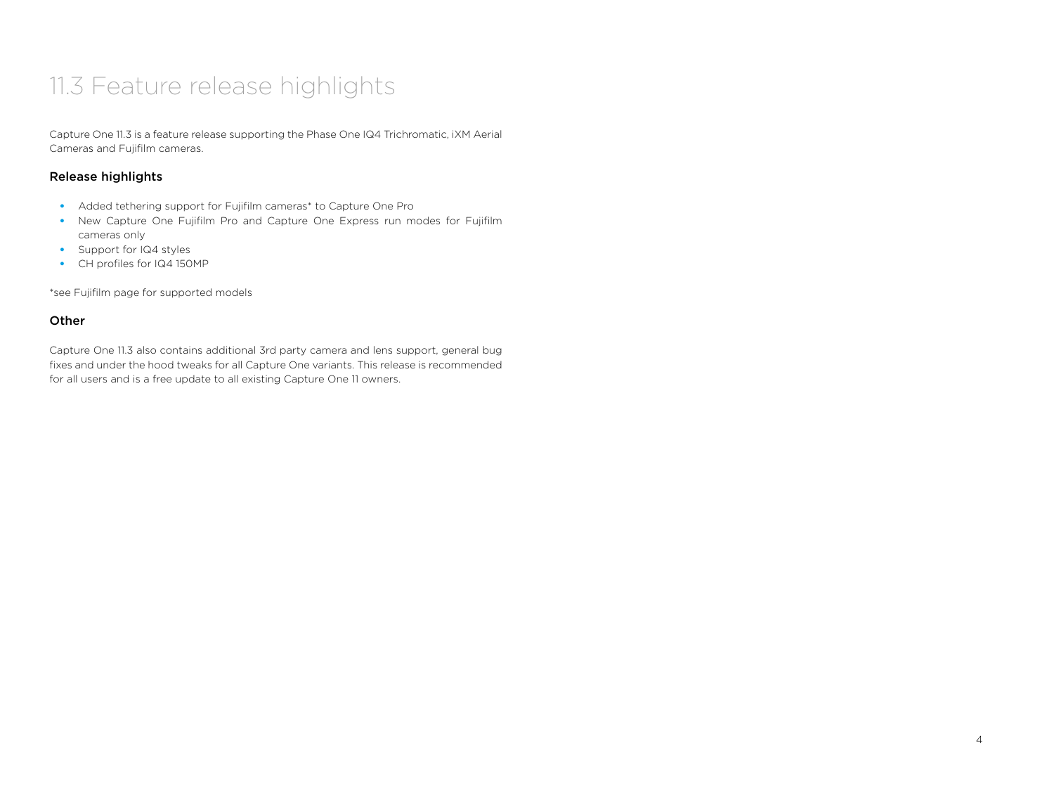# 11.3 Feature release highlights

Capture One 11.3 is a feature release supporting the Phase One IQ4 Trichromatic, iXM Aerial Cameras and Fujifilm cameras.

### Release highlights

- Added tethering support for Fujifilm cameras* to Capture One Pro
- New Capture One Fujifilm Pro and Capture One Express run modes for Fujifilm cameras only
- Support for IQ4 styles
- CH profiles for IQ4 150MP

*see Fujifilm page for supported models

### Other

Capture One 11.3 also contains additional 3rd party camera and lens support, general bug fixes and under the hood tweaks for all Capture One variants. This release is recommended for all users and is a free update to all existing Capture One 11 owners.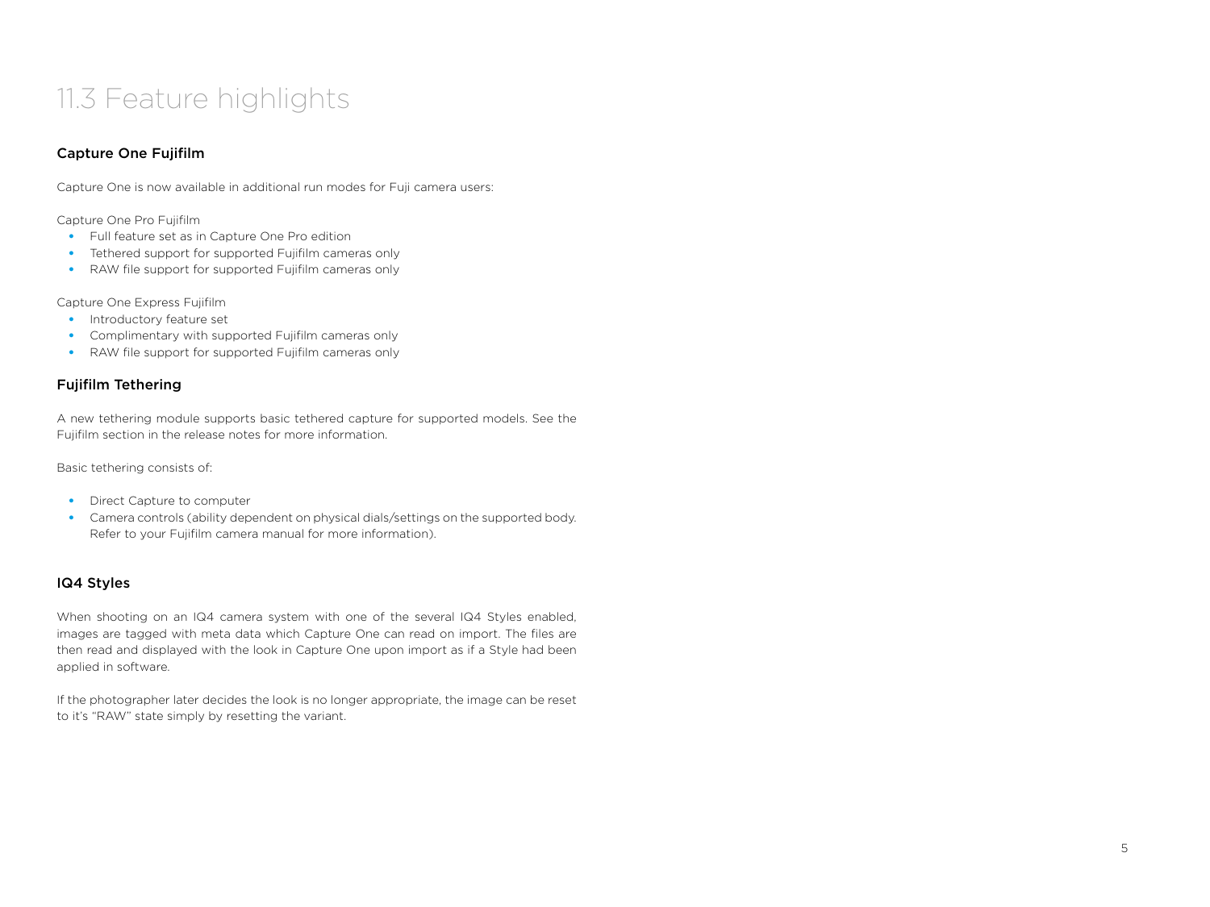# 11.3 Feature highlights

### Capture One Fujifilm

Capture One is now available in additional run modes for Fuji camera users:

Capture One Pro Fujifilm

- Full feature set as in Capture One Pro edition
- Tethered support for supported Fujifilm cameras only
- RAW file support for supported Fujifilm cameras only

Capture One Express Fujifilm

- Introductory feature set
- Complimentary with supported Fujifilm cameras only
- RAW file support for supported Fujifilm cameras only

### Fujifilm Tethering

A new tethering module supports basic tethered capture for supported models. See the Fujifilm section in the release notes for more information.

Basic tethering consists of:

- Direct Capture to computer
- Camera controls (ability dependent on physical dials/settings on the supported body. Refer to your Fujifilm camera manual for more information).

### IQ4 Styles

When shooting on an IQ4 camera system with one of the several IQ4 Styles enabled, images are tagged with meta data which Capture One can read on import. The files are then read and displayed with the look in Capture One upon import as if a Style had been applied in software.

If the photographer later decides the look is no longer appropriate, the image can be reset to it's "RAW" state simply by resetting the variant.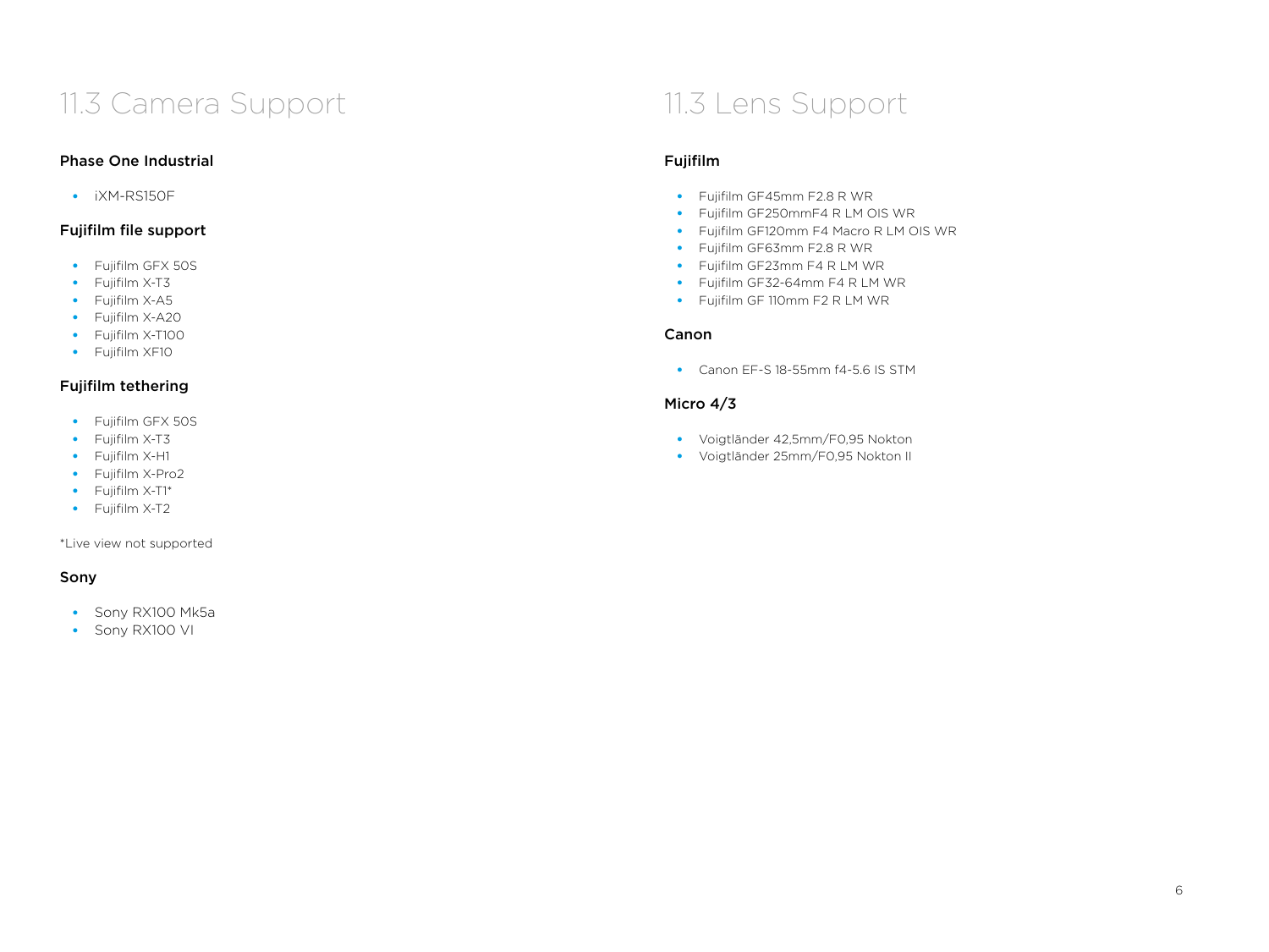# 11.3 Camera Support

### Phase One Industrial

- iXM-RS150F

### Fujifilm file support

- Fujifilm GFX 50S
- Fujifilm X-T3
- Fujifilm X-A5
- Fujifilm X-A20
- Fujifilm X-T100
- Fujifilm XF10

### Fujifilm tethering

- Fujifilm GFX 50S
- Fujifilm X-T3
- Fujifilm X-H1
- Fujifilm X-Pro2
- Fujifilm X-T1*
- Fujifilm X-T2

*Live view not supported

### Sony

- Sony RX100 Mk5a
- Sony RX100 VI

# 11.3 Lens Support

### Fujifilm

- Fujifilm GF45mm F2.8 R WR
- Fujifilm GF250mmF4 R LM OIS WR
- Fujifilm GF120mm F4 Macro R LM OIS WR
- Fujifilm GF63mm F2.8 R WR
- Fujifilm GF23mm F4 R LM WR
- Fujifilm GF32-64mm F4 R LM WR
- Fujifilm GF 110mm F2 R LM WR

### Canon

- Canon EF-S 18-55mm f4-5.6 IS STM

### Micro 4/3

- Voigtländer 42,5mm/F0,95 Nokton
- Voigtländer 25mm/F0,95 Nokton II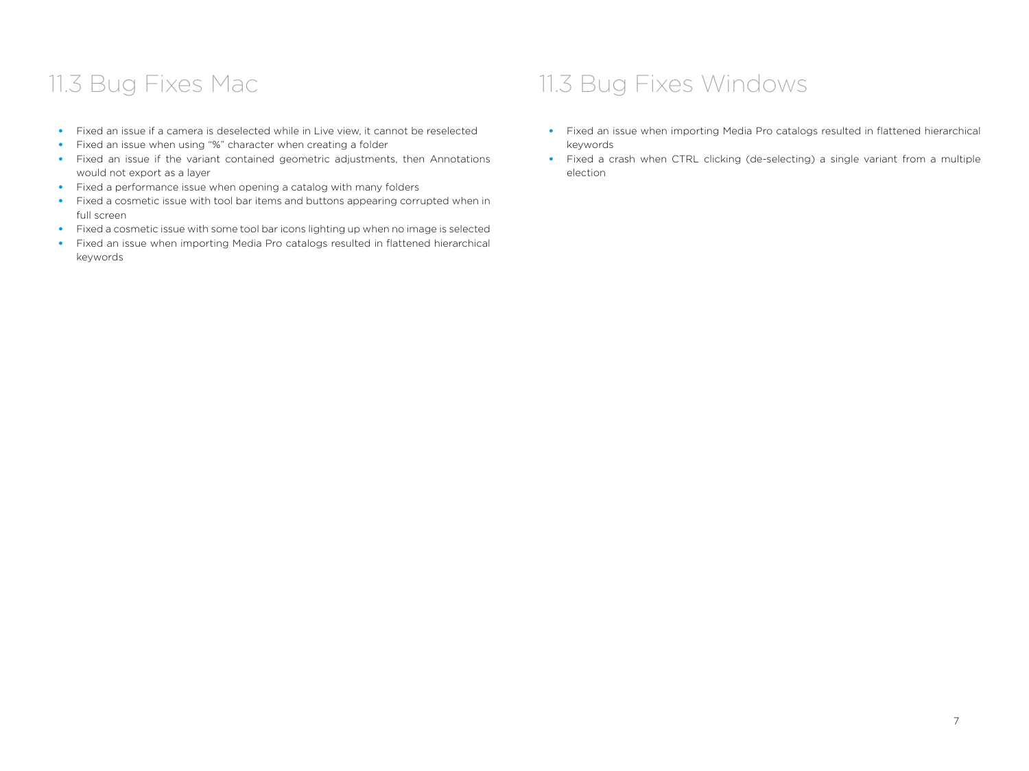## 11.3 Bug Fixes Mac

- Fixed an issue if a camera is deselected while in Live view, it cannot be reselected
- Fixed an issue when using "%" character when creating a folder
- Fixed an issue if the variant contained geometric adjustments, then Annotations would not export as a layer
- Fixed a performance issue when opening a catalog with many folders
- Fixed a cosmetic issue with tool bar items and buttons appearing corrupted when in full screen
- Fixed a cosmetic issue with some tool bar icons lighting up when no image is selected
- Fixed an issue when importing Media Pro catalogs resulted in flattened hierarchical keywords

## 11.3 Bug Fixes Windows

- Fixed an issue when importing Media Pro catalogs resulted in flattened hierarchical keywords
- Fixed a crash when CTRL clicking (de-selecting) a single variant from a multiple election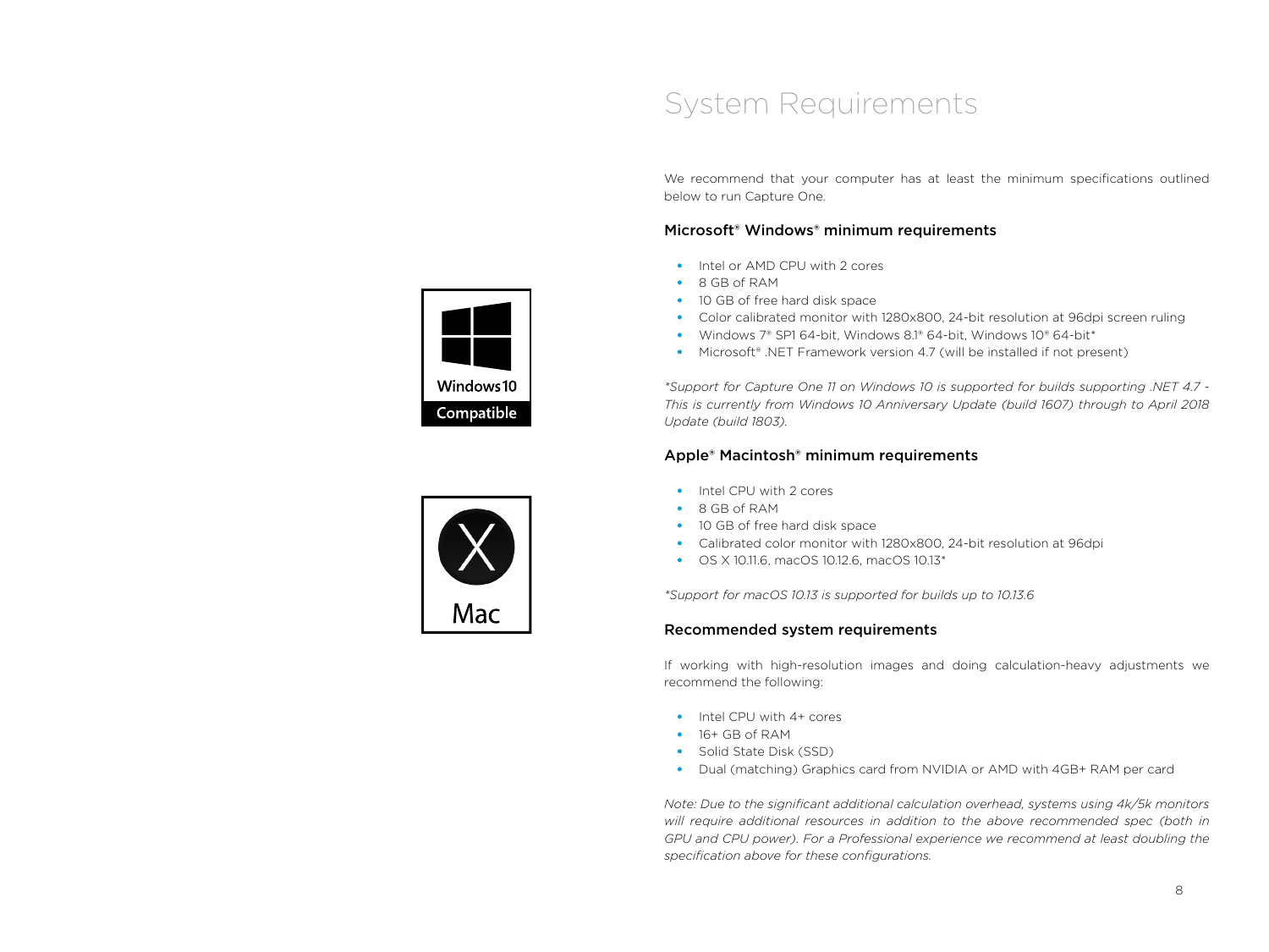# System Requirements

We recommend that your computer has at least the minimum specifications outlined below to run Capture One.

### Microsoft® Windows® minimum requirements

- Intel or AMD CPU with 2 cores
- 8 GB of RAM
- 10 GB of free hard disk space
- Color calibrated monitor with 1280x800, 24-bit resolution at 96dpi screen ruling
- Windows 7® SP1 64-bit, Windows 8.1® 64-bit, Windows 10® 64-bit*
- Microsoft® .NET Framework version 4.7 (will be installed if not present)

*Support for Capture One 11 on Windows 10 is supported for builds supporting .NET 4.7 - This is currently from Windows 10 Anniversary Update (build 1607) through to April 2018 Update (build 1803).*

### Apple® Macintosh® minimum requirements

- Intel CPU with 2 cores
- 8 GB of RAM
- 10 GB of free hard disk space
- Calibrated color monitor with 1280x800, 24-bit resolution at 96dpi
- OS X 10.11.6, macOS 10.12.6, macOS 10.13*

*Support for macOS 10.13 is supported for builds up to 10.13.6*

### Recommended system requirements

If working with high-resolution images and doing calculation-heavy adjustments we recommend the following:

- Intel CPU with 4+ cores
- 16+ GB of RAM
- Solid State Disk (SSD)
- Dual (matching) Graphics card from NVIDIA or AMD with 4GB+ RAM per card

*Note: Due to the significant additional calculation overhead, systems using 4k/5k monitors will require additional resources in addition to the above recommended spec (both in GPU and CPU power). For a Professional experience we recommend at least doubling the specification above for these configurations.*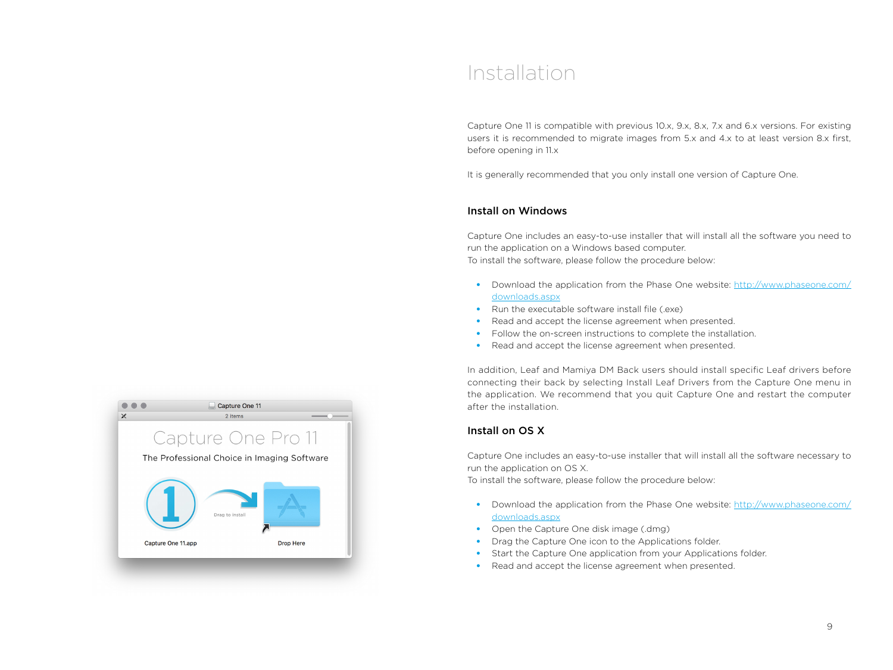# Installation

Capture One 11 is compatible with previous 10.x, 9.x, 8.x, 7.x and 6.x versions. For existing users it is recommended to migrate images from 5.x and 4.x to at least version 8.x first, before opening in 11.x

It is generally recommended that you only install one version of Capture One.

## Install on Windows

Capture One includes an easy-to-use installer that will install all the software you need to run the application on a Windows based computer.
To install the software, please follow the procedure below:

- Download the application from the Phase One website: http://www.phaseone.com/downloads.aspx
- Run the executable software install file (.exe)
- Read and accept the license agreement when presented.
- Follow the on-screen instructions to complete the installation.
- Read and accept the license agreement when presented.

In addition, Leaf and Mamiya DM Back users should install specific Leaf drivers before connecting their back by selecting Install Leaf Drivers from the Capture One menu in the application. We recommend that you quit Capture One and restart the computer after the installation.

## Install on OS X

Capture One includes an easy-to-use installer that will install all the software necessary to run the application on OS X.
To install the software, please follow the procedure below:

- Download the application from the Phase One website: http://www.phaseone.com/downloads.aspx
- Open the Capture One disk image (.dmg)
- Drag the Capture One icon to the Applications folder.
- Start the Capture One application from your Applications folder.
- Read and accept the license agreement when presented.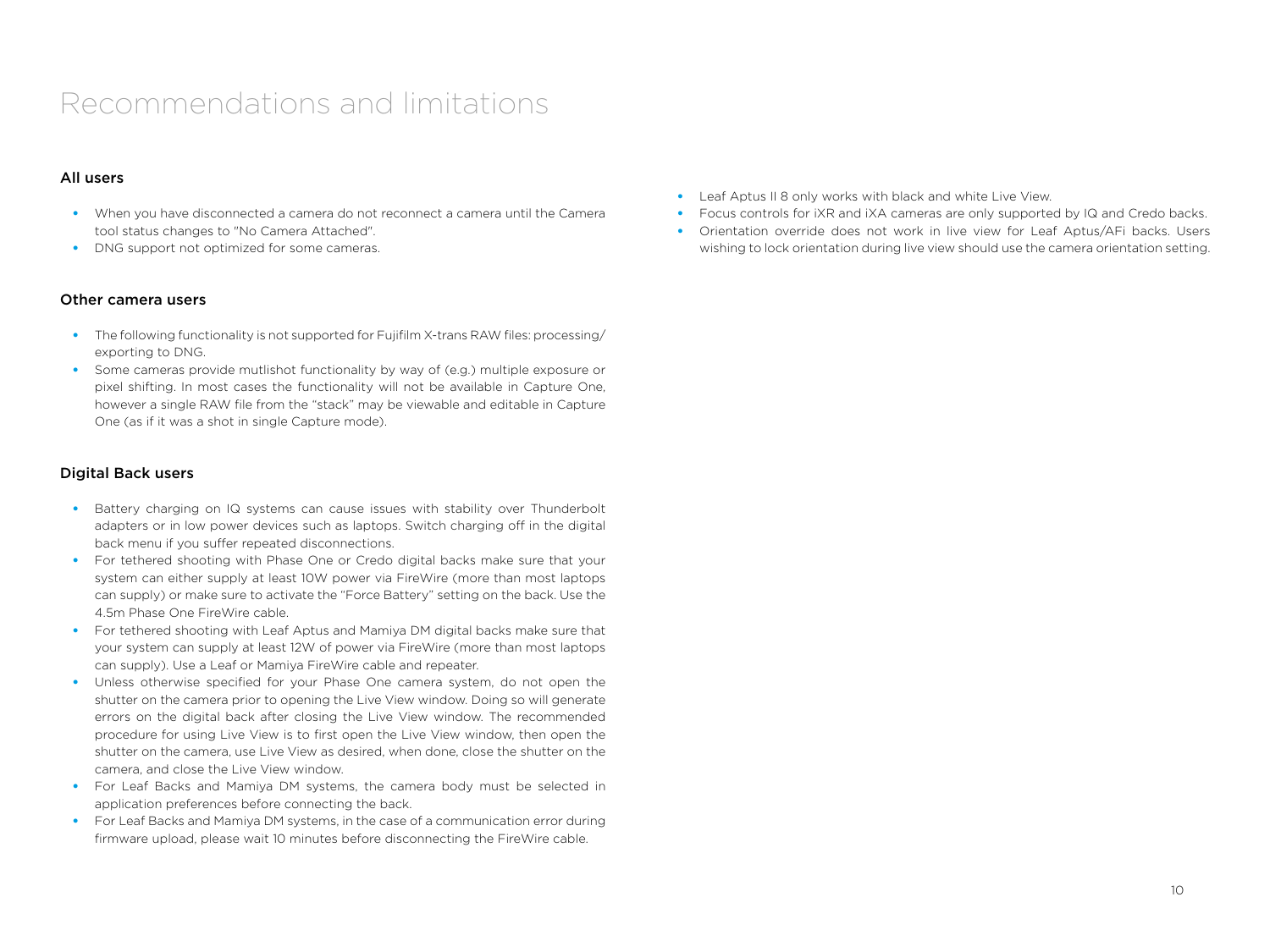# Recommendations and limitations

### All users

- When you have disconnected a camera do not reconnect a camera until the Camera tool status changes to "No Camera Attached".
- DNG support not optimized for some cameras.

### Other camera users

- The following functionality is not supported for Fujifilm X-trans RAW files: processing/exporting to DNG.
- Some cameras provide mutlishot functionality by way of (e.g.) multiple exposure or pixel shifting. In most cases the functionality will not be available in Capture One, however a single RAW file from the “stack” may be viewable and editable in Capture One (as if it was a shot in single Capture mode).

### Digital Back users

- Battery charging on IQ systems can cause issues with stability over Thunderbolt adapters or in low power devices such as laptops. Switch charging off in the digital back menu if you suffer repeated disconnections.
- For tethered shooting with Phase One or Credo digital backs make sure that your system can either supply at least 10W power via FireWire (more than most laptops can supply) or make sure to activate the “Force Battery” setting on the back. Use the 4.5m Phase One FireWire cable.
- For tethered shooting with Leaf Aptus and Mamiya DM digital backs make sure that your system can supply at least 12W of power via FireWire (more than most laptops can supply). Use a Leaf or Mamiya FireWire cable and repeater.
- Unless otherwise specified for your Phase One camera system, do not open the shutter on the camera prior to opening the Live View window. Doing so will generate errors on the digital back after closing the Live View window. The recommended procedure for using Live View is to first open the Live View window, then open the shutter on the camera, use Live View as desired, when done, close the shutter on the camera, and close the Live View window.
- For Leaf Backs and Mamiya DM systems, the camera body must be selected in application preferences before connecting the back.
- For Leaf Backs and Mamiya DM systems, in the case of a communication error during firmware upload, please wait 10 minutes before disconnecting the FireWire cable.
- Leaf Aptus II 8 only works with black and white Live View.
- Focus controls for iXR and iXA cameras are only supported by IQ and Credo backs.
- Orientation override does not work in live view for Leaf Aptus/AFi backs. Users wishing to lock orientation during live view should use the camera orientation setting.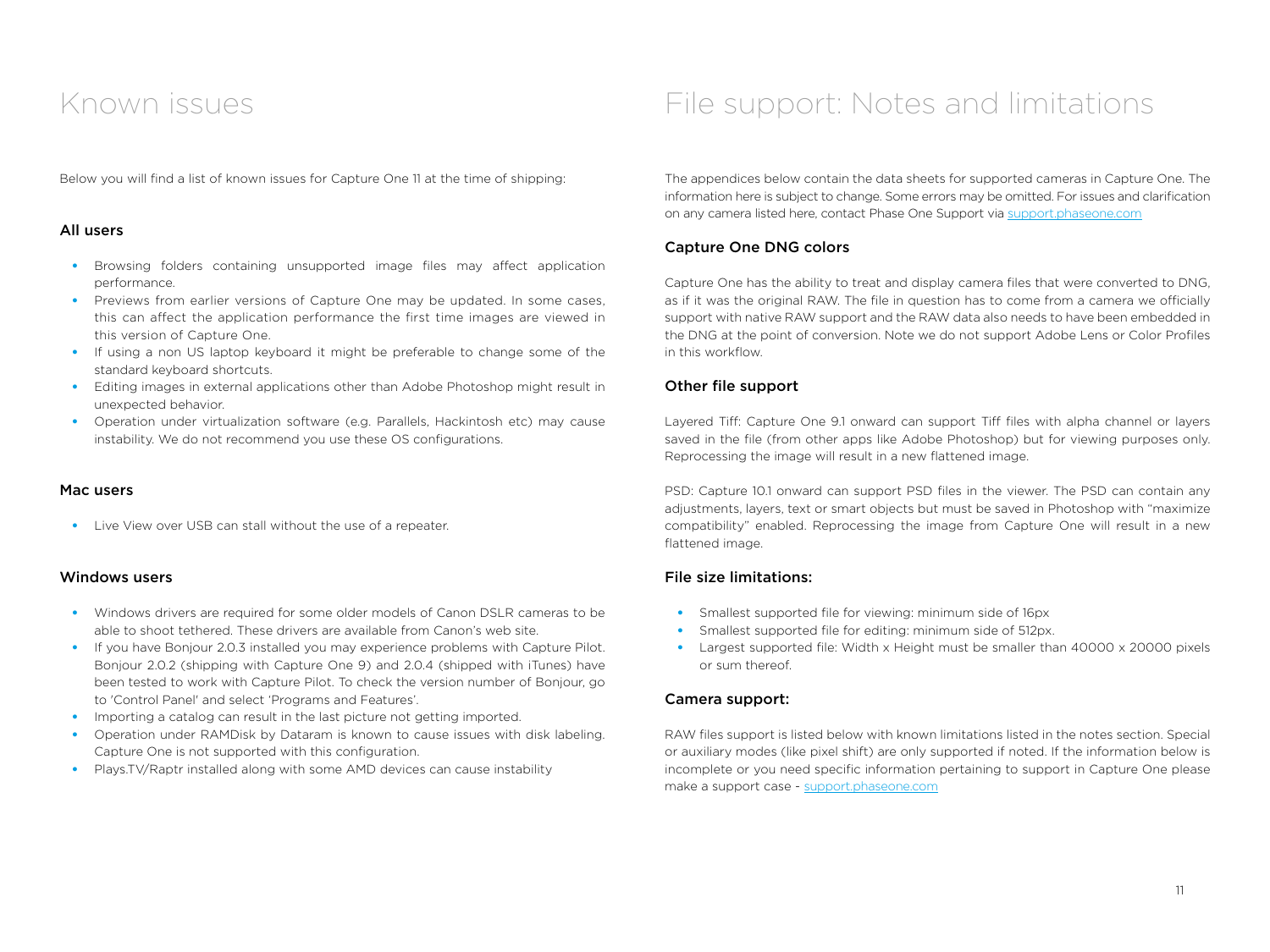# Known issues

Below you will find a list of known issues for Capture One 11 at the time of shipping:

### All users

- Browsing folders containing unsupported image files may affect application performance.
- Previews from earlier versions of Capture One may be updated. In some cases, this can affect the application performance the first time images are viewed in this version of Capture One.
- If using a non US laptop keyboard it might be preferable to change some of the standard keyboard shortcuts.
- Editing images in external applications other than Adobe Photoshop might result in unexpected behavior.
- Operation under virtualization software (e.g. Parallels, Hackintosh etc) may cause instability. We do not recommend you use these OS configurations.

### Mac users

- Live View over USB can stall without the use of a repeater.

### Windows users

- Windows drivers are required for some older models of Canon DSLR cameras to be able to shoot tethered. These drivers are available from Canon's web site.
- If you have Bonjour 2.0.3 installed you may experience problems with Capture Pilot. Bonjour 2.0.2 (shipping with Capture One 9) and 2.0.4 (shipped with iTunes) have been tested to work with Capture Pilot. To check the version number of Bonjour, go to 'Control Panel' and select 'Programs and Features'.
- Importing a catalog can result in the last picture not getting imported.
- Operation under RAMDisk by Dataram is known to cause issues with disk labeling. Capture One is not supported with this configuration.
- Plays.TV/Raptr installed along with some AMD devices can cause instability

# File support: Notes and limitations

The appendices below contain the data sheets for supported cameras in Capture One. The information here is subject to change. Some errors may be omitted. For issues and clarification on any camera listed here, contact Phase One Support via support.phaseone.com

### Capture One DNG colors

Capture One has the ability to treat and display camera files that were converted to DNG, as if it was the original RAW. The file in question has to come from a camera we officially support with native RAW support and the RAW data also needs to have been embedded in the DNG at the point of conversion. Note we do not support Adobe Lens or Color Profiles in this workflow.

### Other file support

Layered Tiff: Capture One 9.1 onward can support Tiff files with alpha channel or layers saved in the file (from other apps like Adobe Photoshop) but for viewing purposes only. Reprocessing the image will result in a new flattened image.

PSD: Capture 10.1 onward can support PSD files in the viewer. The PSD can contain any adjustments, layers, text or smart objects but must be saved in Photoshop with "maximize compatibility" enabled. Reprocessing the image from Capture One will result in a new flattened image.

### File size limitations:

- Smallest supported file for viewing: minimum side of 16px
- Smallest supported file for editing: minimum side of 512px.
- Largest supported file: Width x Height must be smaller than 40000 x 20000 pixels or sum thereof.

### Camera support:

RAW files support is listed below with known limitations listed in the notes section. Special or auxiliary modes (like pixel shift) are only supported if noted. If the information below is incomplete or you need specific information pertaining to support in Capture One please make a support case - support.phaseone.com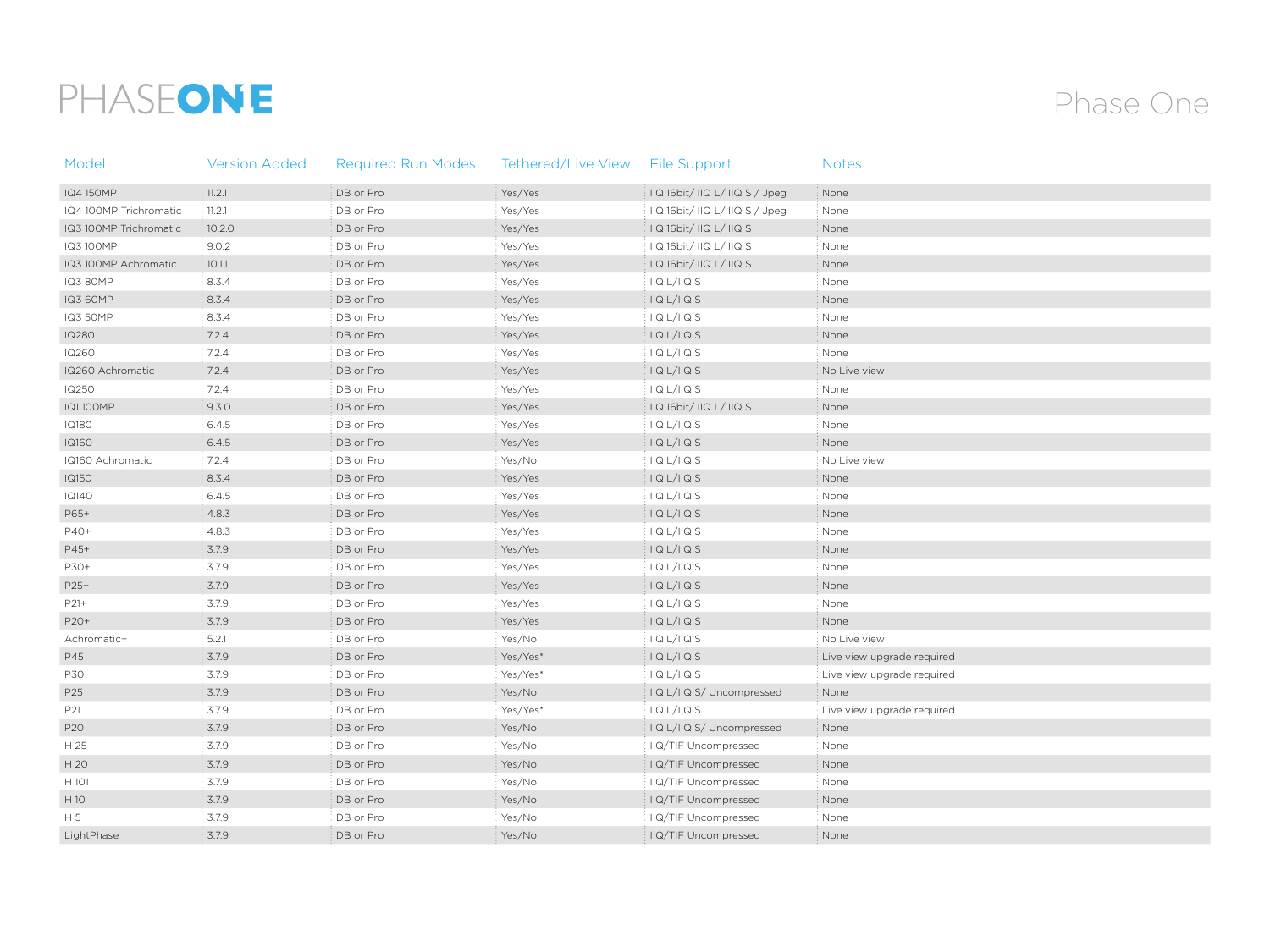# Phase One

| Model | Version Added | Required Run Modes | Tethered/Live View | File Support | Notes |
|---|---|---|---|---|---|
| IQ4 150MP | 11.2.1 | DB or Pro | Yes/Yes | IIQ 16bit/ IIQ L/ IIQ S / Jpeg | None |
| IQ4 100MP Trichromatic | 11.2.1 | DB or Pro | Yes/Yes | IIQ 16bit/ IIQ L/ IIQ S / Jpeg | None |
| IQ3 100MP Trichromatic | 10.2.0 | DB or Pro | Yes/Yes | IIQ 16bit/ IIQ L/ IIQ S | None |
| IQ3 100MP | 9.0.2 | DB or Pro | Yes/Yes | IIQ 16bit/ IIQ L/ IIQ S | None |
| IQ3 100MP Achromatic | 10.1.1 | DB or Pro | Yes/Yes | IIQ 16bit/ IIQ L/ IIQ S | None |
| IQ3 80MP | 8.3.4 | DB or Pro | Yes/Yes | IIQ L/IIQ S | None |
| IQ3 60MP | 8.3.4 | DB or Pro | Yes/Yes | IIQ L/IIQ S | None |
| IQ3 50MP | 8.3.4 | DB or Pro | Yes/Yes | IIQ L/IIQ S | None |
| IQ280 | 7.2.4 | DB or Pro | Yes/Yes | IIQ L/IIQ S | None |
| IQ260 | 7.2.4 | DB or Pro | Yes/Yes | IIQ L/IIQ S | None |
| IQ260 Achromatic | 7.2.4 | DB or Pro | Yes/Yes | IIQ L/IIQ S | No Live view |
| IQ250 | 7.2.4 | DB or Pro | Yes/Yes | IIQ L/IIQ S | None |
| IQ1 100MP | 9.3.0 | DB or Pro | Yes/Yes | IIQ 16bit/ IIQ L/ IIQ S | None |
| IQ180 | 6.4.5 | DB or Pro | Yes/Yes | IIQ L/IIQ S | None |
| IQ160 | 6.4.5 | DB or Pro | Yes/Yes | IIQ L/IIQ S | None |
| IQ160 Achromatic | 7.2.4 | DB or Pro | Yes/No | IIQ L/IIQ S | No Live view |
| IQ150 | 8.3.4 | DB or Pro | Yes/Yes | IIQ L/IIQ S | None |
| IQ140 | 6.4.5 | DB or Pro | Yes/Yes | IIQ L/IIQ S | None |
| P65+ | 4.8.3 | DB or Pro | Yes/Yes | IIQ L/IIQ S | None |
| P40+ | 4.8.3 | DB or Pro | Yes/Yes | IIQ L/IIQ S | None |
| P45+ | 3.7.9 | DB or Pro | Yes/Yes | IIQ L/IIQ S | None |
| P30+ | 3.7.9 | DB or Pro | Yes/Yes | IIQ L/IIQ S | None |
| P25+ | 3.7.9 | DB or Pro | Yes/Yes | IIQ L/IIQ S | None |
| P21+ | 3.7.9 | DB or Pro | Yes/Yes | IIQ L/IIQ S | None |
| P20+ | 3.7.9 | DB or Pro | Yes/Yes | IIQ L/IIQ S | None |
| Achromatic+ | 5.2.1 | DB or Pro | Yes/No | IIQ L/IIQ S | No Live view |
| P45 | 3.7.9 | DB or Pro | Yes/Yes* | IIQ L/IIQ S | Live view upgrade required |
| P30 | 3.7.9 | DB or Pro | Yes/Yes* | IIQ L/IIQ S | Live view upgrade required |
| P25 | 3.7.9 | DB or Pro | Yes/No | IIQ L/IIQ S/ Uncompressed | None |
| P21 | 3.7.9 | DB or Pro | Yes/Yes* | IIQ L/IIQ S | Live view upgrade required |
| P20 | 3.7.9 | DB or Pro | Yes/No | IIQ L/IIQ S/ Uncompressed | None |
| H 25 | 3.7.9 | DB or Pro | Yes/No | IIQ/TIF Uncompressed | None |
| H 20 | 3.7.9 | DB or Pro | Yes/No | IIQ/TIF Uncompressed | None |
| H 101 | 3.7.9 | DB or Pro | Yes/No | IIQ/TIF Uncompressed | None |
| H 10 | 3.7.9 | DB or Pro | Yes/No | IIQ/TIF Uncompressed | None |
| H 5 | 3.7.9 | DB or Pro | Yes/No | IIQ/TIF Uncompressed | None |
| LightPhase | 3.7.9 | DB or Pro | Yes/No | IIQ/TIF Uncompressed | None |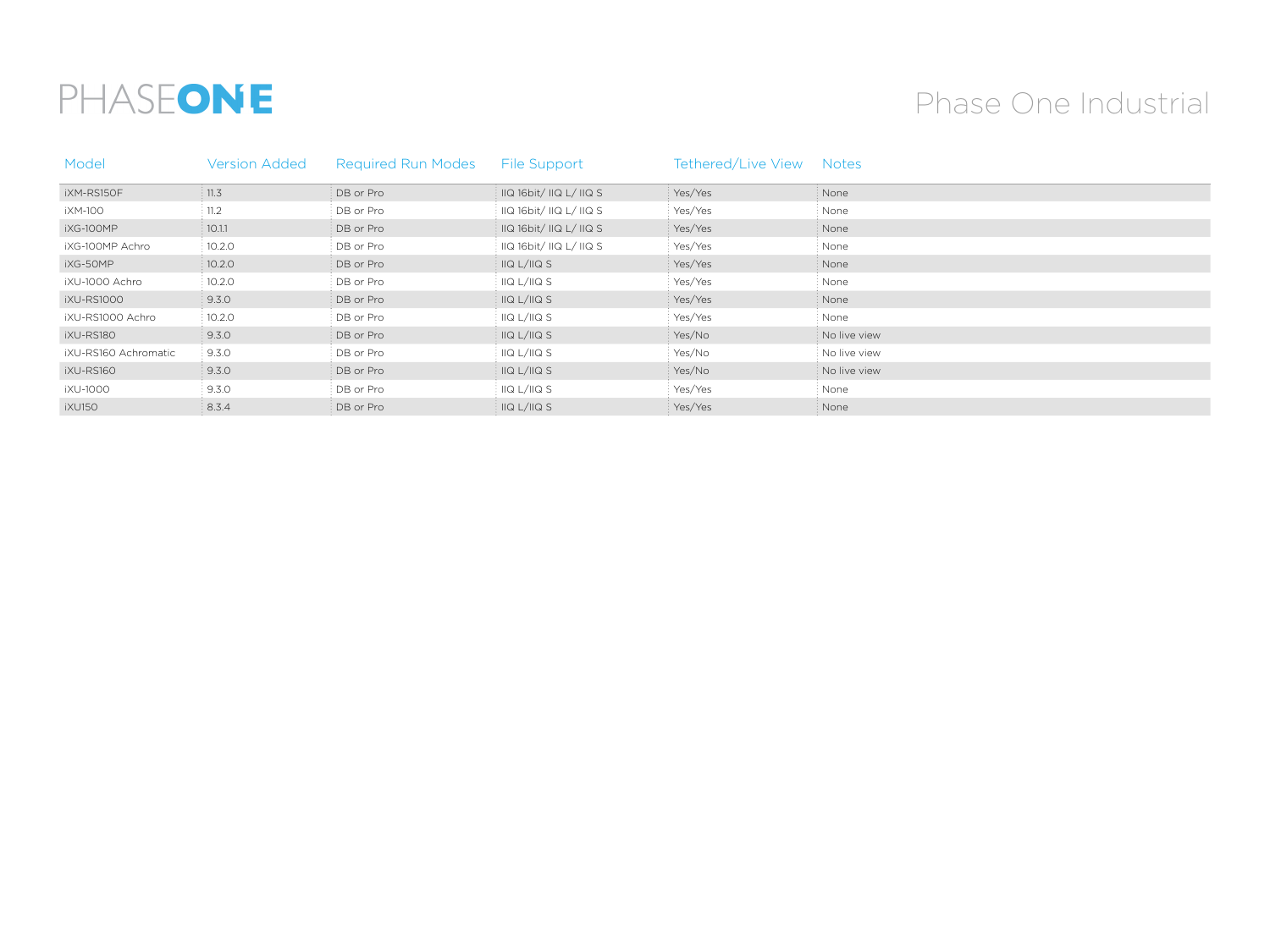# Phase One Industrial

| Model | Version Added | Required Run Modes | File Support | Tethered/Live View | Notes |
|---|---|---|---|---|---|
| iXM-RS150F | 11.3 | DB or Pro | IIQ 16bit/ IIQ L/ IIQ S | Yes/Yes | None |
| iXM-100 | 11.2 | DB or Pro | IIQ 16bit/ IIQ L/ IIQ S | Yes/Yes | None |
| iXG-100MP | 10.1.1 | DB or Pro | IIQ 16bit/ IIQ L/ IIQ S | Yes/Yes | None |
| iXG-100MP Achro | 10.2.0 | DB or Pro | IIQ 16bit/ IIQ L/ IIQ S | Yes/Yes | None |
| iXG-50MP | 10.2.0 | DB or Pro | IIQ L/IIQ S | Yes/Yes | None |
| iXU-1000 Achro | 10.2.0 | DB or Pro | IIQ L/IIQ S | Yes/Yes | None |
| iXU-RS1000 | 9.3.0 | DB or Pro | IIQ L/IIQ S | Yes/Yes | None |
| iXU-RS1000 Achro | 10.2.0 | DB or Pro | IIQ L/IIQ S | Yes/Yes | None |
| iXU-RS180 | 9.3.0 | DB or Pro | IIQ L/IIQ S | Yes/No | No live view |
| iXU-RS160 Achromatic | 9.3.0 | DB or Pro | IIQ L/IIQ S | Yes/No | No live view |
| iXU-RS160 | 9.3.0 | DB or Pro | IIQ L/IIQ S | Yes/No | No live view |
| iXU-1000 | 9.3.0 | DB or Pro | IIQ L/IIQ S | Yes/Yes | None |
| iXU150 | 8.3.4 | DB or Pro | IIQ L/IIQ S | Yes/Yes | None |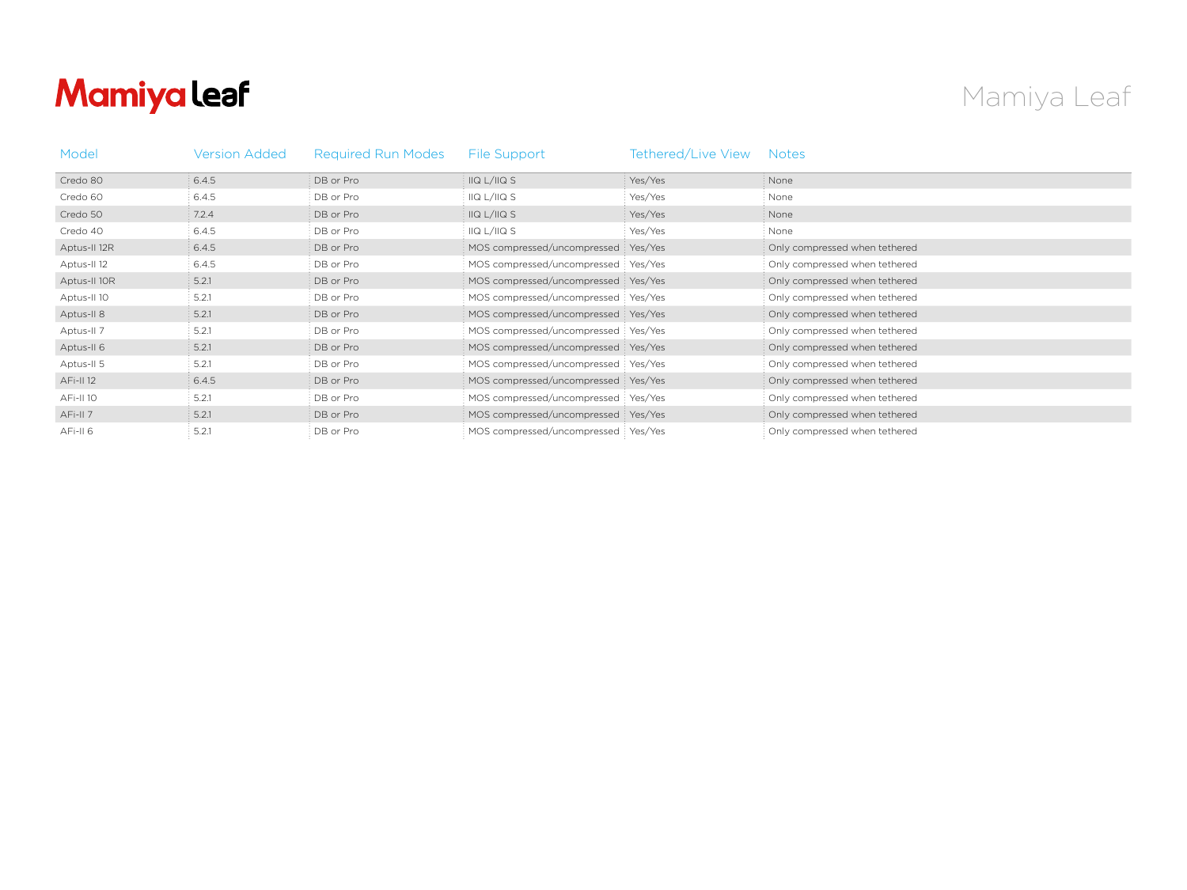# Mamiya Leaf

| Model | Version Added | Required Run Modes | File Support | Tethered/Live View | Notes |
|---|---|---|---|---|---|
| Credo 80 | 6.4.5 | DB or Pro | IIQ L/IIQ S | Yes/Yes | None |
| Credo 60 | 6.4.5 | DB or Pro | IIQ L/IIQ S | Yes/Yes | None |
| Credo 50 | 7.2.4 | DB or Pro | IIQ L/IIQ S | Yes/Yes | None |
| Credo 40 | 6.4.5 | DB or Pro | IIQ L/IIQ S | Yes/Yes | None |
| Aptus-II 12R | 6.4.5 | DB or Pro | MOS compressed/uncompressed | Yes/Yes | Only compressed when tethered |
| Aptus-II 12 | 6.4.5 | DB or Pro | MOS compressed/uncompressed | Yes/Yes | Only compressed when tethered |
| Aptus-II 10R | 5.2.1 | DB or Pro | MOS compressed/uncompressed | Yes/Yes | Only compressed when tethered |
| Aptus-II 10 | 5.2.1 | DB or Pro | MOS compressed/uncompressed | Yes/Yes | Only compressed when tethered |
| Aptus-II 8 | 5.2.1 | DB or Pro | MOS compressed/uncompressed | Yes/Yes | Only compressed when tethered |
| Aptus-II 7 | 5.2.1 | DB or Pro | MOS compressed/uncompressed | Yes/Yes | Only compressed when tethered |
| Aptus-II 6 | 5.2.1 | DB or Pro | MOS compressed/uncompressed | Yes/Yes | Only compressed when tethered |
| Aptus-II 5 | 5.2.1 | DB or Pro | MOS compressed/uncompressed | Yes/Yes | Only compressed when tethered |
| AFi-II 12 | 6.4.5 | DB or Pro | MOS compressed/uncompressed | Yes/Yes | Only compressed when tethered |
| AFi-II 10 | 5.2.1 | DB or Pro | MOS compressed/uncompressed | Yes/Yes | Only compressed when tethered |
| AFi-II 7 | 5.2.1 | DB or Pro | MOS compressed/uncompressed | Yes/Yes | Only compressed when tethered |
| AFi-II 6 | 5.2.1 | DB or Pro | MOS compressed/uncompressed | Yes/Yes | Only compressed when tethered |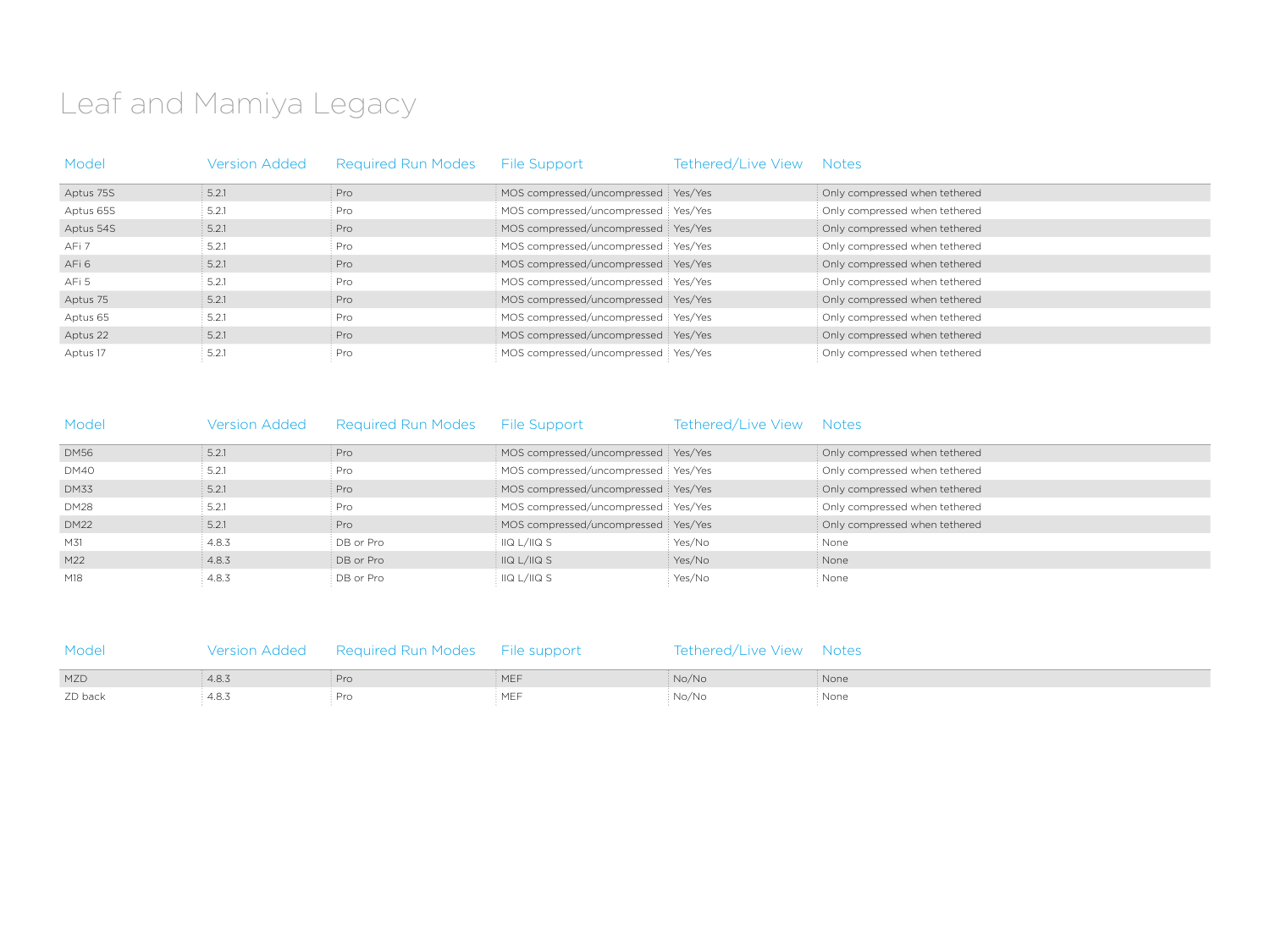# Leaf and Mamiya Legacy

| Model | Version Added | Required Run Modes | File Support | Tethered/Live View | Notes |
|---|---|---|---|---|---|
| Aptus 75S | 5.2.1 | Pro | MOS compressed/uncompressed | Yes/Yes | Only compressed when tethered |
| Aptus 65S | 5.2.1 | Pro | MOS compressed/uncompressed | Yes/Yes | Only compressed when tethered |
| Aptus 54S | 5.2.1 | Pro | MOS compressed/uncompressed | Yes/Yes | Only compressed when tethered |
| AFi 7 | 5.2.1 | Pro | MOS compressed/uncompressed | Yes/Yes | Only compressed when tethered |
| AFi 6 | 5.2.1 | Pro | MOS compressed/uncompressed | Yes/Yes | Only compressed when tethered |
| AFi 5 | 5.2.1 | Pro | MOS compressed/uncompressed | Yes/Yes | Only compressed when tethered |
| Aptus 75 | 5.2.1 | Pro | MOS compressed/uncompressed | Yes/Yes | Only compressed when tethered |
| Aptus 65 | 5.2.1 | Pro | MOS compressed/uncompressed | Yes/Yes | Only compressed when tethered |
| Aptus 22 | 5.2.1 | Pro | MOS compressed/uncompressed | Yes/Yes | Only compressed when tethered |
| Aptus 17 | 5.2.1 | Pro | MOS compressed/uncompressed | Yes/Yes | Only compressed when tethered |

| Model | Version Added | Required Run Modes | File Support | Tethered/Live View | Notes |
|---|---|---|---|---|---|
| DM56 | 5.2.1 | Pro | MOS compressed/uncompressed | Yes/Yes | Only compressed when tethered |
| DM40 | 5.2.1 | Pro | MOS compressed/uncompressed | Yes/Yes | Only compressed when tethered |
| DM33 | 5.2.1 | Pro | MOS compressed/uncompressed | Yes/Yes | Only compressed when tethered |
| DM28 | 5.2.1 | Pro | MOS compressed/uncompressed | Yes/Yes | Only compressed when tethered |
| DM22 | 5.2.1 | Pro | MOS compressed/uncompressed | Yes/Yes | Only compressed when tethered |
| M31 | 4.8.3 | DB or Pro | IIQ L/IIQ S | Yes/No | None |
| M22 | 4.8.3 | DB or Pro | IIQ L/IIQ S | Yes/No | None |
| M18 | 4.8.3 | DB or Pro | IIQ L/IIQ S | Yes/No | None |

| Model | Version Added | Required Run Modes | File support | Tethered/Live View | Notes |
|---|---|---|---|---|---|
| MZD | 4.8.3 | Pro | MEF | No/No | None |
| ZD back | 4.8.3 | Pro | MEF | No/No | None |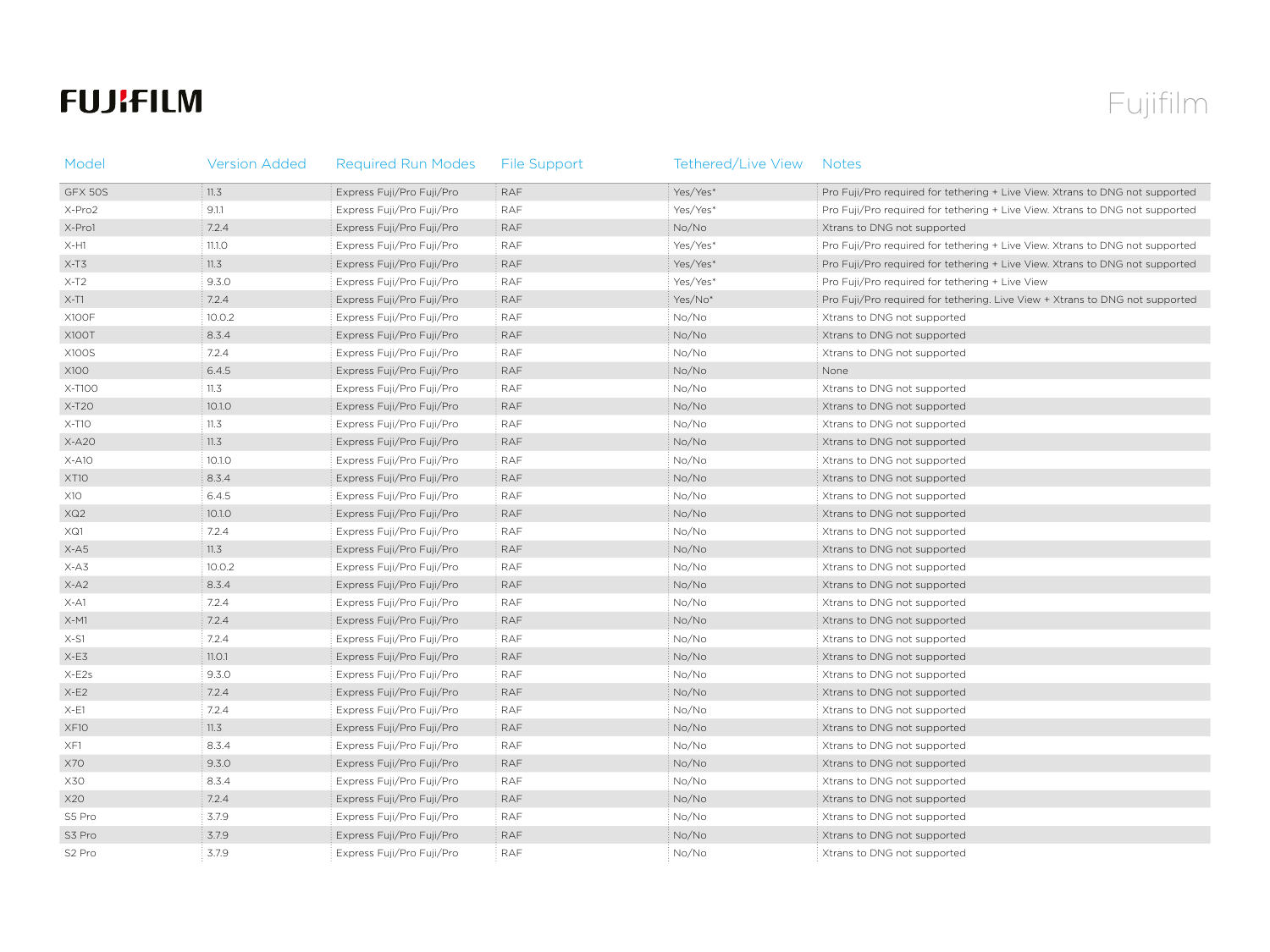# Fujifilm

| Model | Version Added | Required Run Modes | File Support | Tethered/Live View | Notes |
|---|---|---|---|---|---|
| GFX 50S | 11.3 | Express Fuji/Pro Fuji/Pro | RAF | Yes/Yes* | Pro Fuji/Pro required for tethering + Live View. Xtrans to DNG not supported |
| X-Pro2 | 9.1.1 | Express Fuji/Pro Fuji/Pro | RAF | Yes/Yes* | Pro Fuji/Pro required for tethering + Live View. Xtrans to DNG not supported |
| X-Pro1 | 7.2.4 | Express Fuji/Pro Fuji/Pro | RAF | No/No | Xtrans to DNG not supported |
| X-H1 | 11.1.0 | Express Fuji/Pro Fuji/Pro | RAF | Yes/Yes* | Pro Fuji/Pro required for tethering + Live View. Xtrans to DNG not supported |
| X-T3 | 11.3 | Express Fuji/Pro Fuji/Pro | RAF | Yes/Yes* | Pro Fuji/Pro required for tethering + Live View. Xtrans to DNG not supported |
| X-T2 | 9.3.0 | Express Fuji/Pro Fuji/Pro | RAF | Yes/Yes* | Pro Fuji/Pro required for tethering + Live View |
| X-T1 | 7.2.4 | Express Fuji/Pro Fuji/Pro | RAF | Yes/No* | Pro Fuji/Pro required for tethering. Live View + Xtrans to DNG not supported |
| X100F | 10.0.2 | Express Fuji/Pro Fuji/Pro | RAF | No/No | Xtrans to DNG not supported |
| X100T | 8.3.4 | Express Fuji/Pro Fuji/Pro | RAF | No/No | Xtrans to DNG not supported |
| X100S | 7.2.4 | Express Fuji/Pro Fuji/Pro | RAF | No/No | Xtrans to DNG not supported |
| X100 | 6.4.5 | Express Fuji/Pro Fuji/Pro | RAF | No/No | None |
| X-T100 | 11.3 | Express Fuji/Pro Fuji/Pro | RAF | No/No | Xtrans to DNG not supported |
| X-T20 | 10.1.0 | Express Fuji/Pro Fuji/Pro | RAF | No/No | Xtrans to DNG not supported |
| X-T10 | 11.3 | Express Fuji/Pro Fuji/Pro | RAF | No/No | Xtrans to DNG not supported |
| X-A20 | 11.3 | Express Fuji/Pro Fuji/Pro | RAF | No/No | Xtrans to DNG not supported |
| X-A10 | 10.1.0 | Express Fuji/Pro Fuji/Pro | RAF | No/No | Xtrans to DNG not supported |
| XT10 | 8.3.4 | Express Fuji/Pro Fuji/Pro | RAF | No/No | Xtrans to DNG not supported |
| X10 | 6.4.5 | Express Fuji/Pro Fuji/Pro | RAF | No/No | Xtrans to DNG not supported |
| XQ2 | 10.1.0 | Express Fuji/Pro Fuji/Pro | RAF | No/No | Xtrans to DNG not supported |
| XQ1 | 7.2.4 | Express Fuji/Pro Fuji/Pro | RAF | No/No | Xtrans to DNG not supported |
| X-A5 | 11.3 | Express Fuji/Pro Fuji/Pro | RAF | No/No | Xtrans to DNG not supported |
| X-A3 | 10.0.2 | Express Fuji/Pro Fuji/Pro | RAF | No/No | Xtrans to DNG not supported |
| X-A2 | 8.3.4 | Express Fuji/Pro Fuji/Pro | RAF | No/No | Xtrans to DNG not supported |
| X-A1 | 7.2.4 | Express Fuji/Pro Fuji/Pro | RAF | No/No | Xtrans to DNG not supported |
| X-M1 | 7.2.4 | Express Fuji/Pro Fuji/Pro | RAF | No/No | Xtrans to DNG not supported |
| X-S1 | 7.2.4 | Express Fuji/Pro Fuji/Pro | RAF | No/No | Xtrans to DNG not supported |
| X-E3 | 11.0.1 | Express Fuji/Pro Fuji/Pro | RAF | No/No | Xtrans to DNG not supported |
| X-E2s | 9.3.0 | Express Fuji/Pro Fuji/Pro | RAF | No/No | Xtrans to DNG not supported |
| X-E2 | 7.2.4 | Express Fuji/Pro Fuji/Pro | RAF | No/No | Xtrans to DNG not supported |
| X-E1 | 7.2.4 | Express Fuji/Pro Fuji/Pro | RAF | No/No | Xtrans to DNG not supported |
| XF10 | 11.3 | Express Fuji/Pro Fuji/Pro | RAF | No/No | Xtrans to DNG not supported |
| XF1 | 8.3.4 | Express Fuji/Pro Fuji/Pro | RAF | No/No | Xtrans to DNG not supported |
| X70 | 9.3.0 | Express Fuji/Pro Fuji/Pro | RAF | No/No | Xtrans to DNG not supported |
| X30 | 8.3.4 | Express Fuji/Pro Fuji/Pro | RAF | No/No | Xtrans to DNG not supported |
| X20 | 7.2.4 | Express Fuji/Pro Fuji/Pro | RAF | No/No | Xtrans to DNG not supported |
| S5 Pro | 3.7.9 | Express Fuji/Pro Fuji/Pro | RAF | No/No | Xtrans to DNG not supported |
| S3 Pro | 3.7.9 | Express Fuji/Pro Fuji/Pro | RAF | No/No | Xtrans to DNG not supported |
| S2 Pro | 3.7.9 | Express Fuji/Pro Fuji/Pro | RAF | No/No | Xtrans to DNG not supported |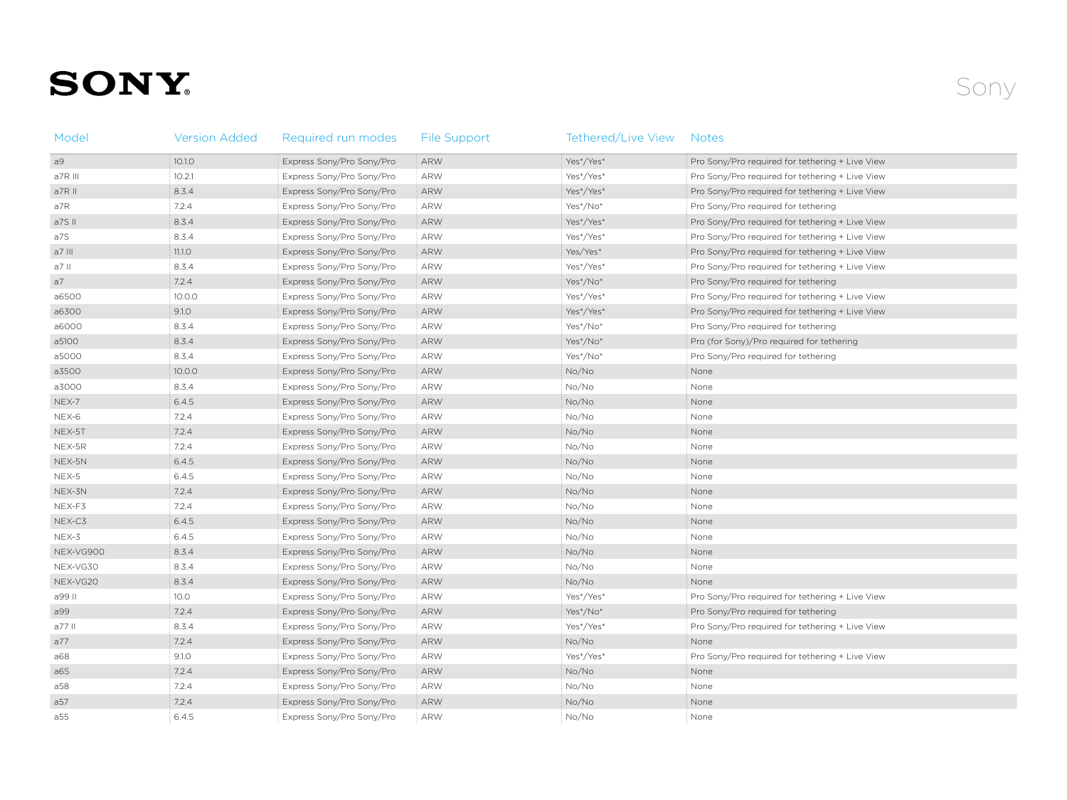# SONY

Sony

| Model | Version Added | Required run modes | File Support | Tethered/Live View | Notes |
|---|---|---|---|---|---|
| a9 | 10.1.0 | Express Sony/Pro Sony/Pro | ARW | Yes*/Yes* | Pro Sony/Pro required for tethering + Live View |
| a7R III | 10.2.1 | Express Sony/Pro Sony/Pro | ARW | Yes*/Yes* | Pro Sony/Pro required for tethering + Live View |
| a7R II | 8.3.4 | Express Sony/Pro Sony/Pro | ARW | Yes*/Yes* | Pro Sony/Pro required for tethering + Live View |
| a7R | 7.2.4 | Express Sony/Pro Sony/Pro | ARW | Yes*/No* | Pro Sony/Pro required for tethering |
| a7S II | 8.3.4 | Express Sony/Pro Sony/Pro | ARW | Yes*/Yes* | Pro Sony/Pro required for tethering + Live View |
| a7S | 8.3.4 | Express Sony/Pro Sony/Pro | ARW | Yes*/Yes* | Pro Sony/Pro required for tethering + Live View |
| a7 III | 11.1.0 | Express Sony/Pro Sony/Pro | ARW | Yes/Yes* | Pro Sony/Pro required for tethering + Live View |
| a7 II | 8.3.4 | Express Sony/Pro Sony/Pro | ARW | Yes*/Yes* | Pro Sony/Pro required for tethering + Live View |
| a7 | 7.2.4 | Express Sony/Pro Sony/Pro | ARW | Yes*/No* | Pro Sony/Pro required for tethering |
| a6500 | 10.0.0 | Express Sony/Pro Sony/Pro | ARW | Yes*/Yes* | Pro Sony/Pro required for tethering + Live View |
| a6300 | 9.1.0 | Express Sony/Pro Sony/Pro | ARW | Yes*/Yes* | Pro Sony/Pro required for tethering + Live View |
| a6000 | 8.3.4 | Express Sony/Pro Sony/Pro | ARW | Yes*/No* | Pro Sony/Pro required for tethering |
| a5100 | 8.3.4 | Express Sony/Pro Sony/Pro | ARW | Yes*/No* | Pro (for Sony)/Pro required for tethering |
| a5000 | 8.3.4 | Express Sony/Pro Sony/Pro | ARW | Yes*/No* | Pro Sony/Pro required for tethering |
| a3500 | 10.0.0 | Express Sony/Pro Sony/Pro | ARW | No/No | None |
| a3000 | 8.3.4 | Express Sony/Pro Sony/Pro | ARW | No/No | None |
| NEX-7 | 6.4.5 | Express Sony/Pro Sony/Pro | ARW | No/No | None |
| NEX-6 | 7.2.4 | Express Sony/Pro Sony/Pro | ARW | No/No | None |
| NEX-5T | 7.2.4 | Express Sony/Pro Sony/Pro | ARW | No/No | None |
| NEX-5R | 7.2.4 | Express Sony/Pro Sony/Pro | ARW | No/No | None |
| NEX-5N | 6.4.5 | Express Sony/Pro Sony/Pro | ARW | No/No | None |
| NEX-5 | 6.4.5 | Express Sony/Pro Sony/Pro | ARW | No/No | None |
| NEX-3N | 7.2.4 | Express Sony/Pro Sony/Pro | ARW | No/No | None |
| NEX-F3 | 7.2.4 | Express Sony/Pro Sony/Pro | ARW | No/No | None |
| NEX-C3 | 6.4.5 | Express Sony/Pro Sony/Pro | ARW | No/No | None |
| NEX-3 | 6.4.5 | Express Sony/Pro Sony/Pro | ARW | No/No | None |
| NEX-VG900 | 8.3.4 | Express Sony/Pro Sony/Pro | ARW | No/No | None |
| NEX-VG30 | 8.3.4 | Express Sony/Pro Sony/Pro | ARW | No/No | None |
| NEX-VG20 | 8.3.4 | Express Sony/Pro Sony/Pro | ARW | No/No | None |
| a99 II | 10.0 | Express Sony/Pro Sony/Pro | ARW | Yes*/Yes* | Pro Sony/Pro required for tethering + Live View |
| a99 | 7.2.4 | Express Sony/Pro Sony/Pro | ARW | Yes*/No* | Pro Sony/Pro required for tethering |
| a77 II | 8.3.4 | Express Sony/Pro Sony/Pro | ARW | Yes*/Yes* | Pro Sony/Pro required for tethering + Live View |
| a77 | 7.2.4 | Express Sony/Pro Sony/Pro | ARW | No/No | None |
| a68 | 9.1.0 | Express Sony/Pro Sony/Pro | ARW | Yes*/Yes* | Pro Sony/Pro required for tethering + Live View |
| a65 | 7.2.4 | Express Sony/Pro Sony/Pro | ARW | No/No | None |
| a58 | 7.2.4 | Express Sony/Pro Sony/Pro | ARW | No/No | None |
| a57 | 7.2.4 | Express Sony/Pro Sony/Pro | ARW | No/No | None |
| a55 | 6.4.5 | Express Sony/Pro Sony/Pro | ARW | No/No | None |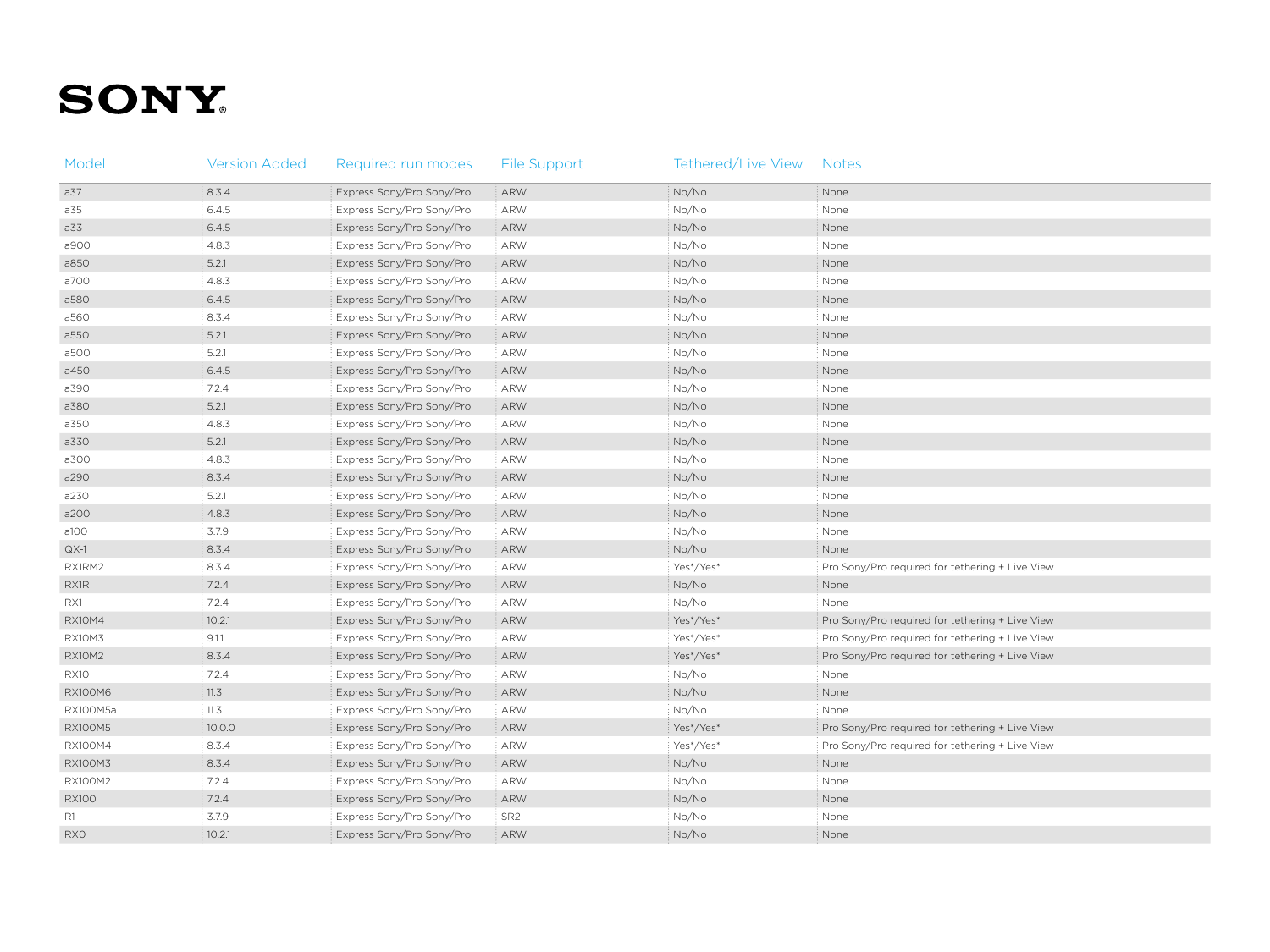# SONY

| Model | Version Added | Required run modes | File Support | Tethered/Live View | Notes |
|---|---|---|---|---|---|
| a37 | 8.3.4 | Express Sony/Pro Sony/Pro | ARW | No/No | None |
| a35 | 6.4.5 | Express Sony/Pro Sony/Pro | ARW | No/No | None |
| a33 | 6.4.5 | Express Sony/Pro Sony/Pro | ARW | No/No | None |
| a900 | 4.8.3 | Express Sony/Pro Sony/Pro | ARW | No/No | None |
| a850 | 5.2.1 | Express Sony/Pro Sony/Pro | ARW | No/No | None |
| a700 | 4.8.3 | Express Sony/Pro Sony/Pro | ARW | No/No | None |
| a580 | 6.4.5 | Express Sony/Pro Sony/Pro | ARW | No/No | None |
| a560 | 8.3.4 | Express Sony/Pro Sony/Pro | ARW | No/No | None |
| a550 | 5.2.1 | Express Sony/Pro Sony/Pro | ARW | No/No | None |
| a500 | 5.2.1 | Express Sony/Pro Sony/Pro | ARW | No/No | None |
| a450 | 6.4.5 | Express Sony/Pro Sony/Pro | ARW | No/No | None |
| a390 | 7.2.4 | Express Sony/Pro Sony/Pro | ARW | No/No | None |
| a380 | 5.2.1 | Express Sony/Pro Sony/Pro | ARW | No/No | None |
| a350 | 4.8.3 | Express Sony/Pro Sony/Pro | ARW | No/No | None |
| a330 | 5.2.1 | Express Sony/Pro Sony/Pro | ARW | No/No | None |
| a300 | 4.8.3 | Express Sony/Pro Sony/Pro | ARW | No/No | None |
| a290 | 8.3.4 | Express Sony/Pro Sony/Pro | ARW | No/No | None |
| a230 | 5.2.1 | Express Sony/Pro Sony/Pro | ARW | No/No | None |
| a200 | 4.8.3 | Express Sony/Pro Sony/Pro | ARW | No/No | None |
| a100 | 3.7.9 | Express Sony/Pro Sony/Pro | ARW | No/No | None |
| QX-1 | 8.3.4 | Express Sony/Pro Sony/Pro | ARW | No/No | None |
| RX1RM2 | 8.3.4 | Express Sony/Pro Sony/Pro | ARW | Yes*/Yes* | Pro Sony/Pro required for tethering + Live View |
| RX1R | 7.2.4 | Express Sony/Pro Sony/Pro | ARW | No/No | None |
| RX1 | 7.2.4 | Express Sony/Pro Sony/Pro | ARW | No/No | None |
| RX10M4 | 10.2.1 | Express Sony/Pro Sony/Pro | ARW | Yes*/Yes* | Pro Sony/Pro required for tethering + Live View |
| RX10M3 | 9.1.1 | Express Sony/Pro Sony/Pro | ARW | Yes*/Yes* | Pro Sony/Pro required for tethering + Live View |
| RX10M2 | 8.3.4 | Express Sony/Pro Sony/Pro | ARW | Yes*/Yes* | Pro Sony/Pro required for tethering + Live View |
| RX10 | 7.2.4 | Express Sony/Pro Sony/Pro | ARW | No/No | None |
| RX100M6 | 11.3 | Express Sony/Pro Sony/Pro | ARW | No/No | None |
| RX100M5a | 11.3 | Express Sony/Pro Sony/Pro | ARW | No/No | None |
| RX100M5 | 10.0.0 | Express Sony/Pro Sony/Pro | ARW | Yes*/Yes* | Pro Sony/Pro required for tethering + Live View |
| RX100M4 | 8.3.4 | Express Sony/Pro Sony/Pro | ARW | Yes*/Yes* | Pro Sony/Pro required for tethering + Live View |
| RX100M3 | 8.3.4 | Express Sony/Pro Sony/Pro | ARW | No/No | None |
| RX100M2 | 7.2.4 | Express Sony/Pro Sony/Pro | ARW | No/No | None |
| RX100 | 7.2.4 | Express Sony/Pro Sony/Pro | ARW | No/No | None |
| R1 | 3.7.9 | Express Sony/Pro Sony/Pro | SR2 | No/No | None |
| RX0 | 10.2.1 | Express Sony/Pro Sony/Pro | ARW | No/No | None |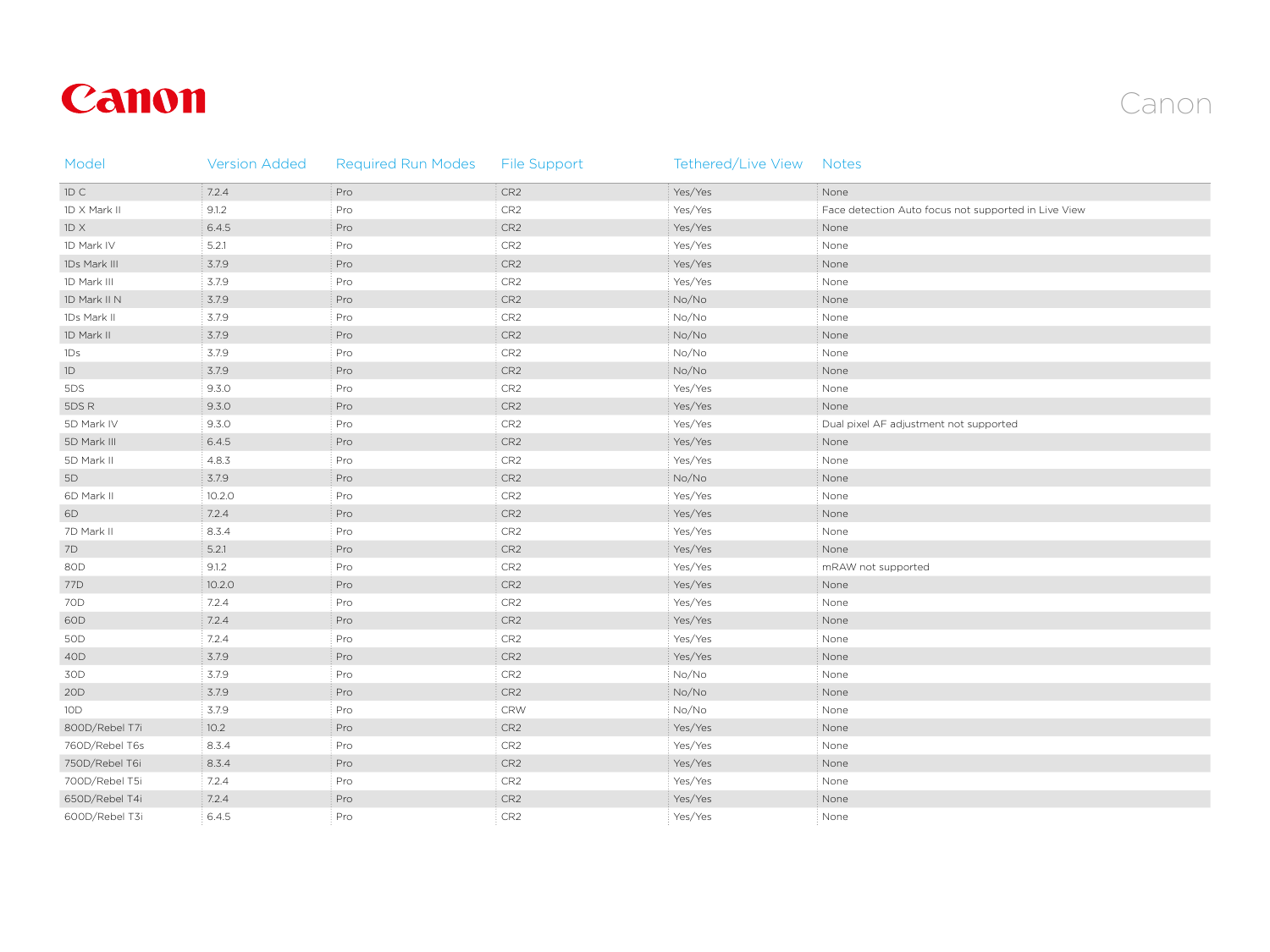# Canon

| Model | Version Added | Required Run Modes | File Support | Tethered/Live View | Notes |
|---|---|---|---|---|---|
| 1D C | 7.2.4 | Pro | CR2 | Yes/Yes | None |
| 1D X Mark II | 9.1.2 | Pro | CR2 | Yes/Yes | Face detection Auto focus not supported in Live View |
| 1D X | 6.4.5 | Pro | CR2 | Yes/Yes | None |
| 1D Mark IV | 5.2.1 | Pro | CR2 | Yes/Yes | None |
| 1Ds Mark III | 3.7.9 | Pro | CR2 | Yes/Yes | None |
| 1D Mark III | 3.7.9 | Pro | CR2 | Yes/Yes | None |
| 1D Mark II N | 3.7.9 | Pro | CR2 | No/No | None |
| 1Ds Mark II | 3.7.9 | Pro | CR2 | No/No | None |
| 1D Mark II | 3.7.9 | Pro | CR2 | No/No | None |
| 1Ds | 3.7.9 | Pro | CR2 | No/No | None |
| 1D | 3.7.9 | Pro | CR2 | No/No | None |
| 5DS | 9.3.0 | Pro | CR2 | Yes/Yes | None |
| 5DS R | 9.3.0 | Pro | CR2 | Yes/Yes | None |
| 5D Mark IV | 9.3.0 | Pro | CR2 | Yes/Yes | Dual pixel AF adjustment not supported |
| 5D Mark III | 6.4.5 | Pro | CR2 | Yes/Yes | None |
| 5D Mark II | 4.8.3 | Pro | CR2 | Yes/Yes | None |
| 5D | 3.7.9 | Pro | CR2 | No/No | None |
| 6D Mark II | 10.2.0 | Pro | CR2 | Yes/Yes | None |
| 6D | 7.2.4 | Pro | CR2 | Yes/Yes | None |
| 7D Mark II | 8.3.4 | Pro | CR2 | Yes/Yes | None |
| 7D | 5.2.1 | Pro | CR2 | Yes/Yes | None |
| 80D | 9.1.2 | Pro | CR2 | Yes/Yes | mRAW not supported |
| 77D | 10.2.0 | Pro | CR2 | Yes/Yes | None |
| 70D | 7.2.4 | Pro | CR2 | Yes/Yes | None |
| 60D | 7.2.4 | Pro | CR2 | Yes/Yes | None |
| 50D | 7.2.4 | Pro | CR2 | Yes/Yes | None |
| 40D | 3.7.9 | Pro | CR2 | Yes/Yes | None |
| 30D | 3.7.9 | Pro | CR2 | No/No | None |
| 20D | 3.7.9 | Pro | CR2 | No/No | None |
| 10D | 3.7.9 | Pro | CRW | No/No | None |
| 800D/Rebel T7i | 10.2 | Pro | CR2 | Yes/Yes | None |
| 760D/Rebel T6s | 8.3.4 | Pro | CR2 | Yes/Yes | None |
| 750D/Rebel T6i | 8.3.4 | Pro | CR2 | Yes/Yes | None |
| 700D/Rebel T5i | 7.2.4 | Pro | CR2 | Yes/Yes | None |
| 650D/Rebel T4i | 7.2.4 | Pro | CR2 | Yes/Yes | None |
| 600D/Rebel T3i | 6.4.5 | Pro | CR2 | Yes/Yes | None |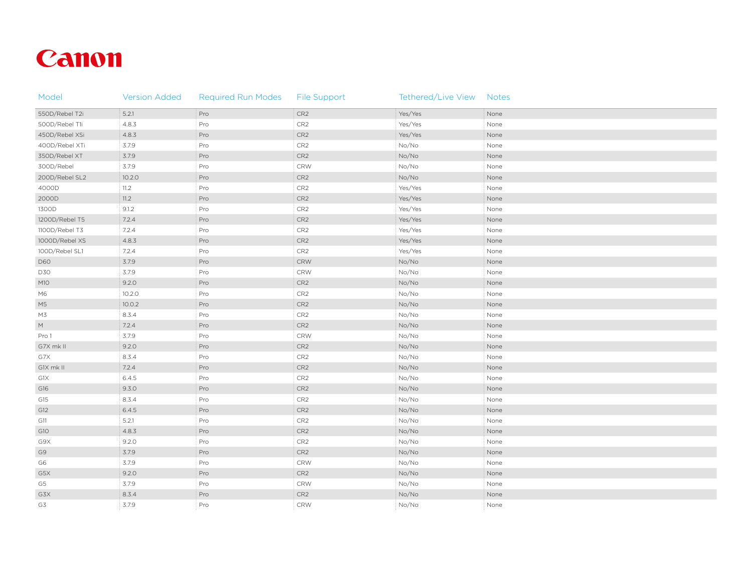# Canon

| Model | Version Added | Required Run Modes | File Support | Tethered/Live View | Notes |
|---|---|---|---|---|---|
| 550D/Rebel T2i | 5.2.1 | Pro | CR2 | Yes/Yes | None |
| 500D/Rebel T1i | 4.8.3 | Pro | CR2 | Yes/Yes | None |
| 450D/Rebel XSi | 4.8.3 | Pro | CR2 | Yes/Yes | None |
| 400D/Rebel XTi | 3.7.9 | Pro | CR2 | No/No | None |
| 350D/Rebel XT | 3.7.9 | Pro | CR2 | No/No | None |
| 300D/Rebel | 3.7.9 | Pro | CRW | No/No | None |
| 200D/Rebel SL2 | 10.2.0 | Pro | CR2 | No/No | None |
| 4000D | 11.2 | Pro | CR2 | Yes/Yes | None |
| 2000D | 11.2 | Pro | CR2 | Yes/Yes | None |
| 1300D | 9.1.2 | Pro | CR2 | Yes/Yes | None |
| 1200D/Rebel T5 | 7.2.4 | Pro | CR2 | Yes/Yes | None |
| 1100D/Rebel T3 | 7.2.4 | Pro | CR2 | Yes/Yes | None |
| 1000D/Rebel XS | 4.8.3 | Pro | CR2 | Yes/Yes | None |
| 100D/Rebel SL1 | 7.2.4 | Pro | CR2 | Yes/Yes | None |
| D60 | 3.7.9 | Pro | CRW | No/No | None |
| D30 | 3.7.9 | Pro | CRW | No/No | None |
| M10 | 9.2.0 | Pro | CR2 | No/No | None |
| M6 | 10.2.0 | Pro | CR2 | No/No | None |
| M5 | 10.0.2 | Pro | CR2 | No/No | None |
| M3 | 8.3.4 | Pro | CR2 | No/No | None |
| M | 7.2.4 | Pro | CR2 | No/No | None |
| Pro 1 | 3.7.9 | Pro | CRW | No/No | None |
| G7X mk II | 9.2.0 | Pro | CR2 | No/No | None |
| G7X | 8.3.4 | Pro | CR2 | No/No | None |
| G1X mk II | 7.2.4 | Pro | CR2 | No/No | None |
| G1X | 6.4.5 | Pro | CR2 | No/No | None |
| G16 | 9.3.0 | Pro | CR2 | No/No | None |
| G15 | 8.3.4 | Pro | CR2 | No/No | None |
| G12 | 6.4.5 | Pro | CR2 | No/No | None |
| G11 | 5.2.1 | Pro | CR2 | No/No | None |
| G10 | 4.8.3 | Pro | CR2 | No/No | None |
| G9X | 9.2.0 | Pro | CR2 | No/No | None |
| G9 | 3.7.9 | Pro | CR2 | No/No | None |
| G6 | 3.7.9 | Pro | CRW | No/No | None |
| G5X | 9.2.0 | Pro | CR2 | No/No | None |
| G5 | 3.7.9 | Pro | CRW | No/No | None |
| G3X | 8.3.4 | Pro | CR2 | No/No | None |
| G3 | 3.7.9 | Pro | CRW | No/No | None |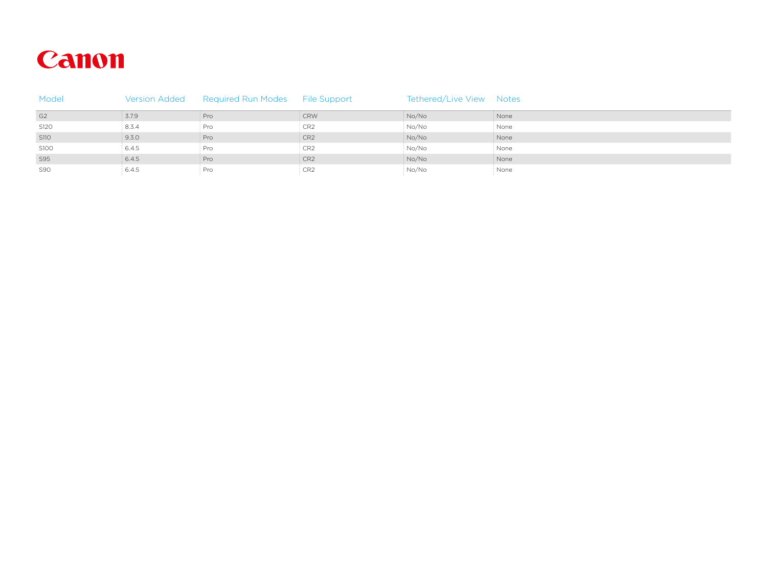# Canon

| Model | Version Added | Required Run Modes | File Support | Tethered/Live View | Notes |
|---|---|---|---|---|---|
| G2 | 3.7.9 | Pro | CRW | No/No | None |
| S120 | 8.3.4 | Pro | CR2 | No/No | None |
| S110 | 9.3.0 | Pro | CR2 | No/No | None |
| S100 | 6.4.5 | Pro | CR2 | No/No | None |
| S95 | 6.4.5 | Pro | CR2 | No/No | None |
| S90 | 6.4.5 | Pro | CR2 | No/No | None |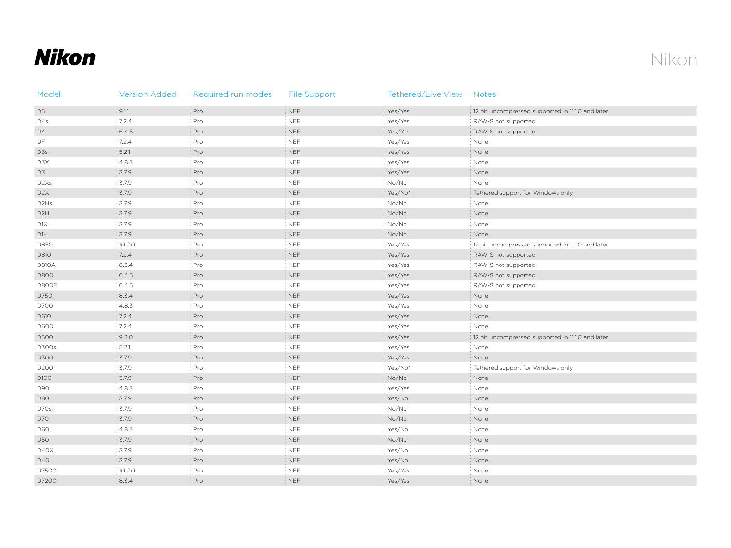# Nikon

| Model | Version Added | Required run modes | File Support | Tethered/Live View | Notes |
|---|---|---|---|---|---|
| D5 | 9.1.1 | Pro | NEF | Yes/Yes | 12 bit uncompressed supported in 11.1.0 and later |
| D4s | 7.2.4 | Pro | NEF | Yes/Yes | RAW-S not supported |
| D4 | 6.4.5 | Pro | NEF | Yes/Yes | RAW-S not supported |
| DF | 7.2.4 | Pro | NEF | Yes/Yes | None |
| D3s | 5.2.1 | Pro | NEF | Yes/Yes | None |
| D3X | 4.8.3 | Pro | NEF | Yes/Yes | None |
| D3 | 3.7.9 | Pro | NEF | Yes/Yes | None |
| D2Xs | 3.7.9 | Pro | NEF | No/No | None |
| D2X | 3.7.9 | Pro | NEF | Yes/No* | Tethered support for Windows only |
| D2Hs | 3.7.9 | Pro | NEF | No/No | None |
| D2H | 3.7.9 | Pro | NEF | No/No | None |
| D1X | 3.7.9 | Pro | NEF | No/No | None |
| D1H | 3.7.9 | Pro | NEF | No/No | None |
| D850 | 10.2.0 | Pro | NEF | Yes/Yes | 12 bit uncompressed supported in 11.1.0 and later |
| D810 | 7.2.4 | Pro | NEF | Yes/Yes | RAW-S not supported |
| D810A | 8.3.4 | Pro | NEF | Yes/Yes | RAW-S not supported |
| D800 | 6.4.5 | Pro | NEF | Yes/Yes | RAW-S not supported |
| D800E | 6.4.5 | Pro | NEF | Yes/Yes | RAW-S not supported |
| D750 | 8.3.4 | Pro | NEF | Yes/Yes | None |
| D700 | 4.8.3 | Pro | NEF | Yes/Yes | None |
| D610 | 7.2.4 | Pro | NEF | Yes/Yes | None |
| D600 | 7.2.4 | Pro | NEF | Yes/Yes | None |
| D500 | 9.2.0 | Pro | NEF | Yes/Yes | 12 bit uncompressed supported in 11.1.0 and later |
| D300s | 5.2.1 | Pro | NEF | Yes/Yes | None |
| D300 | 3.7.9 | Pro | NEF | Yes/Yes | None |
| D200 | 3.7.9 | Pro | NEF | Yes/No* | Tethered support for Windows only |
| D100 | 3.7.9 | Pro | NEF | No/No | None |
| D90 | 4.8.3 | Pro | NEF | Yes/Yes | None |
| D80 | 3.7.9 | Pro | NEF | Yes/No | None |
| D70s | 3.7.9 | Pro | NEF | No/No | None |
| D70 | 3.7.9 | Pro | NEF | No/No | None |
| D60 | 4.8.3 | Pro | NEF | Yes/No | None |
| D50 | 3.7.9 | Pro | NEF | No/No | None |
| D40X | 3.7.9 | Pro | NEF | Yes/No | None |
| D40 | 3.7.9 | Pro | NEF | Yes/No | None |
| D7500 | 10.2.0 | Pro | NEF | Yes/Yes | None |
| D7200 | 8.3.4 | Pro | NEF | Yes/Yes | None |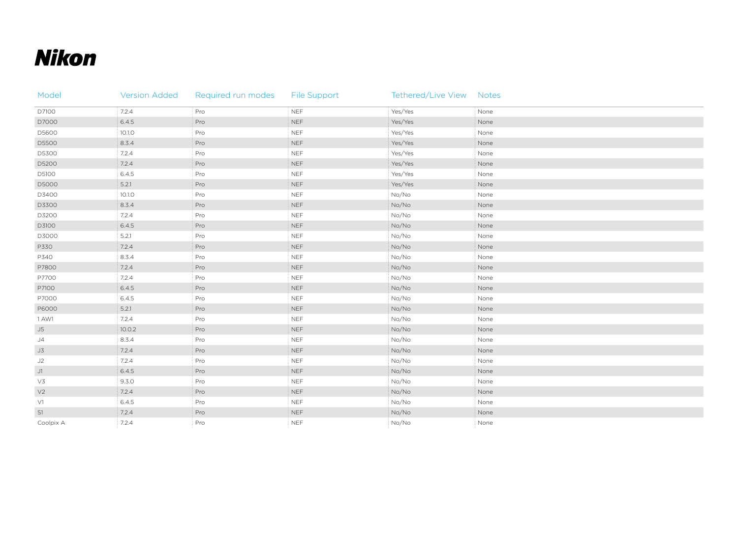# Nikon

| Model | Version Added | Required run modes | File Support | Tethered/Live View | Notes |
|---|---|---|---|---|---|
| D7100 | 7.2.4 | Pro | NEF | Yes/Yes | None |
| D7000 | 6.4.5 | Pro | NEF | Yes/Yes | None |
| D5600 | 10.1.0 | Pro | NEF | Yes/Yes | None |
| D5500 | 8.3.4 | Pro | NEF | Yes/Yes | None |
| D5300 | 7.2.4 | Pro | NEF | Yes/Yes | None |
| D5200 | 7.2.4 | Pro | NEF | Yes/Yes | None |
| D5100 | 6.4.5 | Pro | NEF | Yes/Yes | None |
| D5000 | 5.2.1 | Pro | NEF | Yes/Yes | None |
| D3400 | 10.1.0 | Pro | NEF | No/No | None |
| D3300 | 8.3.4 | Pro | NEF | No/No | None |
| D3200 | 7.2.4 | Pro | NEF | No/No | None |
| D3100 | 6.4.5 | Pro | NEF | No/No | None |
| D3000 | 5.2.1 | Pro | NEF | No/No | None |
| P330 | 7.2.4 | Pro | NEF | No/No | None |
| P340 | 8.3.4 | Pro | NEF | No/No | None |
| P7800 | 7.2.4 | Pro | NEF | No/No | None |
| P7700 | 7.2.4 | Pro | NEF | No/No | None |
| P7100 | 6.4.5 | Pro | NEF | No/No | None |
| P7000 | 6.4.5 | Pro | NEF | No/No | None |
| P6000 | 5.2.1 | Pro | NEF | No/No | None |
| 1 AW1 | 7.2.4 | Pro | NEF | No/No | None |
| J5 | 10.0.2 | Pro | NEF | No/No | None |
| J4 | 8.3.4 | Pro | NEF | No/No | None |
| J3 | 7.2.4 | Pro | NEF | No/No | None |
| J2 | 7.2.4 | Pro | NEF | No/No | None |
| J1 | 6.4.5 | Pro | NEF | No/No | None |
| V3 | 9.3.0 | Pro | NEF | No/No | None |
| V2 | 7.2.4 | Pro | NEF | No/No | None |
| V1 | 6.4.5 | Pro | NEF | No/No | None |
| S1 | 7.2.4 | Pro | NEF | No/No | None |
| Coolpix A | 7.2.4 | Pro | NEF | No/No | None |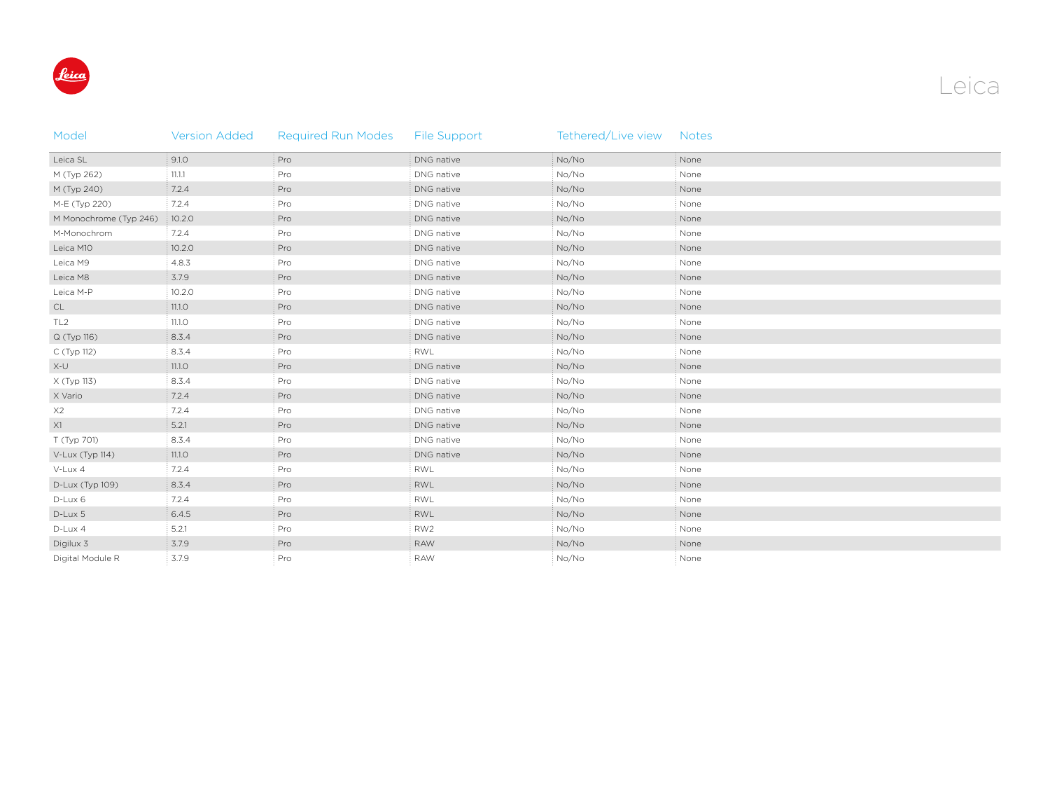# Leica

| Model | Version Added | Required Run Modes | File Support | Tethered/Live view | Notes |
|---|---|---|---|---|---|
| Leica SL | 9.1.0 | Pro | DNG native | No/No | None |
| M (Typ 262) | 11.1.1 | Pro | DNG native | No/No | None |
| M (Typ 240) | 7.2.4 | Pro | DNG native | No/No | None |
| M-E (Typ 220) | 7.2.4 | Pro | DNG native | No/No | None |
| M Monochrome (Typ 246) | 10.2.0 | Pro | DNG native | No/No | None |
| M-Monochrom | 7.2.4 | Pro | DNG native | No/No | None |
| Leica M10 | 10.2.0 | Pro | DNG native | No/No | None |
| Leica M9 | 4.8.3 | Pro | DNG native | No/No | None |
| Leica M8 | 3.7.9 | Pro | DNG native | No/No | None |
| Leica M-P | 10.2.0 | Pro | DNG native | No/No | None |
| CL | 11.1.0 | Pro | DNG native | No/No | None |
| TL2 | 11.1.0 | Pro | DNG native | No/No | None |
| Q (Typ 116) | 8.3.4 | Pro | DNG native | No/No | None |
| C (Typ 112) | 8.3.4 | Pro | RWL | No/No | None |
| X-U | 11.1.0 | Pro | DNG native | No/No | None |
| X (Typ 113) | 8.3.4 | Pro | DNG native | No/No | None |
| X Vario | 7.2.4 | Pro | DNG native | No/No | None |
| X2 | 7.2.4 | Pro | DNG native | No/No | None |
| X1 | 5.2.1 | Pro | DNG native | No/No | None |
| T (Typ 701) | 8.3.4 | Pro | DNG native | No/No | None |
| V-Lux (Typ 114) | 11.1.0 | Pro | DNG native | No/No | None |
| V-Lux 4 | 7.2.4 | Pro | RWL | No/No | None |
| D-Lux (Typ 109) | 8.3.4 | Pro | RWL | No/No | None |
| D-Lux 6 | 7.2.4 | Pro | RWL | No/No | None |
| D-Lux 5 | 6.4.5 | Pro | RWL | No/No | None |
| D-Lux 4 | 5.2.1 | Pro | RW2 | No/No | None |
| Digilux 3 | 3.7.9 | Pro | RAW | No/No | None |
| Digital Module R | 3.7.9 | Pro | RAW | No/No | None |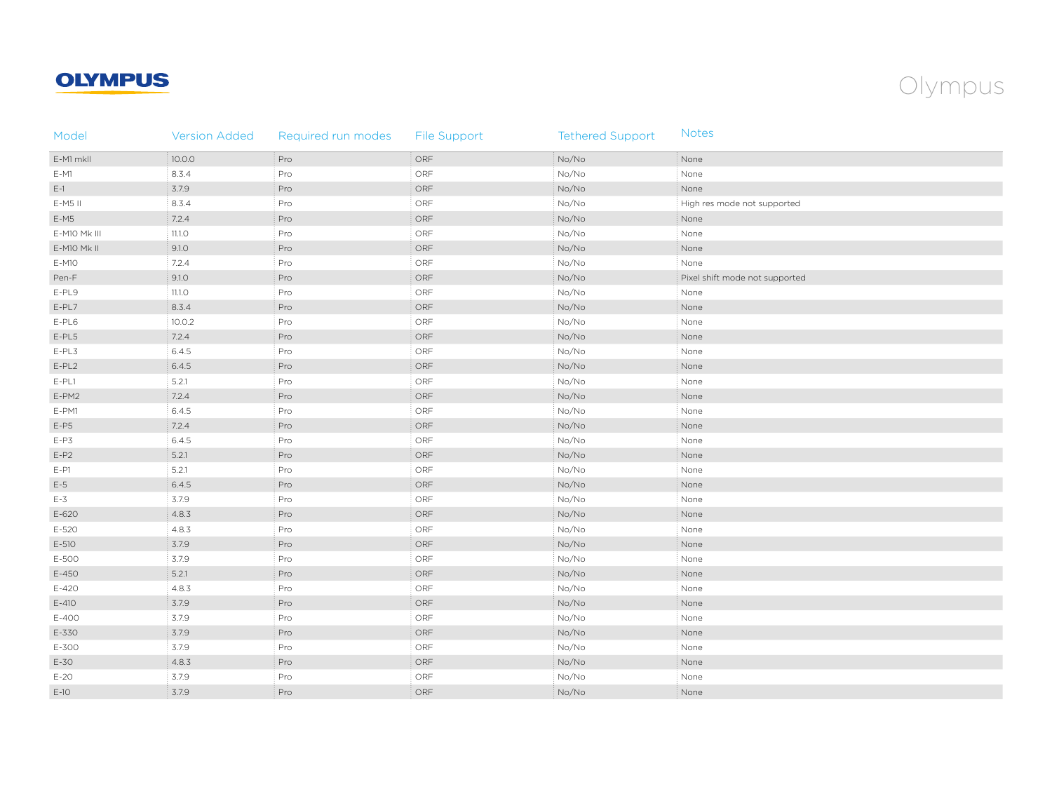# Olympus

| Model | Version Added | Required run modes | File Support | Tethered Support | Notes |
|---|---|---|---|---|---|
| E-M1 mkII | 10.0.0 | Pro | ORF | No/No | None |
| E-M1 | 8.3.4 | Pro | ORF | No/No | None |
| E-1 | 3.7.9 | Pro | ORF | No/No | None |
| E-M5 II | 8.3.4 | Pro | ORF | No/No | High res mode not supported |
| E-M5 | 7.2.4 | Pro | ORF | No/No | None |
| E-M10 Mk III | 11.1.0 | Pro | ORF | No/No | None |
| E-M10 Mk II | 9.1.0 | Pro | ORF | No/No | None |
| E-M10 | 7.2.4 | Pro | ORF | No/No | None |
| Pen-F | 9.1.0 | Pro | ORF | No/No | Pixel shift mode not supported |
| E-PL9 | 11.1.0 | Pro | ORF | No/No | None |
| E-PL7 | 8.3.4 | Pro | ORF | No/No | None |
| E-PL6 | 10.0.2 | Pro | ORF | No/No | None |
| E-PL5 | 7.2.4 | Pro | ORF | No/No | None |
| E-PL3 | 6.4.5 | Pro | ORF | No/No | None |
| E-PL2 | 6.4.5 | Pro | ORF | No/No | None |
| E-PL1 | 5.2.1 | Pro | ORF | No/No | None |
| E-PM2 | 7.2.4 | Pro | ORF | No/No | None |
| E-PM1 | 6.4.5 | Pro | ORF | No/No | None |
| E-P5 | 7.2.4 | Pro | ORF | No/No | None |
| E-P3 | 6.4.5 | Pro | ORF | No/No | None |
| E-P2 | 5.2.1 | Pro | ORF | No/No | None |
| E-P1 | 5.2.1 | Pro | ORF | No/No | None |
| E-5 | 6.4.5 | Pro | ORF | No/No | None |
| E-3 | 3.7.9 | Pro | ORF | No/No | None |
| E-620 | 4.8.3 | Pro | ORF | No/No | None |
| E-520 | 4.8.3 | Pro | ORF | No/No | None |
| E-510 | 3.7.9 | Pro | ORF | No/No | None |
| E-500 | 3.7.9 | Pro | ORF | No/No | None |
| E-450 | 5.2.1 | Pro | ORF | No/No | None |
| E-420 | 4.8.3 | Pro | ORF | No/No | None |
| E-410 | 3.7.9 | Pro | ORF | No/No | None |
| E-400 | 3.7.9 | Pro | ORF | No/No | None |
| E-330 | 3.7.9 | Pro | ORF | No/No | None |
| E-300 | 3.7.9 | Pro | ORF | No/No | None |
| E-30 | 4.8.3 | Pro | ORF | No/No | None |
| E-20 | 3.7.9 | Pro | ORF | No/No | None |
| E-10 | 3.7.9 | Pro | ORF | No/No | None |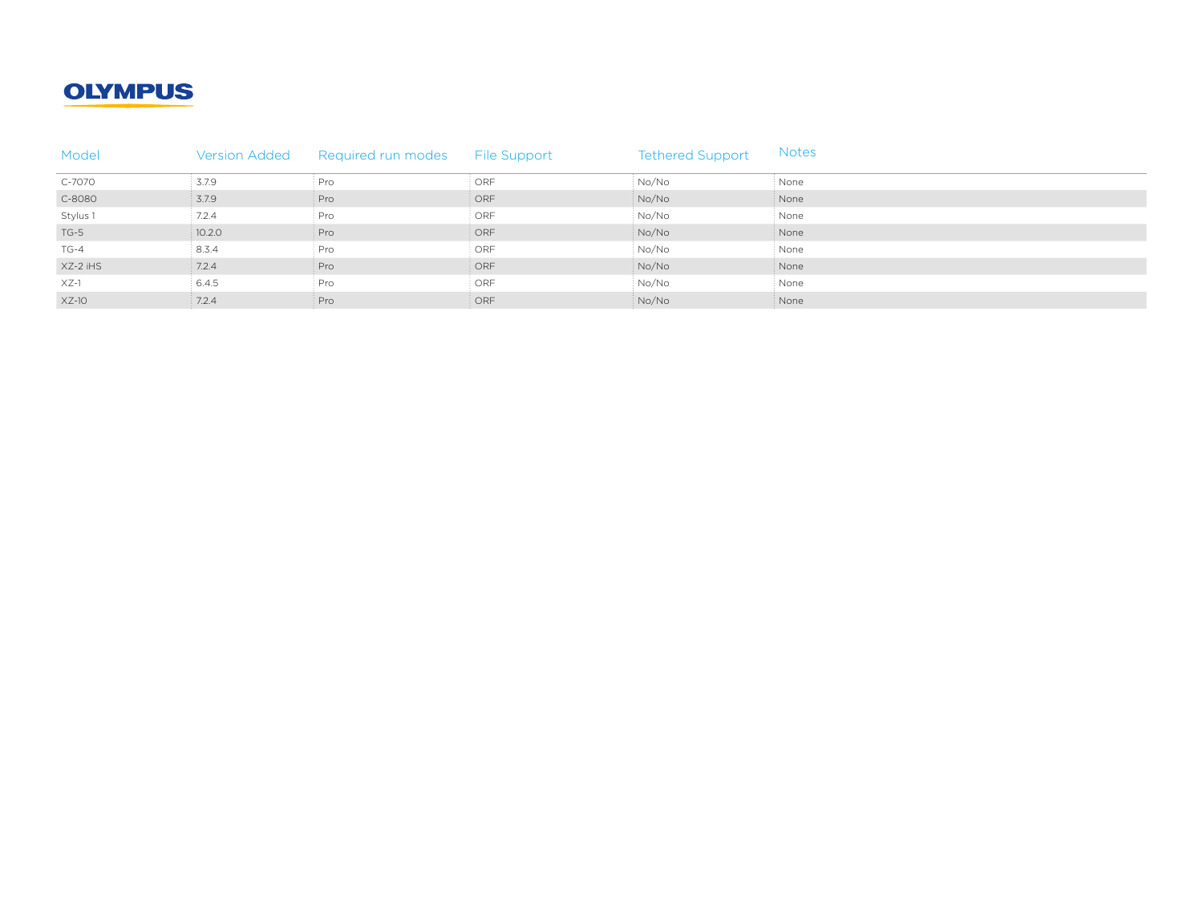**OLYMPUS**

| Model | Version Added | Required run modes | File Support | Tethered Support | Notes |
|---|---|---|---|---|---|
| C-7070 | 3.7.9 | Pro | ORF | No/No | None |
| C-8080 | 3.7.9 | Pro | ORF | No/No | None |
| Stylus 1 | 7.2.4 | Pro | ORF | No/No | None |
| TG-5 | 10.2.0 | Pro | ORF | No/No | None |
| TG-4 | 8.3.4 | Pro | ORF | No/No | None |
| XZ-2 iHS | 7.2.4 | Pro | ORF | No/No | None |
| XZ-1 | 6.4.5 | Pro | ORF | No/No | None |
| XZ-10 | 7.2.4 | Pro | ORF | No/No | None |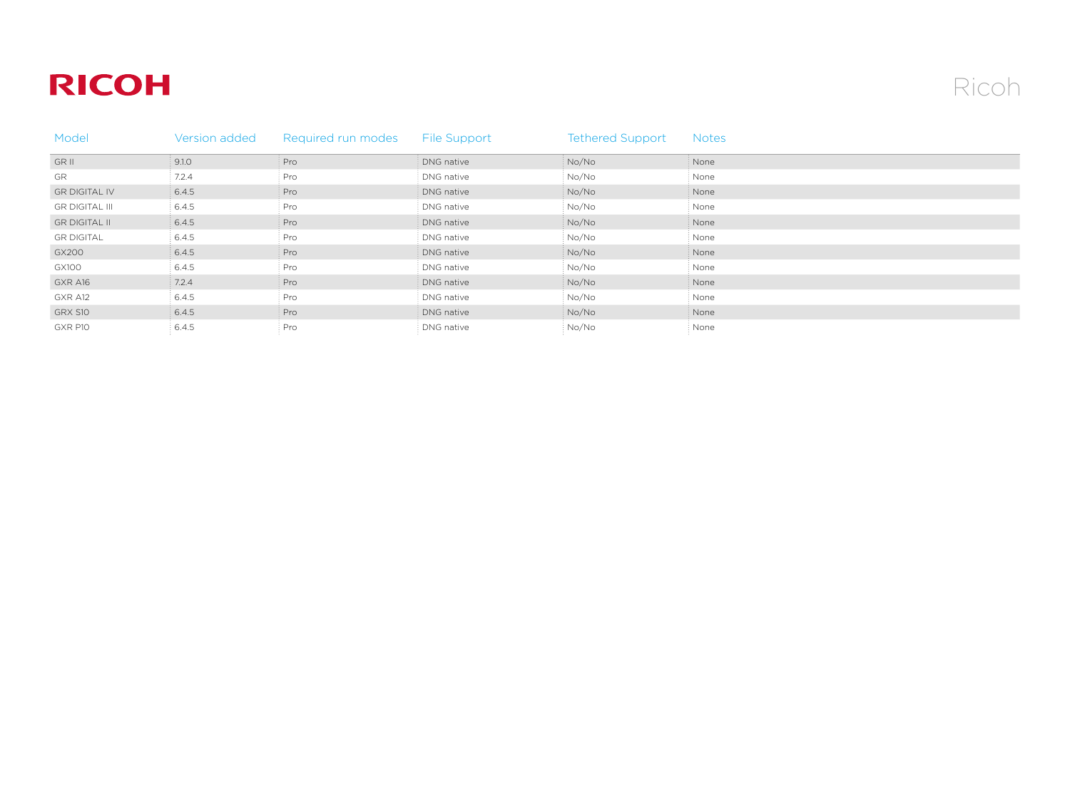# RICOH

## Ricoh

| Model | Version added | Required run modes | File Support | Tethered Support | Notes |
|---|---|---|---|---|---|
| GR II | 9.1.0 | Pro | DNG native | No/No | None |
| GR | 7.2.4 | Pro | DNG native | No/No | None |
| GR DIGITAL IV | 6.4.5 | Pro | DNG native | No/No | None |
| GR DIGITAL III | 6.4.5 | Pro | DNG native | No/No | None |
| GR DIGITAL II | 6.4.5 | Pro | DNG native | No/No | None |
| GR DIGITAL | 6.4.5 | Pro | DNG native | No/No | None |
| GX200 | 6.4.5 | Pro | DNG native | No/No | None |
| GX100 | 6.4.5 | Pro | DNG native | No/No | None |
| GXR A16 | 7.2.4 | Pro | DNG native | No/No | None |
| GXR A12 | 6.4.5 | Pro | DNG native | No/No | None |
| GRX S10 | 6.4.5 | Pro | DNG native | No/No | None |
| GXR P10 | 6.4.5 | Pro | DNG native | No/No | None |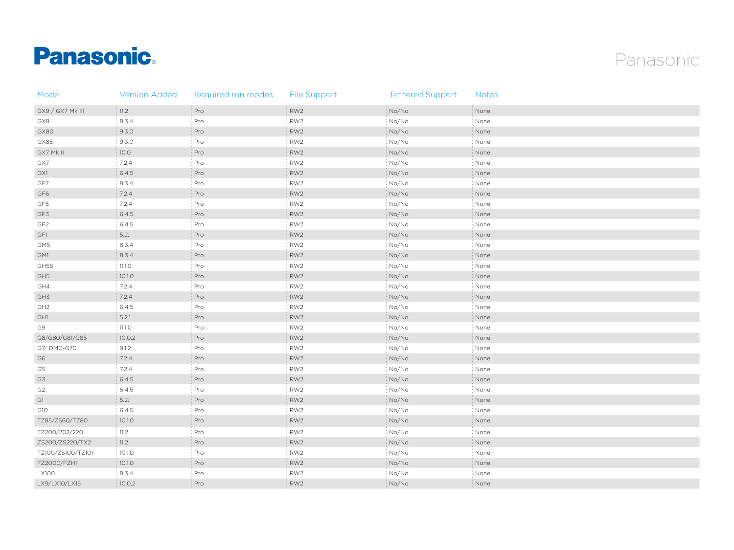# Panasonic

Panasonic

| Model | Version Added | Required run modes | File Support | Tethered Support | Notes |
|---|---|---|---|---|---|
| GX9 / GX7 Mk III | 11.2 | Pro | RW2 | No/No | None |
| GX8 | 8.3.4 | Pro | RW2 | No/No | None |
| GX80 | 9.3.0 | Pro | RW2 | No/No | None |
| GX85 | 9.3.0 | Pro | RW2 | No/No | None |
| GX7 Mk II | 10.0 | Pro | RW2 | No/No | None |
| GX7 | 7.2.4 | Pro | RW2 | No/No | None |
| GX1 | 6.4.5 | Pro | RW2 | No/No | None |
| GF7 | 8.3.4 | Pro | RW2 | No/No | None |
| GF6 | 7.2.4 | Pro | RW2 | No/No | None |
| GF5 | 7.2.4 | Pro | RW2 | No/No | None |
| GF3 | 6.4.5 | Pro | RW2 | No/No | None |
| GF2 | 6.4.5 | Pro | RW2 | No/No | None |
| GF1 | 5.2.1 | Pro | RW2 | No/No | None |
| GM5 | 8.3.4 | Pro | RW2 | No/No | None |
| GM1 | 8.3.4 | Pro | RW2 | No/No | None |
| GH5S | 11.1.0 | Pro | RW2 | No/No | None |
| GH5 | 10.1.0 | Pro | RW2 | No/No | None |
| GH4 | 7.2.4 | Pro | RW2 | No/No | None |
| GH3 | 7.2.4 | Pro | RW2 | No/No | None |
| GH2 | 6.4.5 | Pro | RW2 | No/No | None |
| GH1 | 5.2.1 | Pro | RW2 | No/No | None |
| G9 | 11.1.0 | Pro | RW2 | No/No | None |
| G8/G80/G81/G85 | 10.0.2 | Pro | RW2 | No/No | None |
| G7/ DMC-G70 | 9.1.2 | Pro | RW2 | No/No | None |
| G6 | 7.2.4 | Pro | RW2 | No/No | None |
| G5 | 7.2.4 | Pro | RW2 | No/No | None |
| G3 | 6.4.5 | Pro | RW2 | No/No | None |
| G2 | 6.4.5 | Pro | RW2 | No/No | None |
| G1 | 5.2.1 | Pro | RW2 | No/No | None |
| G10 | 6.4.5 | Pro | RW2 | No/No | None |
| TZ85/ZS60/TZ80 | 10.1.0 | Pro | RW2 | No/No | None |
| TZ200/202/220 | 11.2 | Pro | RW2 | No/No | None |
| ZS200/ZS220/TX2 | 11.2 | Pro | RW2 | No/No | None |
| TZ100/ZS100/TZ101 | 10.1.0 | Pro | RW2 | No/No | None |
| FZ2000/FZH1 | 10.1.0 | Pro | RW2 | No/No | None |
| LX100 | 8.3.4 | Pro | RW2 | No/No | None |
| LX9/LX10/LX15 | 10.0.2 | Pro | RW2 | No/No | None |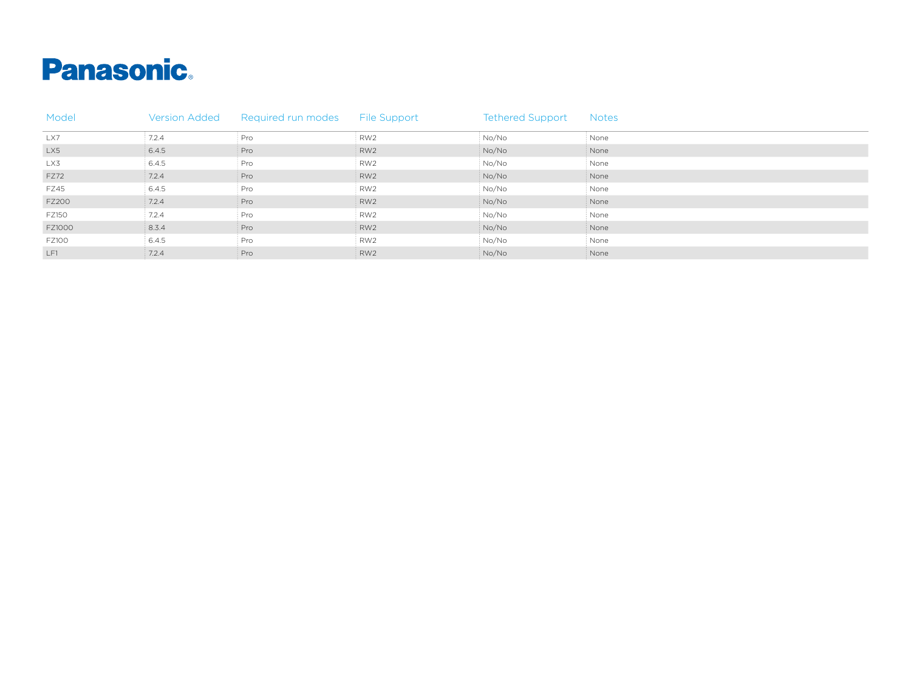# Panasonic

| Model | Version Added | Required run modes | File Support | Tethered Support | Notes |
|---|---|---|---|---|---|
| LX7 | 7.2.4 | Pro | RW2 | No/No | None |
| LX5 | 6.4.5 | Pro | RW2 | No/No | None |
| LX3 | 6.4.5 | Pro | RW2 | No/No | None |
| FZ72 | 7.2.4 | Pro | RW2 | No/No | None |
| FZ45 | 6.4.5 | Pro | RW2 | No/No | None |
| FZ200 | 7.2.4 | Pro | RW2 | No/No | None |
| FZ150 | 7.2.4 | Pro | RW2 | No/No | None |
| FZ1000 | 8.3.4 | Pro | RW2 | No/No | None |
| FZ100 | 6.4.5 | Pro | RW2 | No/No | None |
| LF1 | 7.2.4 | Pro | RW2 | No/No | None |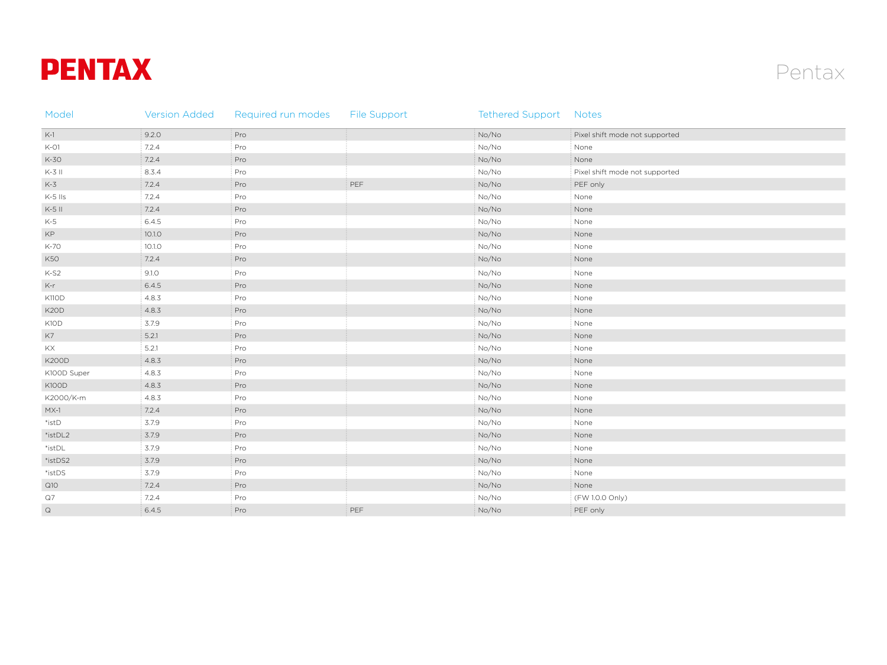# PENTAX

## Pentax

| Model | Version Added | Required run modes | File Support | Tethered Support | Notes |
|---|---|---|---|---|---|
| K-1 | 9.2.0 | Pro | | No/No | Pixel shift mode not supported |
| K-01 | 7.2.4 | Pro | | No/No | None |
| K-30 | 7.2.4 | Pro | | No/No | None |
| K-3 II | 8.3.4 | Pro | | No/No | Pixel shift mode not supported |
| K-3 | 7.2.4 | Pro | PEF | No/No | PEF only |
| K-5 IIs | 7.2.4 | Pro | | No/No | None |
| K-5 II | 7.2.4 | Pro | | No/No | None |
| K-5 | 6.4.5 | Pro | | No/No | None |
| KP | 10.1.0 | Pro | | No/No | None |
| K-70 | 10.1.0 | Pro | | No/No | None |
| K50 | 7.2.4 | Pro | | No/No | None |
| K-S2 | 9.1.0 | Pro | | No/No | None |
| K-r | 6.4.5 | Pro | | No/No | None |
| K110D | 4.8.3 | Pro | | No/No | None |
| K20D | 4.8.3 | Pro | | No/No | None |
| K10D | 3.7.9 | Pro | | No/No | None |
| K7 | 5.2.1 | Pro | | No/No | None |
| KX | 5.2.1 | Pro | | No/No | None |
| K200D | 4.8.3 | Pro | | No/No | None |
| K100D Super | 4.8.3 | Pro | | No/No | None |
| K100D | 4.8.3 | Pro | | No/No | None |
| K2000/K-m | 4.8.3 | Pro | | No/No | None |
| MX-1 | 7.2.4 | Pro | | No/No | None |
| *istD | 3.7.9 | Pro | | No/No | None |
| *istDL2 | 3.7.9 | Pro | | No/No | None |
| *istDL | 3.7.9 | Pro | | No/No | None |
| *istDS2 | 3.7.9 | Pro | | No/No | None |
| *istDS | 3.7.9 | Pro | | No/No | None |
| Q10 | 7.2.4 | Pro | | No/No | None |
| Q7 | 7.2.4 | Pro | | No/No | (FW 1.0.0 Only) |
| Q | 6.4.5 | Pro | PEF | No/No | PEF only |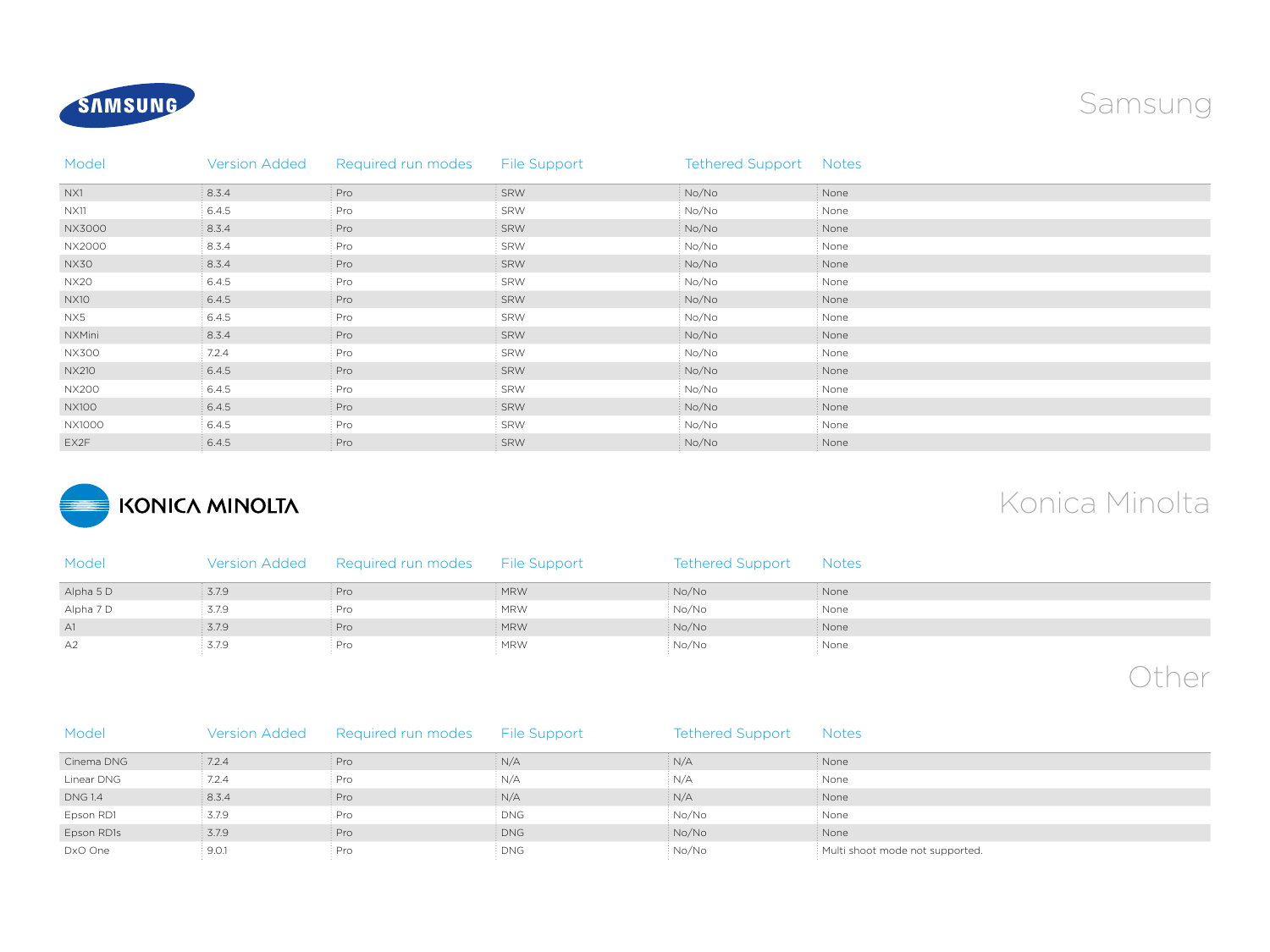## Samsung

| Model | Version Added | Required run modes | File Support | Tethered Support | Notes |
|---|---|---|---|---|---|
| NX1 | 8.3.4 | Pro | SRW | No/No | None |
| NX11 | 6.4.5 | Pro | SRW | No/No | None |
| NX3000 | 8.3.4 | Pro | SRW | No/No | None |
| NX2000 | 8.3.4 | Pro | SRW | No/No | None |
| NX30 | 8.3.4 | Pro | SRW | No/No | None |
| NX20 | 6.4.5 | Pro | SRW | No/No | None |
| NX10 | 6.4.5 | Pro | SRW | No/No | None |
| NX5 | 6.4.5 | Pro | SRW | No/No | None |
| NXMini | 8.3.4 | Pro | SRW | No/No | None |
| NX300 | 7.2.4 | Pro | SRW | No/No | None |
| NX210 | 6.4.5 | Pro | SRW | No/No | None |
| NX200 | 6.4.5 | Pro | SRW | No/No | None |
| NX100 | 6.4.5 | Pro | SRW | No/No | None |
| NX1000 | 6.4.5 | Pro | SRW | No/No | None |
| EX2F | 6.4.5 | Pro | SRW | No/No | None |

## Konica Minolta

| Model | Version Added | Required run modes | File Support | Tethered Support | Notes |
|---|---|---|---|---|---|
| Alpha 5 D | 3.7.9 | Pro | MRW | No/No | None |
| Alpha 7 D | 3.7.9 | Pro | MRW | No/No | None |
| A1 | 3.7.9 | Pro | MRW | No/No | None |
| A2 | 3.7.9 | Pro | MRW | No/No | None |

## Other

| Model | Version Added | Required run modes | File Support | Tethered Support | Notes |
|---|---|---|---|---|---|
| Cinema DNG | 7.2.4 | Pro | N/A | N/A | None |
| Linear DNG | 7.2.4 | Pro | N/A | N/A | None |
| DNG 1.4 | 8.3.4 | Pro | N/A | N/A | None |
| Epson RD1 | 3.7.9 | Pro | DNG | No/No | None |
| Epson RD1s | 3.7.9 | Pro | DNG | No/No | None |
| DxO One | 9.0.1 | Pro | DNG | No/No | Multi shoot mode not supported. |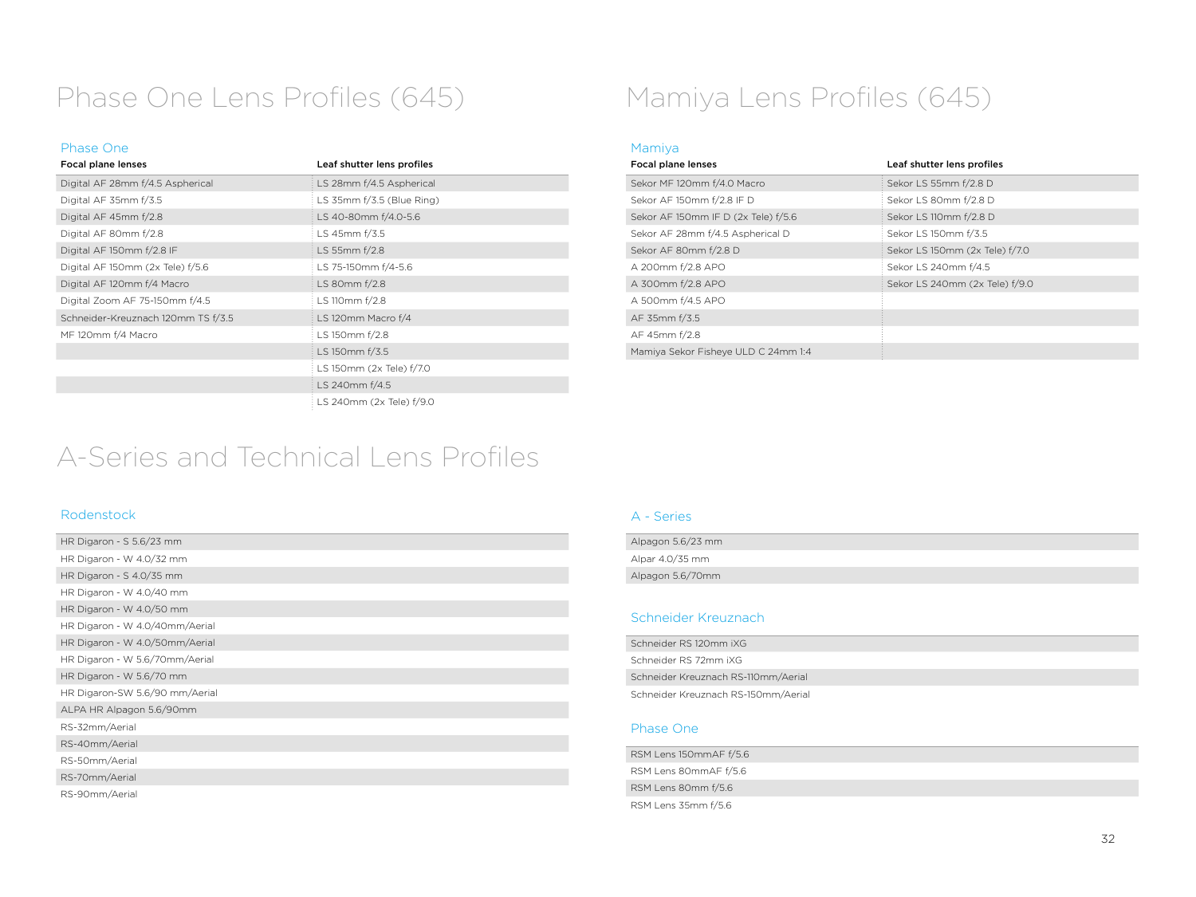# Phase One Lens Profiles (645)

### Phase One

| Focal plane lenses | Leaf shutter lens profiles |
|---|---|
| Digital AF 28mm f/4.5 Aspherical | LS 28mm f/4.5 Aspherical |
| Digital AF 35mm f/3.5 | LS 35mm f/3.5 (Blue Ring) |
| Digital AF 45mm f/2.8 | LS 40-80mm f/4.0-5.6 |
| Digital AF 80mm f/2.8 | LS 45mm f/3.5 |
| Digital AF 150mm f/2.8 IF | LS 55mm f/2.8 |
| Digital AF 150mm (2x Tele) f/5.6 | LS 75-150mm f/4-5.6 |
| Digital AF 120mm f/4 Macro | LS 80mm f/2.8 |
| Digital Zoom AF 75-150mm f/4.5 | LS 110mm f/2.8 |
| Schneider-Kreuznach 120mm TS f/3.5 | LS 120mm Macro f/4 |
| MF 120mm f/4 Macro | LS 150mm f/2.8 |
| | LS 150mm f/3.5 |
| | LS 150mm (2x Tele) f/7.0 |
| | LS 240mm f/4.5 |
| | LS 240mm (2x Tele) f/9.0 |

# Mamiya Lens Profiles (645)

### Mamiya

| Focal plane lenses | Leaf shutter lens profiles |
|---|---|
| Sekor MF 120mm f/4.0 Macro | Sekor LS 55mm f/2.8 D |
| Sekor AF 150mm f/2.8 IF D | Sekor LS 80mm f/2.8 D |
| Sekor AF 150mm IF D (2x Tele) f/5.6 | Sekor LS 110mm f/2.8 D |
| Sekor AF 28mm f/4.5 Aspherical D | Sekor LS 150mm f/3.5 |
| Sekor AF 80mm f/2.8 D | Sekor LS 150mm (2x Tele) f/7.0 |
| A 200mm f/2.8 APO | Sekor LS 240mm f/4.5 |
| A 300mm f/2.8 APO | Sekor LS 240mm (2x Tele) f/9.0 |
| A 500mm f/4.5 APO | |
| AF 35mm f/3.5 | |
| AF 45mm f/2.8 | |
| Mamiya Sekor Fisheye ULD C 24mm 1:4 | |

# A-Series and Technical Lens Profiles

### Rodenstock

| |
|---|
| HR Digaron - S 5.6/23 mm |
| HR Digaron - W 4.0/32 mm |
| HR Digaron - S 4.0/35 mm |
| HR Digaron - W 4.0/40 mm |
| HR Digaron - W 4.0/50 mm |
| HR Digaron - W 4.0/40mm/Aerial |
| HR Digaron - W 4.0/50mm/Aerial |
| HR Digaron - W 5.6/70mm/Aerial |
| HR Digaron - W 5.6/70 mm |
| HR Digaron-SW 5.6/90 mm/Aerial |
| ALPA HR Alpagon 5.6/90mm |
| RS-32mm/Aerial |
| RS-40mm/Aerial |
| RS-50mm/Aerial |
| RS-70mm/Aerial |
| RS-90mm/Aerial |

### A - Series

| |
|---|
| Alpagon 5.6/23 mm |
| Alpar 4.0/35 mm |
| Alpagon 5.6/70mm |

### Schneider Kreuznach

| |
|---|
| Schneider RS 120mm iXG |
| Schneider RS 72mm iXG |
| Schneider Kreuznach RS-110mm/Aerial |
| Schneider Kreuznach RS-150mm/Aerial |

### Phase One

| |
|---|
| RSM Lens 150mmAF f/5.6 |
| RSM Lens 80mmAF f/5.6 |
| RSM Lens 80mm f/5.6 |
| RSM Lens 35mm f/5.6 |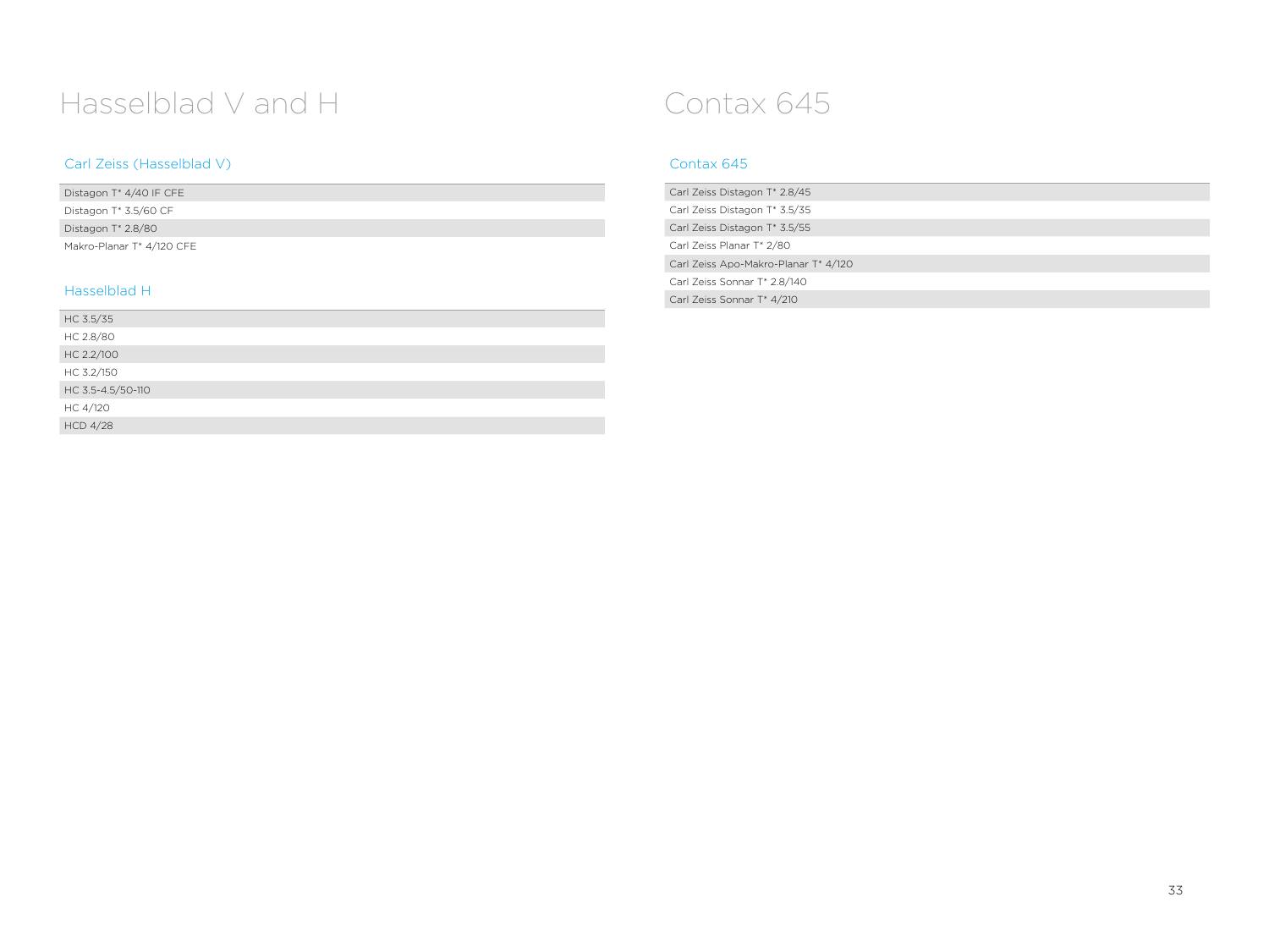# Hasselblad V and H

## Carl Zeiss (Hasselblad V)

| |
|---|
| Distagon T* 4/40 IF CFE |
| Distagon T* 3.5/60 CF |
| Distagon T* 2.8/80 |
| Makro-Planar T* 4/120 CFE |

## Hasselblad H

| |
|---|
| HC 3.5/35 |
| HC 2.8/80 |
| HC 2.2/100 |
| HC 3.2/150 |
| HC 3.5-4.5/50-110 |
| HC 4/120 |
| HCD 4/28 |

# Contax 645

## Contax 645

| |
|---|
| Carl Zeiss Distagon T* 2.8/45 |
| Carl Zeiss Distagon T* 3.5/35 |
| Carl Zeiss Distagon T* 3.5/55 |
| Carl Zeiss Planar T* 2/80 |
| Carl Zeiss Apo-Makro-Planar T* 4/120 |
| Carl Zeiss Sonnar T* 2.8/140 |
| Carl Zeiss Sonnar T* 4/210 |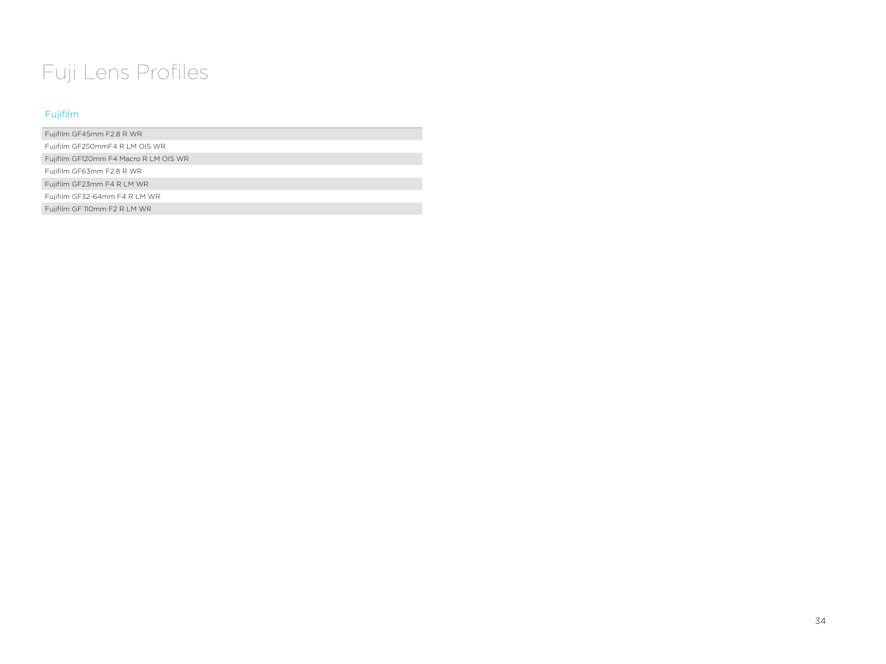# Fuji Lens Profiles

## Fujifilm

| Fujifilm GF45mm F2.8 R WR |
|---|
| Fujifilm GF250mmF4 R LM OIS WR |
| Fujifilm GF120mm F4 Macro R LM OIS WR |
| Fujifilm GF63mm F2.8 R WR |
| Fujifilm GF23mm F4 R LM WR |
| Fujifilm GF32-64mm F4 R LM WR |
| Fujifilm GF 110mm F2 R LM WR |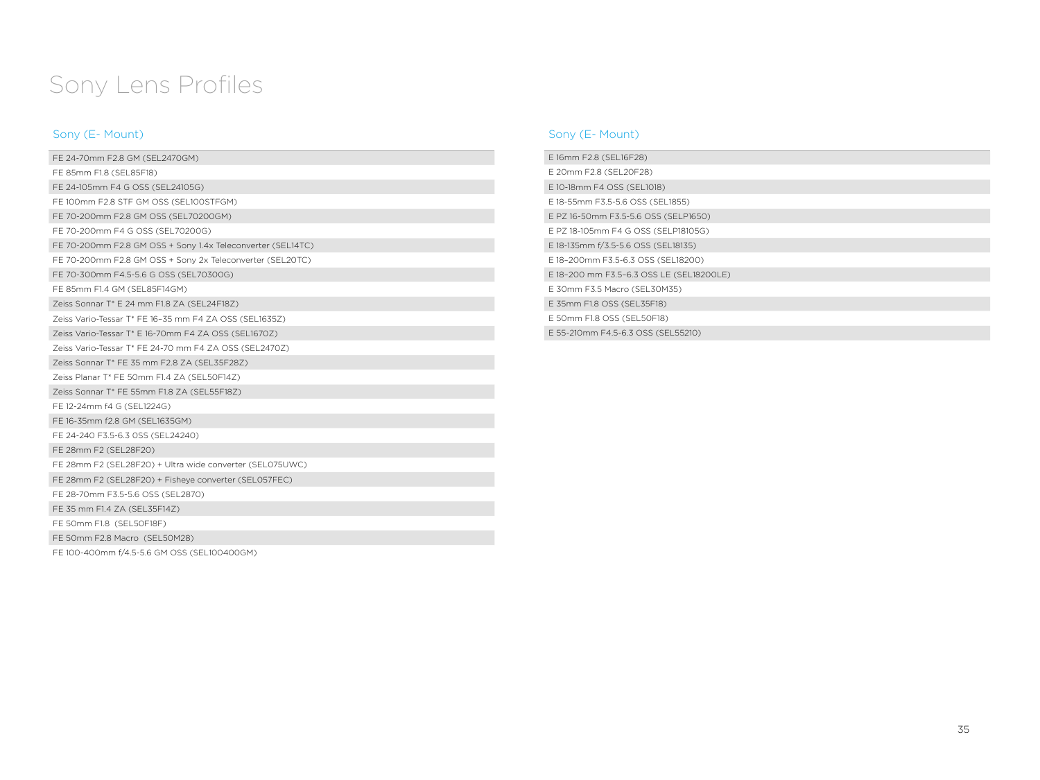# Sony Lens Profiles

## Sony (E- Mount)

| FE 24-70mm F2.8 GM (SEL2470GM) |
|---|
| FE 85mm F1.8 (SEL85F18) |
| FE 24-105mm F4 G OSS (SEL24105G) |
| FE 100mm F2.8 STF GM OSS (SEL100STFGM) |
| FE 70-200mm F2.8 GM OSS (SEL70200GM) |
| FE 70-200mm F4 G OSS (SEL70200G) |
| FE 70-200mm F2.8 GM OSS + Sony 1.4x Teleconverter (SEL14TC) |
| FE 70-200mm F2.8 GM OSS + Sony 2x Teleconverter (SEL20TC) |
| FE 70-300mm F4.5-5.6 G OSS (SEL70300G) |
| FE 85mm F1.4 GM (SEL85F14GM) |
| Zeiss Sonnar T* E 24 mm F1.8 ZA (SEL24F18Z) |
| Zeiss Vario-Tessar T* FE 16–35 mm F4 ZA OSS (SEL1635Z) |
| Zeiss Vario-Tessar T* E 16-70mm F4 ZA OSS (SEL1670Z) |
| Zeiss Vario-Tessar T* FE 24-70 mm F4 ZA OSS (SEL2470Z) |
| Zeiss Sonnar T* FE 35 mm F2.8 ZA (SEL35F28Z) |
| Zeiss Planar T* FE 50mm F1.4 ZA (SEL50F14Z) |
| Zeiss Sonnar T* FE 55mm F1.8 ZA (SEL55F18Z) |
| FE 12-24mm f4 G (SEL1224G) |
| FE 16-35mm f2.8 GM (SEL1635GM) |
| FE 24-240 F3.5-6.3 OSS (SEL24240) |
| FE 28mm F2 (SEL28F20) |
| FE 28mm F2 (SEL28F20) + Ultra wide converter (SEL075UWC) |
| FE 28mm F2 (SEL28F20) + Fisheye converter (SEL057FEC) |
| FE 28-70mm F3.5-5.6 OSS (SEL2870) |
| FE 35 mm F1.4 ZA (SEL35F14Z) |
| FE 50mm F1.8 (SEL50F18F) |
| FE 50mm F2.8 Macro (SEL50M28) |
| FE 100-400mm f/4.5-5.6 GM OSS (SEL100400GM) |

## Sony (E- Mount)

| E 16mm F2.8 (SEL16F28) |
|---|
| E 20mm F2.8 (SEL20F28) |
| E 10-18mm F4 OSS (SEL1018) |
| E 18-55mm F3.5-5.6 OSS (SEL1855) |
| E PZ 16-50mm F3.5-5.6 OSS (SELP1650) |
| E PZ 18-105mm F4 G OSS (SELP18105G) |
| E 18-135mm f/3.5-5.6 OSS (SEL18135) |
| E 18–200mm F3.5–6.3 OSS (SEL18200) |
| E 18–200 mm F3.5–6.3 OSS LE (SEL18200LE) |
| E 30mm F3.5 Macro (SEL30M35) |
| E 35mm F1.8 OSS (SEL35F18) |
| E 50mm F1.8 OSS (SEL50F18) |
| E 55-210mm F4.5-6.3 OSS (SEL55210) |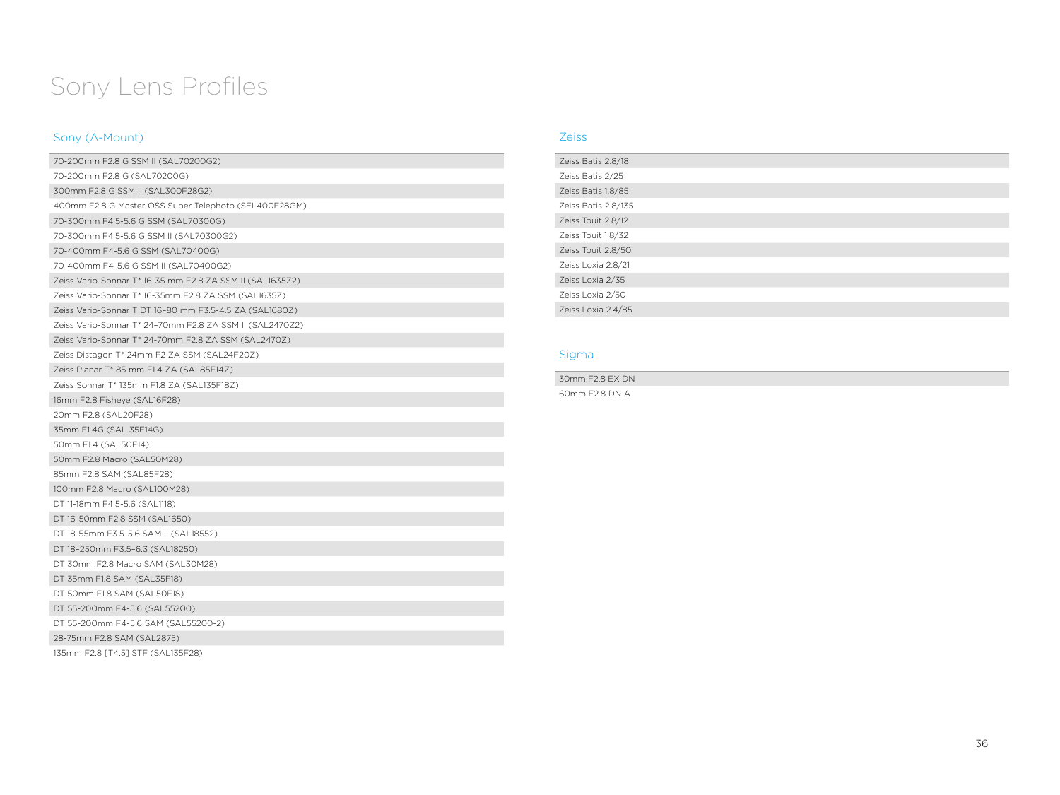# Sony Lens Profiles

## Sony (A-Mount)

| |
|---|
| 70-200mm F2.8 G SSM II (SAL70200G2) |
| 70-200mm F2.8 G (SAL70200G) |
| 300mm F2.8 G SSM II (SAL300F28G2) |
| 400mm F2.8 G Master OSS Super-Telephoto (SEL400F28GM) |
| 70-300mm F4.5-5.6 G SSM (SAL70300G) |
| 70-300mm F4.5-5.6 G SSM II (SAL70300G2) |
| 70-400mm F4-5.6 G SSM (SAL70400G) |
| 70-400mm F4-5.6 G SSM II (SAL70400G2) |
| Zeiss Vario-Sonnar T* 16-35 mm F2.8 ZA SSM II (SAL1635Z2) |
| Zeiss Vario-Sonnar T* 16-35mm F2.8 ZA SSM (SAL1635Z) |
| Zeiss Vario-Sonnar T DT 16–80 mm F3.5-4.5 ZA (SAL1680Z) |
| Zeiss Vario-Sonnar T* 24–70mm F2.8 ZA SSM II (SAL2470Z2) |
| Zeiss Vario-Sonnar T* 24-70mm F2.8 ZA SSM (SAL2470Z) |
| Zeiss Distagon T* 24mm F2 ZA SSM (SAL24F20Z) |
| Zeiss Planar T* 85 mm F1.4 ZA (SAL85F14Z) |
| Zeiss Sonnar T* 135mm F1.8 ZA (SAL135F18Z) |
| 16mm F2.8 Fisheye (SAL16F28) |
| 20mm F2.8 (SAL20F28) |
| 35mm F1.4G (SAL 35F14G) |
| 50mm F1.4 (SAL50F14) |
| 50mm F2.8 Macro (SAL50M28) |
| 85mm F2.8 SAM (SAL85F28) |
| 100mm F2.8 Macro (SAL100M28) |
| DT 11-18mm F4.5-5.6 (SAL1118) |
| DT 16-50mm F2.8 SSM (SAL1650) |
| DT 18-55mm F3.5-5.6 SAM II (SAL18552) |
| DT 18–250mm F3.5–6.3 (SAL18250) |
| DT 30mm F2.8 Macro SAM (SAL30M28) |
| DT 35mm F1.8 SAM (SAL35F18) |
| DT 50mm F1.8 SAM (SAL50F18) |
| DT 55-200mm F4-5.6 (SAL55200) |
| DT 55-200mm F4-5.6 SAM (SAL55200-2) |
| 28-75mm F2.8 SAM (SAL2875) |
| 135mm F2.8 [T4.5] STF (SAL135F28) |

## Zeiss

| |
|---|
| Zeiss Batis 2.8/18 |
| Zeiss Batis 2/25 |
| Zeiss Batis 1.8/85 |
| Zeiss Batis 2.8/135 |
| Zeiss Touit 2.8/12 |
| Zeiss Touit 1.8/32 |
| Zeiss Touit 2.8/50 |
| Zeiss Loxia 2.8/21 |
| Zeiss Loxia 2/35 |
| Zeiss Loxia 2/50 |
| Zeiss Loxia 2.4/85 |

## Sigma

| |
|---|
| 30mm F2.8 EX DN |
| 60mm F2.8 DN A |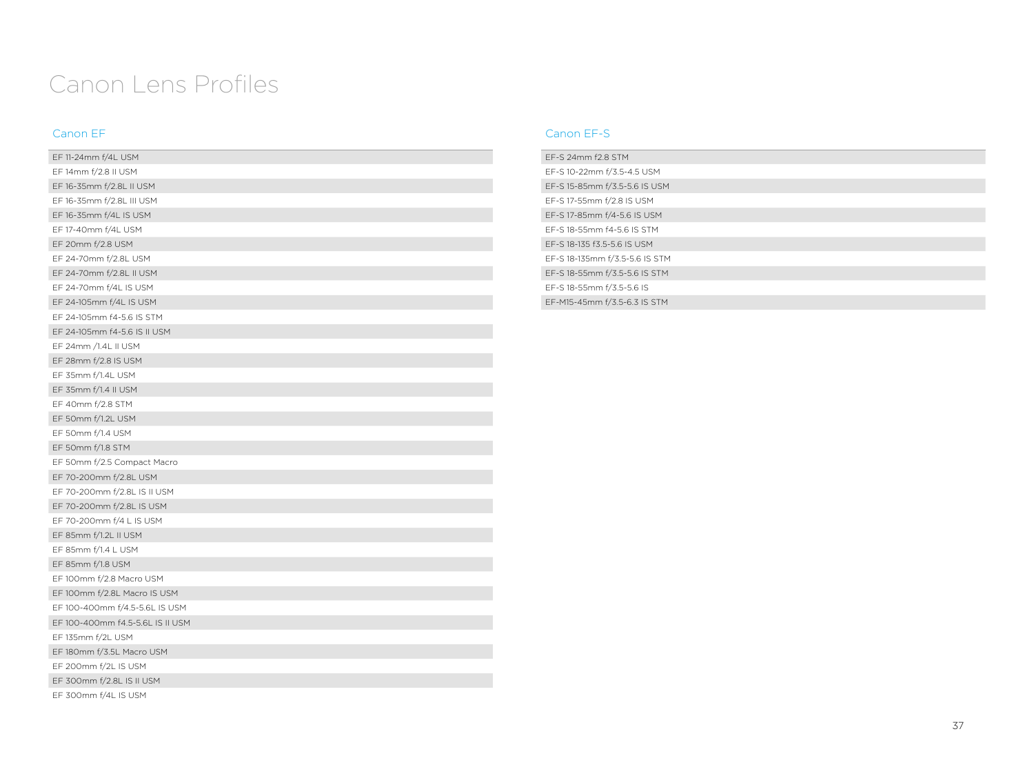# Canon Lens Profiles

## Canon EF

| |
|---|
| EF 11-24mm f/4L USM |
| EF 14mm f/2.8 II USM |
| EF 16-35mm f/2.8L II USM |
| EF 16-35mm f/2.8L III USM |
| EF 16-35mm f/4L IS USM |
| EF 17-40mm f/4L USM |
| EF 20mm f/2.8 USM |
| EF 24-70mm f/2.8L USM |
| EF 24-70mm f/2.8L II USM |
| EF 24-70mm f/4L IS USM |
| EF 24-105mm f/4L IS USM |
| EF 24-105mm f4-5.6 IS STM |
| EF 24-105mm f4-5.6 IS II USM |
| EF 24mm /1.4L II USM |
| EF 28mm f/2.8 IS USM |
| EF 35mm f/1.4L USM |
| EF 35mm f/1.4 II USM |
| EF 40mm f/2.8 STM |
| EF 50mm f/1.2L USM |
| EF 50mm f/1.4 USM |
| EF 50mm f/1.8 STM |
| EF 50mm f/2.5 Compact Macro |
| EF 70-200mm f/2.8L USM |
| EF 70-200mm f/2.8L IS II USM |
| EF 70-200mm f/2.8L IS USM |
| EF 70-200mm f/4 L IS USM |
| EF 85mm f/1.2L II USM |
| EF 85mm f/1.4 L USM |
| EF 85mm f/1.8 USM |
| EF 100mm f/2.8 Macro USM |
| EF 100mm f/2.8L Macro IS USM |
| EF 100-400mm f/4.5-5.6L IS USM |
| EF 100-400mm f4.5-5.6L IS II USM |
| EF 135mm f/2L USM |
| EF 180mm f/3.5L Macro USM |
| EF 200mm f/2L IS USM |
| EF 300mm f/2.8L IS II USM |
| EF 300mm f/4L IS USM |

## Canon EF-S

| |
|---|
| EF-S 24mm f2.8 STM |
| EF-S 10-22mm f/3.5-4.5 USM |
| EF-S 15-85mm f/3.5-5.6 IS USM |
| EF-S 17-55mm f/2.8 IS USM |
| EF-S 17-85mm f/4-5.6 IS USM |
| EF-S 18-55mm f4-5.6 IS STM |
| EF-S 18-135 f3.5-5.6 IS USM |
| EF-S 18-135mm f/3.5-5.6 IS STM |
| EF-S 18-55mm f/3.5-5.6 IS STM |
| EF-S 18-55mm f/3.5-5.6 IS |
| EF-M15-45mm f/3.5-6.3 IS STM |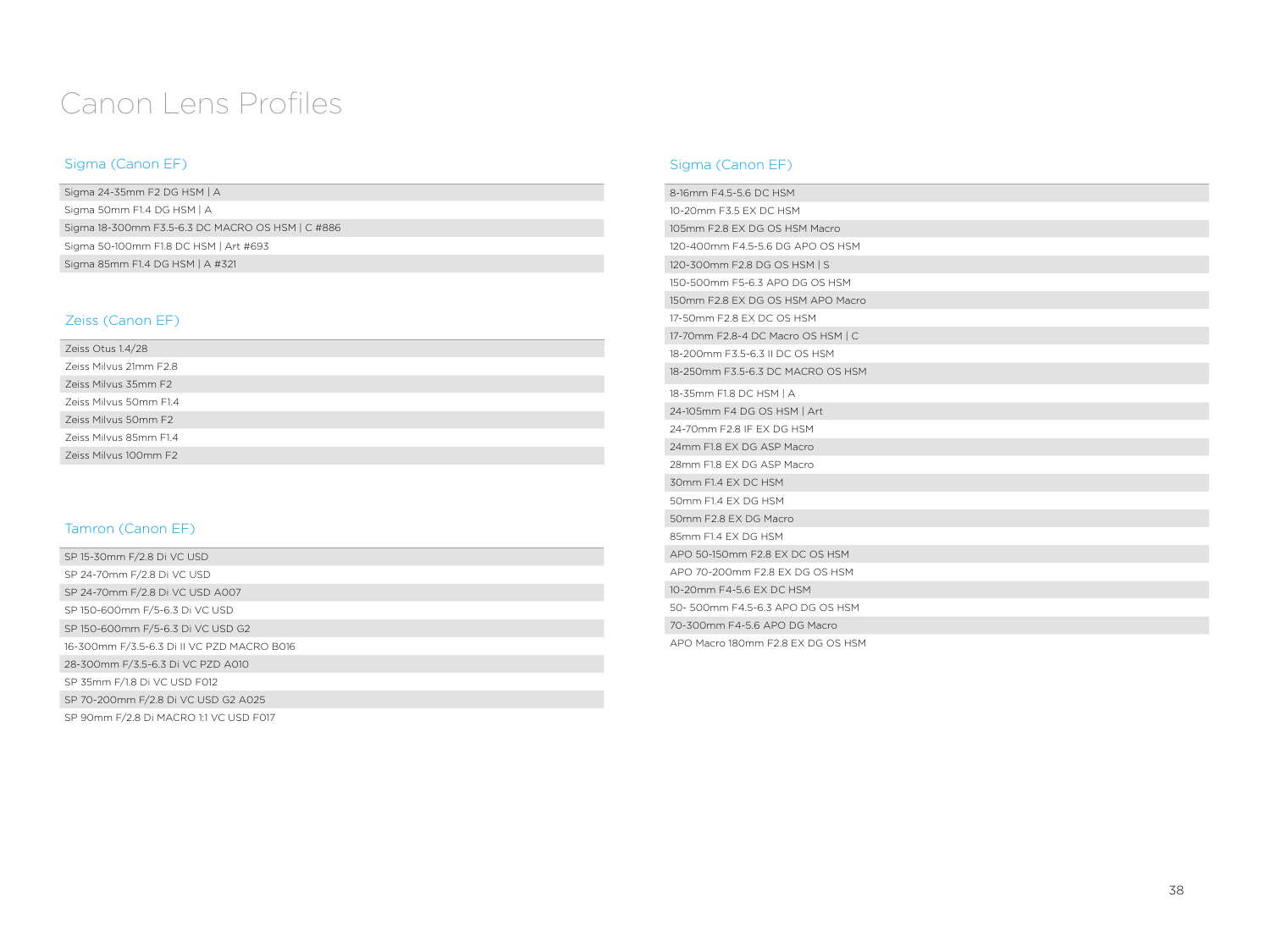# Canon Lens Profiles

## Sigma (Canon EF)

| Sigma (Canon EF) |
|---|
| Sigma 24-35mm F2 DG HSM \| A |
| Sigma 50mm F1.4 DG HSM \| A |
| Sigma 18-300mm F3.5-6.3 DC MACRO OS HSM \| C #886 |
| Sigma 50-100mm F1.8 DC HSM \| Art #693 |
| Sigma 85mm F1.4 DG HSM \| A #321 |

## Zeiss (Canon EF)

| Zeiss (Canon EF) |
|---|
| Zeiss Otus 1.4/28 |
| Zeiss Milvus 21mm F2.8 |
| Zeiss Milvus 35mm F2 |
| Zeiss Milvus 50mm F1.4 |
| Zeiss Milvus 50mm F2 |
| Zeiss Milvus 85mm F1.4 |
| Zeiss Milvus 100mm F2 |

## Tamron (Canon EF)

| Tamron (Canon EF) |
|---|
| SP 15-30mm F/2.8 Di VC USD |
| SP 24-70mm F/2.8 Di VC USD |
| SP 24-70mm F/2.8 Di VC USD A007 |
| SP 150-600mm F/5-6.3 Di VC USD |
| SP 150-600mm F/5-6.3 Di VC USD G2 |
| 16-300mm F/3.5-6.3 Di II VC PZD MACRO B016 |
| 28-300mm F/3.5-6.3 Di VC PZD A010 |
| SP 35mm F/1.8 Di VC USD F012 |
| SP 70-200mm F/2.8 Di VC USD G2 A025 |
| SP 90mm F/2.8 Di MACRO 1:1 VC USD F017 |

## Sigma (Canon EF)

| Sigma (Canon EF) |
|---|
| 8-16mm F4.5-5.6 DC HSM |
| 10-20mm F3.5 EX DC HSM |
| 105mm F2.8 EX DG OS HSM Macro |
| 120-400mm F4.5-5.6 DG APO OS HSM |
| 120-300mm F2.8 DG OS HSM \| S |
| 150-500mm F5-6.3 APO DG OS HSM |
| 150mm F2.8 EX DG OS HSM APO Macro |
| 17-50mm F2.8 EX DC OS HSM |
| 17-70mm F2.8-4 DC Macro OS HSM \| C |
| 18-200mm F3.5-6.3 II DC OS HSM |
| 18-250mm F3.5-6.3 DC MACRO OS HSM |
| 18-35mm F1.8 DC HSM \| A |
| 24-105mm F4 DG OS HSM \| Art |
| 24-70mm F2.8 IF EX DG HSM |
| 24mm F1.8 EX DG ASP Macro |
| 28mm F1.8 EX DG ASP Macro |
| 30mm F1.4 EX DC HSM |
| 50mm F1.4 EX DG HSM |
| 50mm F2.8 EX DG Macro |
| 85mm F1.4 EX DG HSM |
| APO 50-150mm F2.8 EX DC OS HSM |
| APO 70-200mm F2.8 EX DG OS HSM |
| 10-20mm F4-5.6 EX DC HSM |
| 50- 500mm F4.5-6.3 APO DG OS HSM |
| 70-300mm F4-5.6 APO DG Macro |
| APO Macro 180mm F2.8 EX DG OS HSM |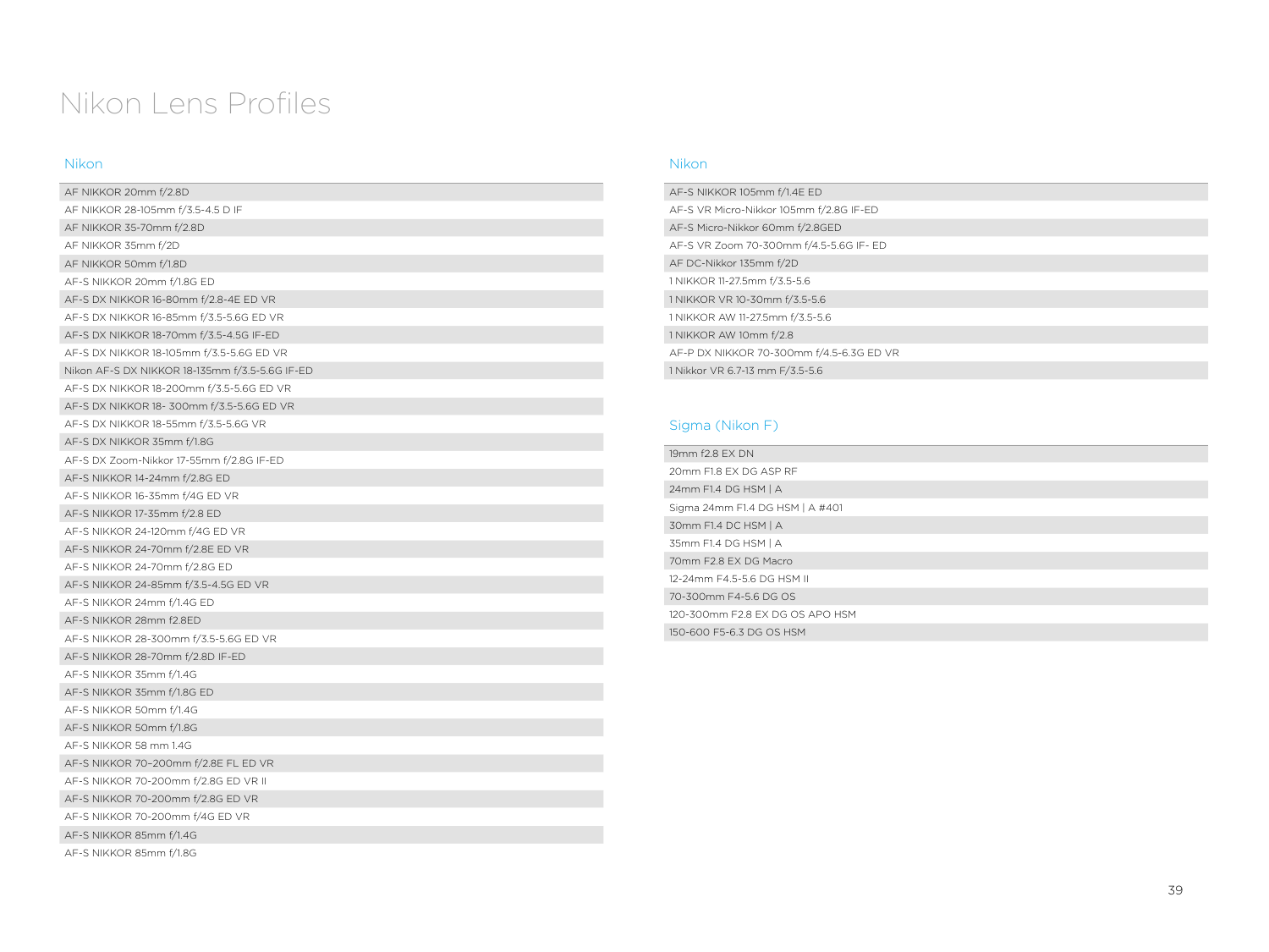# Nikon Lens Profiles

## Nikon

| AF NIKKOR 20mm f/2.8D |
|---|
| AF NIKKOR 28-105mm f/3.5-4.5 D IF |
| AF NIKKOR 35-70mm f/2.8D |
| AF NIKKOR 35mm f/2D |
| AF NIKKOR 50mm f/1.8D |
| AF-S NIKKOR 20mm f/1.8G ED |
| AF-S DX NIKKOR 16-80mm f/2.8-4E ED VR |
| AF-S DX NIKKOR 16-85mm f/3.5-5.6G ED VR |
| AF-S DX NIKKOR 18-70mm f/3.5-4.5G IF-ED |
| AF-S DX NIKKOR 18-105mm f/3.5-5.6G ED VR |
| Nikon AF-S DX NIKKOR 18-135mm f/3.5-5.6G IF-ED |
| AF-S DX NIKKOR 18-200mm f/3.5-5.6G ED VR |
| AF-S DX NIKKOR 18- 300mm f/3.5-5.6G ED VR |
| AF-S DX NIKKOR 18-55mm f/3.5-5.6G VR |
| AF-S DX NIKKOR 35mm f/1.8G |
| AF-S DX Zoom-Nikkor 17-55mm f/2.8G IF-ED |
| AF-S NIKKOR 14-24mm f/2.8G ED |
| AF-S NIKKOR 16-35mm f/4G ED VR |
| AF-S NIKKOR 17-35mm f/2.8 ED |
| AF-S NIKKOR 24-120mm f/4G ED VR |
| AF-S NIKKOR 24-70mm f/2.8E ED VR |
| AF-S NIKKOR 24-70mm f/2.8G ED |
| AF-S NIKKOR 24-85mm f/3.5-4.5G ED VR |
| AF-S NIKKOR 24mm f/1.4G ED |
| AF-S NIKKOR 28mm f2.8ED |
| AF-S NIKKOR 28-300mm f/3.5-5.6G ED VR |
| AF-S NIKKOR 28-70mm f/2.8D IF-ED |
| AF-S NIKKOR 35mm f/1.4G |
| AF-S NIKKOR 35mm f/1.8G ED |
| AF-S NIKKOR 50mm f/1.4G |
| AF-S NIKKOR 50mm f/1.8G |
| AF-S NIKKOR 58 mm 1.4G |
| AF-S NIKKOR 70–200mm f/2.8E FL ED VR |
| AF-S NIKKOR 70-200mm f/2.8G ED VR II |
| AF-S NIKKOR 70-200mm f/2.8G ED VR |
| AF-S NIKKOR 70-200mm f/4G ED VR |
| AF-S NIKKOR 85mm f/1.4G |
| AF-S NIKKOR 85mm f/1.8G |

## Nikon

| AF-S NIKKOR 105mm f/1.4E ED |
|---|
| AF-S VR Micro-Nikkor 105mm f/2.8G IF-ED |
| AF-S Micro-Nikkor 60mm f/2.8GED |
| AF-S VR Zoom 70-300mm f/4.5-5.6G IF- ED |
| AF DC-Nikkor 135mm f/2D |
| 1 NIKKOR 11-27.5mm f/3.5-5.6 |
| 1 NIKKOR VR 10-30mm f/3.5-5.6 |
| 1 NIKKOR AW 11-27.5mm f/3.5-5.6 |
| 1 NIKKOR AW 10mm f/2.8 |
| AF-P DX NIKKOR 70-300mm f/4.5-6.3G ED VR |
| 1 Nikkor VR 6.7-13 mm F/3.5-5.6 |

## Sigma (Nikon F)

| 19mm f2.8 EX DN |
|---|
| 20mm F1.8 EX DG ASP RF |
| 24mm F1.4 DG HSM \| A |
| Sigma 24mm F1.4 DG HSM \| A #401 |
| 30mm F1.4 DC HSM \| A |
| 35mm F1.4 DG HSM \| A |
| 70mm F2.8 EX DG Macro |
| 12-24mm F4.5-5.6 DG HSM II |
| 70-300mm F4-5.6 DG OS |
| 120-300mm F2.8 EX DG OS APO HSM |
| 150-600 F5-6.3 DG OS HSM |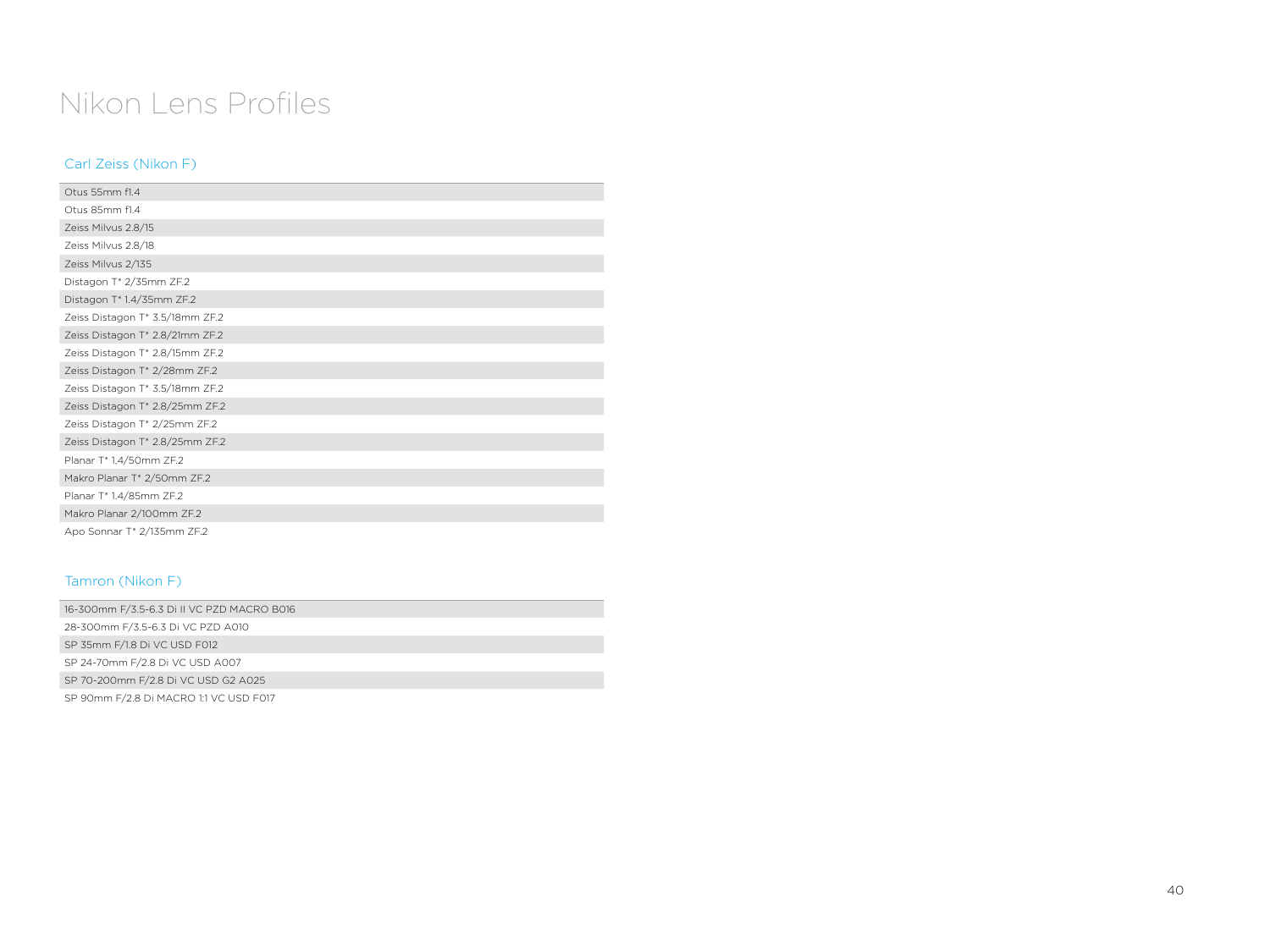# Nikon Lens Profiles

## Carl Zeiss (Nikon F)

| |
|---|
| Otus 55mm f1.4 |
| Otus 85mm f1.4 |
| Zeiss Milvus 2.8/15 |
| Zeiss Milvus 2.8/18 |
| Zeiss Milvus 2/135 |
| Distagon T* 2/35mm ZF.2 |
| Distagon T* 1.4/35mm ZF.2 |
| Zeiss Distagon T* 3.5/18mm ZF.2 |
| Zeiss Distagon T* 2.8/21mm ZF.2 |
| Zeiss Distagon T* 2.8/15mm ZF.2 |
| Zeiss Distagon T* 2/28mm ZF.2 |
| Zeiss Distagon T* 3.5/18mm ZF.2 |
| Zeiss Distagon T* 2.8/25mm ZF.2 |
| Zeiss Distagon T* 2/25mm ZF.2 |
| Zeiss Distagon T* 2.8/25mm ZF.2 |
| Planar T* 1,4/50mm ZF.2 |
| Makro Planar T* 2/50mm ZF.2 |
| Planar T* 1.4/85mm ZF.2 |
| Makro Planar 2/100mm ZF.2 |
| Apo Sonnar T* 2/135mm ZF.2 |

## Tamron (Nikon F)

| |
|---|
| 16-300mm F/3.5-6.3 Di II VC PZD MACRO B016 |
| 28-300mm F/3.5-6.3 Di VC PZD A010 |
| SP 35mm F/1.8 Di VC USD F012 |
| SP 24-70mm F/2.8 Di VC USD A007 |
| SP 70-200mm F/2.8 Di VC USD G2 A025 |
| SP 90mm F/2.8 Di MACRO 1:1 VC USD F017 |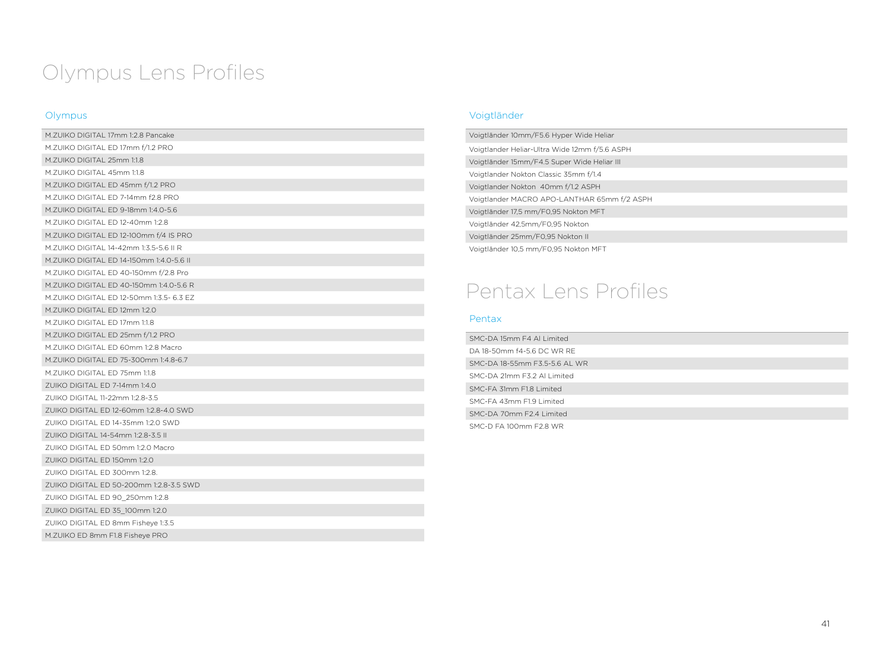# Olympus Lens Profiles

## Olympus

| Olympus |
|---|
| M.ZUIKO DIGITAL 17mm 1:2.8 Pancake |
| M.ZUIKO DIGITAL ED 17mm f/1.2 PRO |
| M.ZUIKO DIGITAL 25mm 1:1.8 |
| M.ZUIKO DIGITAL 45mm 1:1.8 |
| M.ZUIKO DIGITAL ED 45mm f/1.2 PRO |
| M.ZUIKO DIGITAL ED 7-14mm f2.8 PRO |
| M.ZUIKO DIGITAL ED 9-18mm 1:4.0-5.6 |
| M.ZUIKO DIGITAL ED 12-40mm 1:2.8 |
| M.ZUIKO DIGITAL ED 12-100mm f/4 IS PRO |
| M.ZUIKO DIGITAL 14-42mm 1:3.5-5.6 II R |
| M.ZUIKO DIGITAL ED 14-150mm 1:4.0-5.6 II |
| M.ZUIKO DIGITAL ED 40-150mm f/2.8 Pro |
| M.ZUIKO DIGITAL ED 40-150mm 1:4.0-5.6 R |
| M.ZUIKO DIGITAL ED 12-50mm 1:3.5- 6.3 EZ |
| M.ZUIKO DIGITAL ED 12mm 1:2.0 |
| M.ZUIKO DIGITAL ED 17mm 1:1.8 |
| M.ZUIKO DIGITAL ED 25mm f/1.2 PRO |
| M.ZUIKO DIGITAL ED 60mm 1:2.8 Macro |
| M.ZUIKO DIGITAL ED 75-300mm 1:4.8-6.7 |
| M.ZUIKO DIGITAL ED 75mm 1:1.8 |
| ZUIKO DIGITAL ED 7-14mm 1:4.0 |
| ZUIKO DIGITAL 11-22mm 1:2.8-3.5 |
| ZUIKO DIGITAL ED 12-60mm 1:2.8-4.0 SWD |
| ZUIKO DIGITAL ED 14-35mm 1:2.0 SWD |
| ZUIKO DIGITAL 14-54mm 1:2.8-3.5 II |
| ZUIKO DIGITAL ED 50mm 1:2.0 Macro |
| ZUIKO DIGITAL ED 150mm 1:2.0 |
| ZUIKO DIGITAL ED 300mm 1:2.8. |
| ZUIKO DIGITAL ED 50-200mm 1:2.8-3.5 SWD |
| ZUIKO DIGITAL ED 90_250mm 1:2.8 |
| ZUIKO DIGITAL ED 35_100mm 1:2.0 |
| ZUIKO DIGITAL ED 8mm Fisheye 1:3.5 |
| M.ZUIKO ED 8mm F1.8 Fisheye PRO |

## Voigtländer

| Voigtländer |
|---|
| Voigtländer 10mm/F5.6 Hyper Wide Heliar |
| Voigtlander Heliar-Ultra Wide 12mm f/5.6 ASPH |
| Voigtländer 15mm/F4.5 Super Wide Heliar III |
| Voigtlander Nokton Classic 35mm f/1.4 |
| Voigtlander Nokton 40mm f/1.2 ASPH |
| Voigtlander MACRO APO-LANTHAR 65mm f/2 ASPH |
| Voigtländer 17,5 mm/F0,95 Nokton MFT |
| Voigtländer 42,5mm/F0,95 Nokton |
| Voigtländer 25mm/F0,95 Nokton II |
| Voigtländer 10,5 mm/F0,95 Nokton MFT |

# Pentax Lens Profiles

## Pentax

| Pentax |
|---|
| SMC-DA 15mm F4 Al Limited |
| DA 18-50mm f4-5.6 DC WR RE |
| SMC-DA 18-55mm F3.5-5.6 AL WR |
| SMC-DA 21mm F3.2 Al Limited |
| SMC-FA 31mm F1.8 Limited |
| SMC-FA 43mm F1.9 Limited |
| SMC-DA 70mm F2.4 Limited |
| SMC-D FA 100mm F2.8 WR |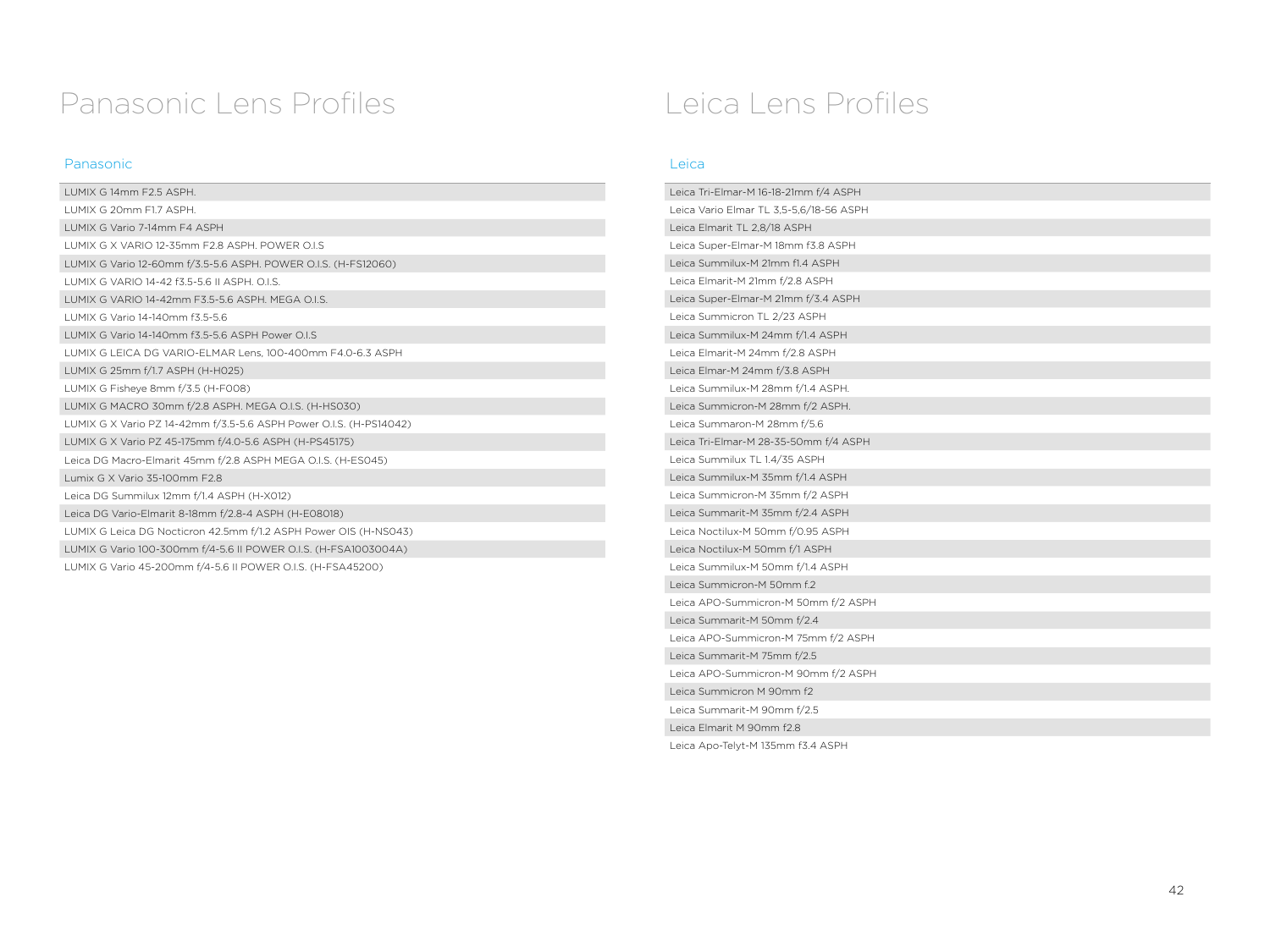# Panasonic Lens Profiles

## Panasonic

- LUMIX G 14mm F2.5 ASPH.
- LUMIX G 20mm F1.7 ASPH.
- LUMIX G Vario 7-14mm F4 ASPH
- LUMIX G X VARIO 12-35mm F2.8 ASPH. POWER O.I.S
- LUMIX G Vario 12-60mm f/3.5-5.6 ASPH. POWER O.I.S. (H-FS12060)
- LUMIX G VARIO 14-42 f3.5-5.6 II ASPH. O.I.S.
- LUMIX G VARIO 14-42mm F3.5-5.6 ASPH. MEGA O.I.S.
- LUMIX G Vario 14-140mm f3.5-5.6
- LUMIX G Vario 14-140mm f3.5-5.6 ASPH Power O.I.S
- LUMIX G LEICA DG VARIO-ELMAR Lens, 100-400mm F4.0-6.3 ASPH
- LUMIX G 25mm f/1.7 ASPH (H-H025)
- LUMIX G Fisheye 8mm f/3.5 (H-F008)
- LUMIX G MACRO 30mm f/2.8 ASPH. MEGA O.I.S. (H-HS030)
- LUMIX G X Vario PZ 14-42mm f/3.5-5.6 ASPH Power O.I.S. (H-PS14042)
- LUMIX G X Vario PZ 45-175mm f/4.0-5.6 ASPH (H-PS45175)
- Leica DG Macro-Elmarit 45mm f/2.8 ASPH MEGA O.I.S. (H-ES045)
- Lumix G X Vario 35-100mm F2.8
- Leica DG Summilux 12mm f/1.4 ASPH (H-X012)
- Leica DG Vario-Elmarit 8-18mm f/2.8-4 ASPH (H-E08018)
- LUMIX G Leica DG Nocticron 42.5mm f/1.2 ASPH Power OIS (H-NS043)
- LUMIX G Vario 100-300mm f/4-5.6 II POWER O.I.S. (H-FSA1003004A)
- LUMIX G Vario 45-200mm f/4-5.6 II POWER O.I.S. (H-FSA45200)

# Leica Lens Profiles

## Leica

- Leica Tri-Elmar-M 16-18-21mm f/4 ASPH
- Leica Vario Elmar TL 3,5-5,6/18-56 ASPH
- Leica Elmarit TL 2,8/18 ASPH
- Leica Super-Elmar-M 18mm f3.8 ASPH
- Leica Summilux-M 21mm f1.4 ASPH
- Leica Elmarit-M 21mm f/2.8 ASPH
- Leica Super-Elmar-M 21mm f/3.4 ASPH
- Leica Summicron TL 2/23 ASPH
- Leica Summilux-M 24mm f/1.4 ASPH
- Leica Elmarit-M 24mm f/2.8 ASPH
- Leica Elmar-M 24mm f/3.8 ASPH
- Leica Summilux-M 28mm f/1.4 ASPH.
- Leica Summicron-M 28mm f/2 ASPH.
- Leica Summaron-M 28mm f/5.6
- Leica Tri-Elmar-M 28-35-50mm f/4 ASPH
- Leica Summilux TL 1.4/35 ASPH
- Leica Summilux-M 35mm f/1.4 ASPH
- Leica Summicron-M 35mm f/2 ASPH
- Leica Summarit-M 35mm f/2.4 ASPH
- Leica Noctilux-M 50mm f/0.95 ASPH
- Leica Noctilux-M 50mm f/1 ASPH
- Leica Summilux-M 50mm f/1.4 ASPH
- Leica Summicron-M 50mm f.2
- Leica APO-Summicron-M 50mm f/2 ASPH
- Leica Summarit-M 50mm f/2.4
- Leica APO-Summicron-M 75mm f/2 ASPH
- Leica Summarit-M 75mm f/2.5
- Leica APO-Summicron-M 90mm f/2 ASPH
- Leica Summicron M 90mm f2
- Leica Summarit-M 90mm f/2.5
- Leica Elmarit M 90mm f2.8
- Leica Apo-Telyt-M 135mm f3.4 ASPH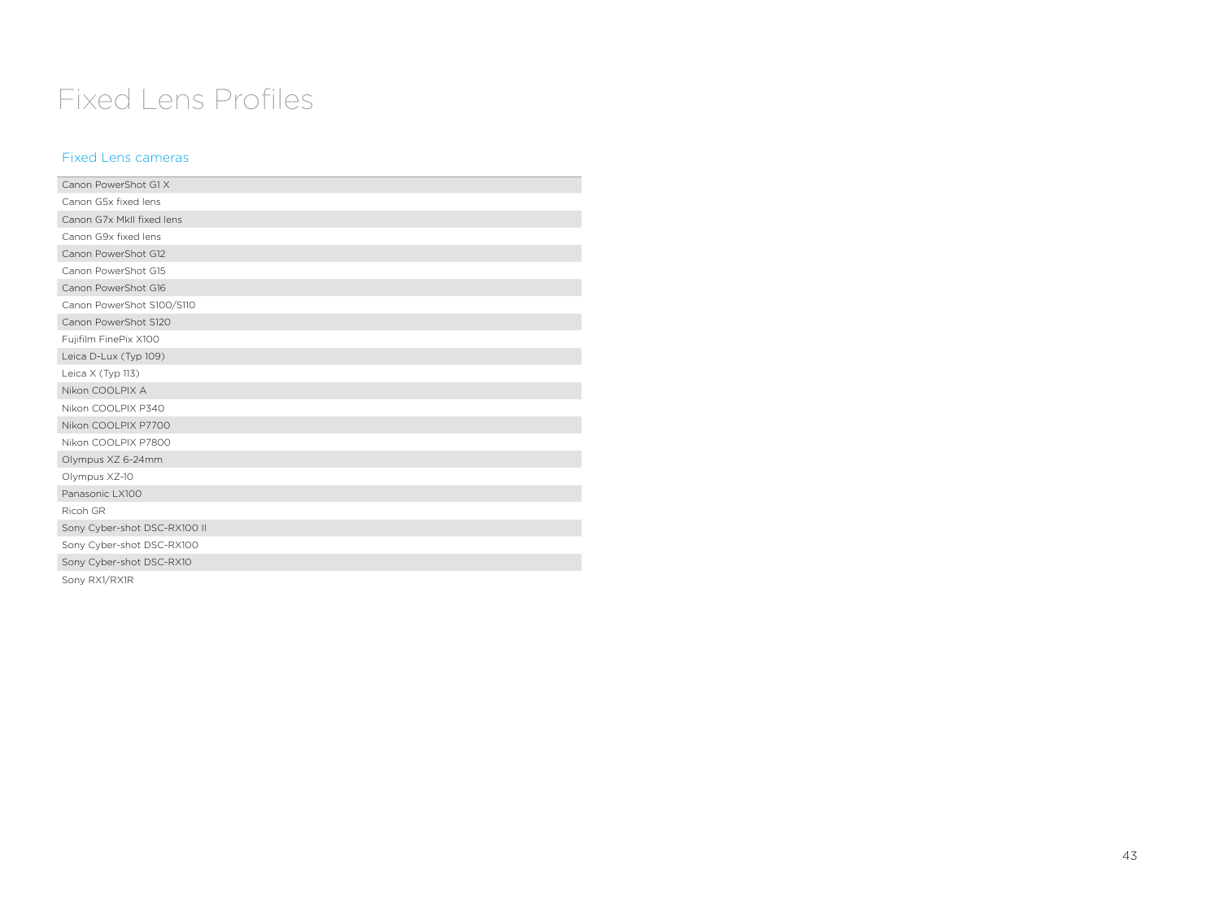# Fixed Lens Profiles

## Fixed Lens cameras

| |
|---|
| Canon PowerShot G1 X |
| Canon G5x fixed lens |
| Canon G7x MkII fixed lens |
| Canon G9x fixed lens |
| Canon PowerShot G12 |
| Canon PowerShot G15 |
| Canon PowerShot G16 |
| Canon PowerShot S100/S110 |
| Canon PowerShot S120 |
| Fujifilm FinePix X100 |
| Leica D-Lux (Typ 109) |
| Leica X (Typ 113) |
| Nikon COOLPIX A |
| Nikon COOLPIX P340 |
| Nikon COOLPIX P7700 |
| Nikon COOLPIX P7800 |
| Olympus XZ 6-24mm |
| Olympus XZ-10 |
| Panasonic LX100 |
| Ricoh GR |
| Sony Cyber-shot DSC-RX100 II |
| Sony Cyber-shot DSC-RX100 |
| Sony Cyber-shot DSC-RX10 |
| Sony RX1/RX1R |